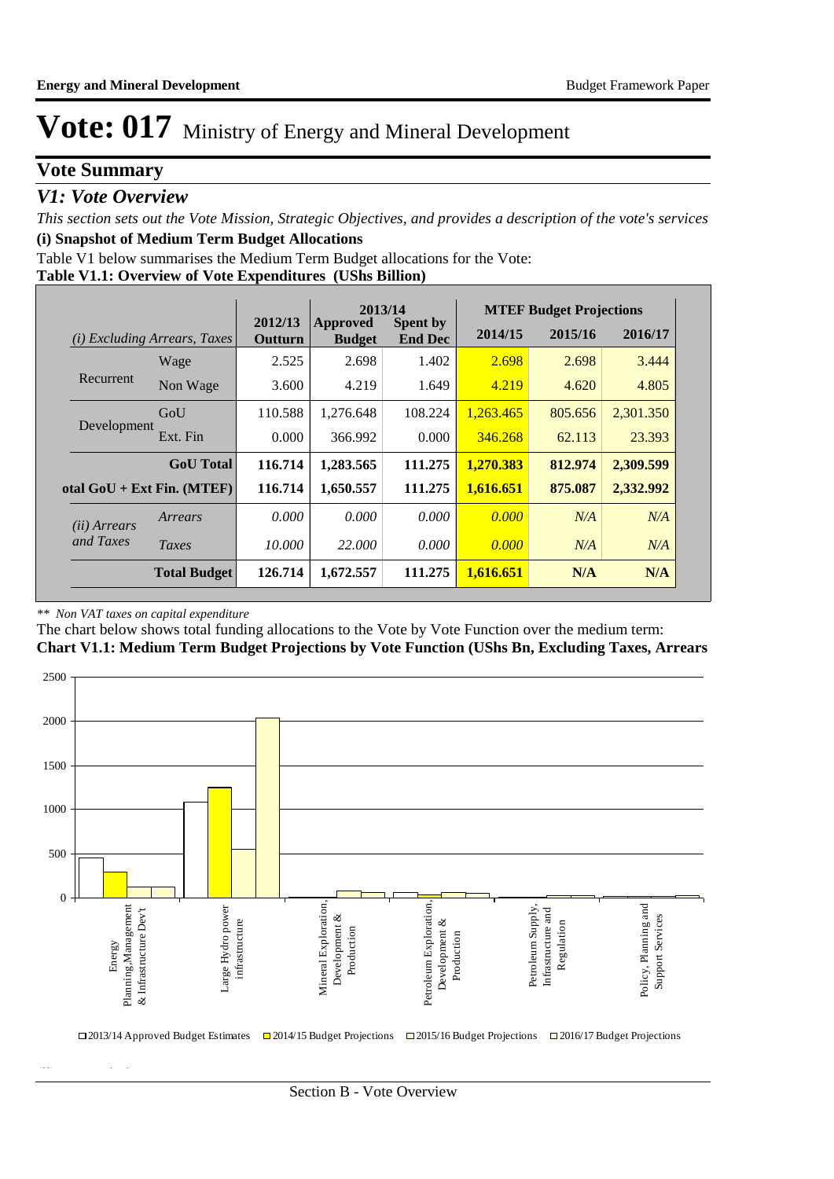# Vote: 017 Ministry of Energy and Mineral Development

## Vote Summary

### *V1: Vote Overview*

*This section sets out the Vote Mission, Strategic Objectives, and provides a description of the vote's services*

**(i) Snapshot of Medium Term Budget Allocations**

Table V1 below summarises the Medium Term Budget allocations for the Vote:

**Table V1.1: Overview of Vote Expenditures (UShs Billion)**

| *(i) Excluding Arrears, Taxes* | | 2012/13 Outturn | 2013/14 Approved Budget | 2013/14 Spent by End Dec | MTEF Budget Projections 2014/15 | 2015/16 | 2016/17 |
|---|---|---|---|---|---|---|---|
| Recurrent | Wage | 2.525 | 2.698 | 1.402 | 2.698 | 2.698 | 3.444 |
| | Non Wage | 3.600 | 4.219 | 1.649 | 4.219 | 4.620 | 4.805 |
| Development | GoU | 110.588 | 1,276.648 | 108.224 | 1,263.465 | 805.656 | 2,301.350 |
| | Ext. Fin | 0.000 | 366.992 | 0.000 | 346.268 | 62.113 | 23.393 |
| | **GoU Total** | **116.714** | **1,283.565** | **111.275** | **1,270.383** | **812.974** | **2,309.599** |
| **otal GoU + Ext Fin. (MTEF)** | | **116.714** | **1,650.557** | **111.275** | **1,616.651** | **875.087** | **2,332.992** |
| *(ii) Arrears and Taxes* | *Arrears* | *0.000* | *0.000* | *0.000* | *0.000* | *N/A* | *N/A* |
| | *Taxes* | *10.000* | *22.000* | *0.000* | *0.000* | *N/A* | *N/A* |
| | **Total Budget** | **126.714** | **1,672.557** | **111.275** | **1,616.651** | **N/A** | **N/A** |

*\*\* Non VAT taxes on capital expenditure*

The chart below shows total funding allocations to the Vote by Vote Function over the medium term:

**Chart V1.1: Medium Term Budget Projections by Vote Function (UShs Bn, Excluding Taxes, Arrears**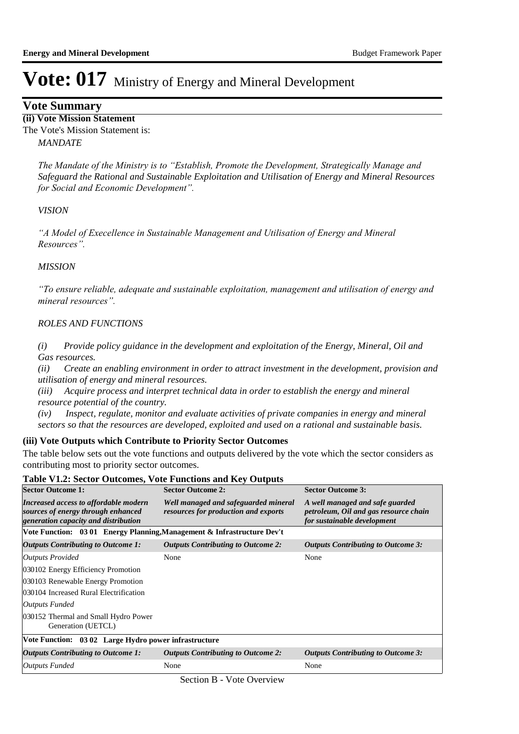# Vote: 017 Ministry of Energy and Mineral Development

## Vote Summary

**(ii) Vote Mission Statement**

The Vote's Mission Statement is:

*MANDATE*

*The Mandate of the Ministry is to "Establish, Promote the Development, Strategically Manage and Safeguard the Rational and Sustainable Exploitation and Utilisation of Energy and Mineral Resources for Social and Economic Development".*

*VISION*

*"A Model of Execellence in Sustainable Management and Utilisation of Energy and Mineral Resources".*

*MISSION*

*"To ensure reliable, adequate and sustainable exploitation, management and utilisation of energy and mineral resources".*

*ROLES AND FUNCTIONS*

*(i) Provide policy guidance in the development and exploitation of the Energy, Mineral, Oil and Gas resources.*
*(ii) Create an enabling environment in order to attract investment in the development, provision and utilisation of energy and mineral resources.*
*(iii) Acquire process and interpret technical data in order to establish the energy and mineral resource potential of the country.*
*(iv) Inspect, regulate, monitor and evaluate activities of private companies in energy and mineral sectors so that the resources are developed, exploited and used on a rational and sustainable basis.*

**(iii) Vote Outputs which Contribute to Priority Sector Outcomes**

The table below sets out the vote functions and outputs delivered by the vote which the sector considers as contributing most to priority sector outcomes.

**Table V1.2: Sector Outcomes, Vote Functions and Key Outputs**

| **Sector Outcome 1:** | **Sector Outcome 2:** | **Sector Outcome 3:** |
|---|---|---|
| ***Increased access to affordable modern sources of energy through enhanced generation capacity and distribution*** | ***Well managed and safeguarded mineral resources for production and exports*** | ***A well managed and safe guarded petroleum, Oil and gas resource chain for sustainable development*** |
| **Vote Function: 03 01 Energy Planning,Management & Infrastructure Dev't** | | |
| ***Outputs Contributing to Outcome 1:*** | ***Outputs Contributing to Outcome 2:*** | ***Outputs Contributing to Outcome 3:*** |
| *Outputs Provided* | None | None |
| 030102 Energy Efficiency Promotion | | |
| 030103 Renewable Energy Promotion | | |
| 030104 Increased Rural Electrification | | |
| *Outputs Funded* | | |
| 030152 Thermal and Small Hydro Power Generation (UETCL) | | |
| **Vote Function: 03 02 Large Hydro power infrastructure** | | |
| ***Outputs Contributing to Outcome 1:*** | ***Outputs Contributing to Outcome 2:*** | ***Outputs Contributing to Outcome 3:*** |
| *Outputs Funded* | None | None |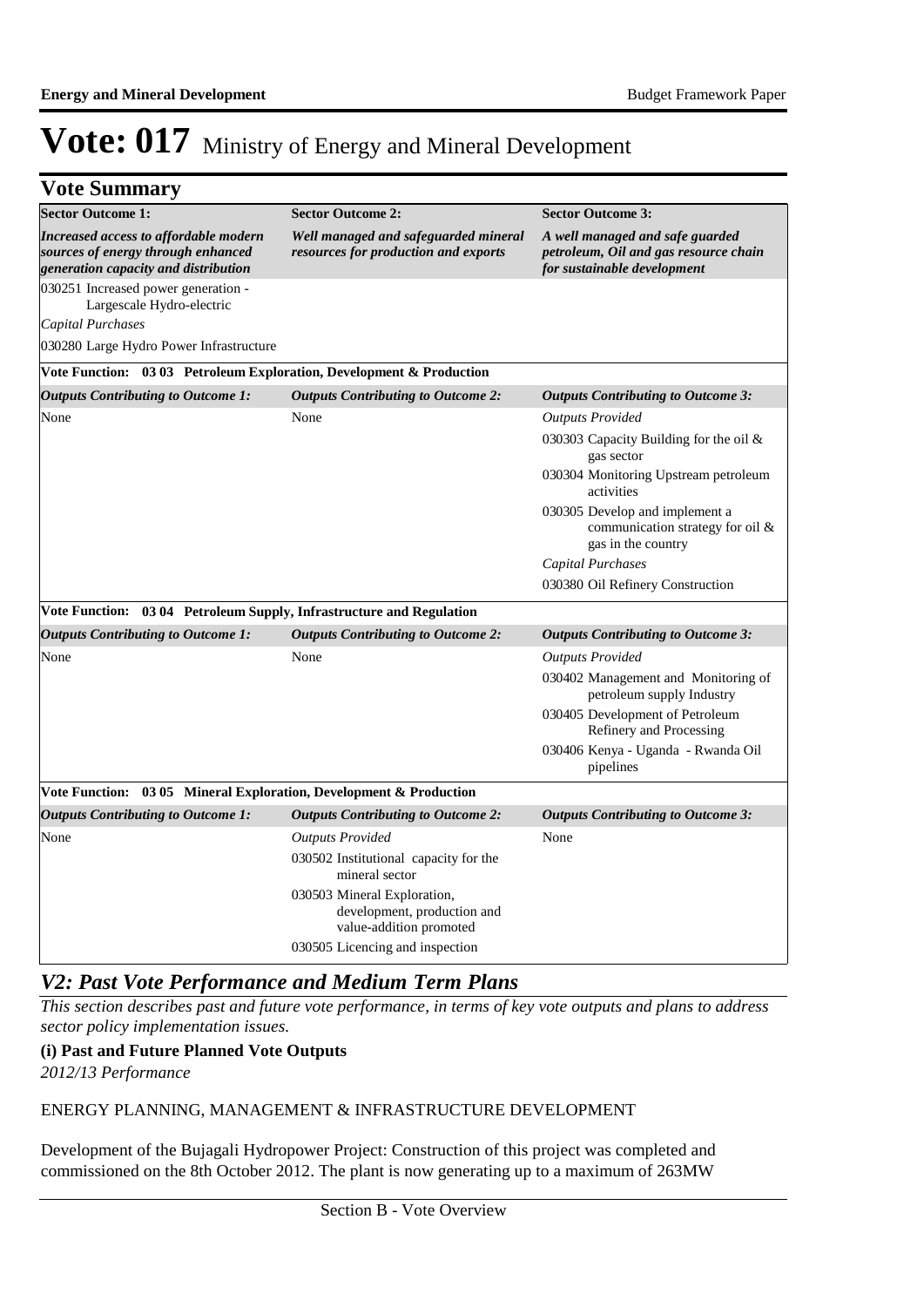# Vote: 017 Ministry of Energy and Mineral Development

## Vote Summary

| **Sector Outcome 1:** | **Sector Outcome 2:** | **Sector Outcome 3:** |
|---|---|---|
| ***Increased access to affordable modern sources of energy through enhanced generation capacity and distribution*** | ***Well managed and safeguarded mineral resources for production and exports*** | ***A well managed and safe guarded petroleum, Oil and gas resource chain for sustainable development*** |
| 030251 Increased power generation - Largescale Hydro-electric | | |
| *Capital Purchases* | | |
| 030280 Large Hydro Power Infrastructure | | |
| **Vote Function: 03 03 Petroleum Exploration, Development & Production** | | |
| ***Outputs Contributing to Outcome 1:*** | ***Outputs Contributing to Outcome 2:*** | ***Outputs Contributing to Outcome 3:*** |
| None | None | *Outputs Provided* |
| | | 030303 Capacity Building for the oil & gas sector |
| | | 030304 Monitoring Upstream petroleum activities |
| | | 030305 Develop and implement a communication strategy for oil & gas in the country |
| | | *Capital Purchases* |
| | | 030380 Oil Refinery Construction |
| **Vote Function: 03 04 Petroleum Supply, Infrastructure and Regulation** | | |
| ***Outputs Contributing to Outcome 1:*** | ***Outputs Contributing to Outcome 2:*** | ***Outputs Contributing to Outcome 3:*** |
| None | None | *Outputs Provided* |
| | | 030402 Management and Monitoring of petroleum supply Industry |
| | | 030405 Development of Petroleum Refinery and Processing |
| | | 030406 Kenya - Uganda - Rwanda Oil pipelines |
| **Vote Function: 03 05 Mineral Exploration, Development & Production** | | |
| ***Outputs Contributing to Outcome 1:*** | ***Outputs Contributing to Outcome 2:*** | ***Outputs Contributing to Outcome 3:*** |
| None | *Outputs Provided* | None |
| | 030502 Institutional capacity for the mineral sector | |
| | 030503 Mineral Exploration, development, production and value-addition promoted | |
| | 030505 Licencing and inspection | |

## *V2: Past Vote Performance and Medium Term Plans*

*This section describes past and future vote performance, in terms of key vote outputs and plans to address sector policy implementation issues.*

### (i) Past and Future Planned Vote Outputs

*2012/13 Performance*

ENERGY PLANNING, MANAGEMENT & INFRASTRUCTURE DEVELOPMENT

Development of the Bujagali Hydropower Project: Construction of this project was completed and commissioned on the 8th October 2012. The plant is now generating up to a maximum of 263MW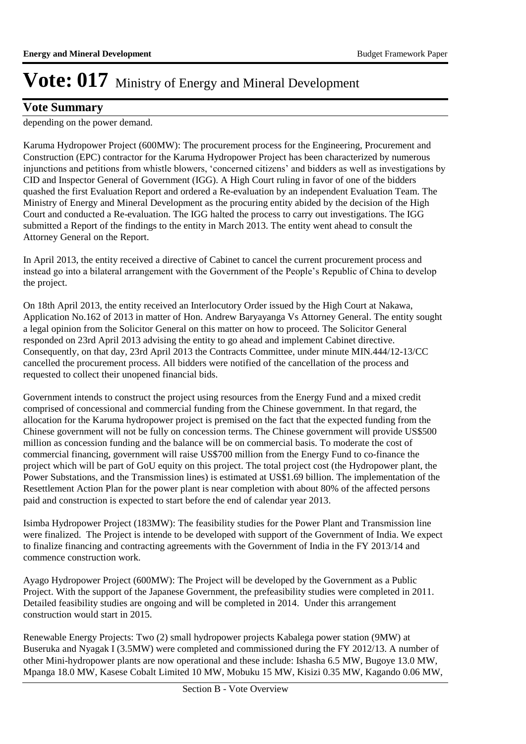# Vote: 017 Ministry of Energy and Mineral Development

## Vote Summary

depending on the power demand.

Karuma Hydropower Project (600MW): The procurement process for the Engineering, Procurement and Construction (EPC) contractor for the Karuma Hydropower Project has been characterized by numerous injunctions and petitions from whistle blowers, 'concerned citizens' and bidders as well as investigations by CID and Inspector General of Government (IGG). A High Court ruling in favor of one of the bidders quashed the first Evaluation Report and ordered a Re-evaluation by an independent Evaluation Team. The Ministry of Energy and Mineral Development as the procuring entity abided by the decision of the High Court and conducted a Re-evaluation. The IGG halted the process to carry out investigations. The IGG submitted a Report of the findings to the entity in March 2013. The entity went ahead to consult the Attorney General on the Report.

In April 2013, the entity received a directive of Cabinet to cancel the current procurement process and instead go into a bilateral arrangement with the Government of the People's Republic of China to develop the project.

On 18th April 2013, the entity received an Interlocutory Order issued by the High Court at Nakawa, Application No.162 of 2013 in matter of Hon. Andrew Baryayanga Vs Attorney General. The entity sought a legal opinion from the Solicitor General on this matter on how to proceed. The Solicitor General responded on 23rd April 2013 advising the entity to go ahead and implement Cabinet directive. Consequently, on that day, 23rd April 2013 the Contracts Committee, under minute MIN.444/12-13/CC cancelled the procurement process. All bidders were notified of the cancellation of the process and requested to collect their unopened financial bids.

Government intends to construct the project using resources from the Energy Fund and a mixed credit comprised of concessional and commercial funding from the Chinese government. In that regard, the allocation for the Karuma hydropower project is premised on the fact that the expected funding from the Chinese government will not be fully on concession terms. The Chinese government will provide US$500 million as concession funding and the balance will be on commercial basis. To moderate the cost of commercial financing, government will raise US$700 million from the Energy Fund to co-finance the project which will be part of GoU equity on this project. The total project cost (the Hydropower plant, the Power Substations, and the Transmission lines) is estimated at US$1.69 billion. The implementation of the Resettlement Action Plan for the power plant is near completion with about 80% of the affected persons paid and construction is expected to start before the end of calendar year 2013.

Isimba Hydropower Project (183MW): The feasibility studies for the Power Plant and Transmission line were finalized. The Project is intende to be developed with support of the Government of India. We expect to finalize financing and contracting agreements with the Government of India in the FY 2013/14 and commence construction work.

Ayago Hydropower Project (600MW): The Project will be developed by the Government as a Public Project. With the support of the Japanese Government, the prefeasibility studies were completed in 2011. Detailed feasibility studies are ongoing and will be completed in 2014. Under this arrangement construction would start in 2015.

Renewable Energy Projects: Two (2) small hydropower projects Kabalega power station (9MW) at Buseruka and Nyagak I (3.5MW) were completed and commissioned during the FY 2012/13. A number of other Mini-hydropower plants are now operational and these include: Ishasha 6.5 MW, Bugoye 13.0 MW, Mpanga 18.0 MW, Kasese Cobalt Limited 10 MW, Mobuku 15 MW, Kisizi 0.35 MW, Kagando 0.06 MW,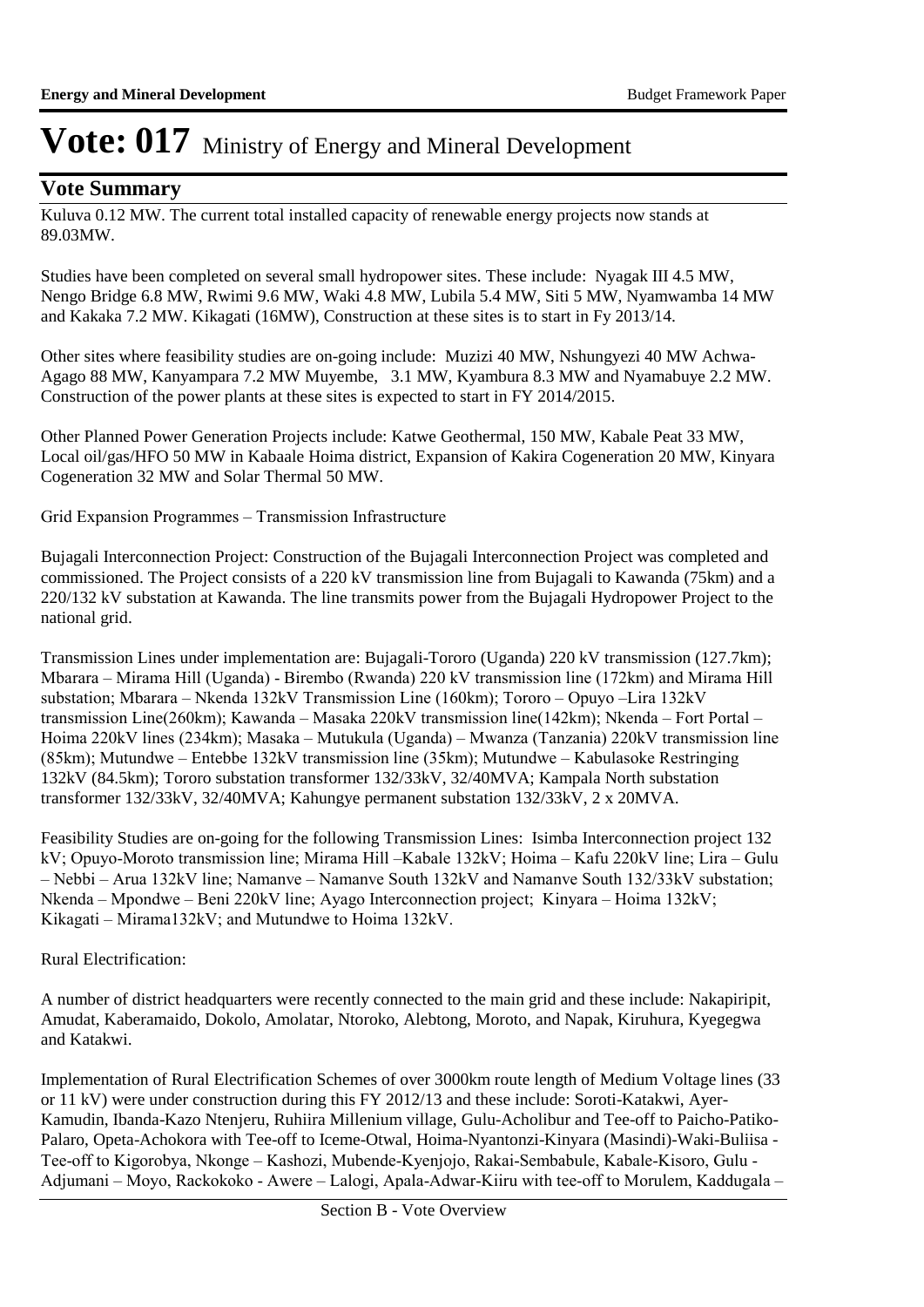# Vote: 017 Ministry of Energy and Mineral Development

## Vote Summary

Kuluva 0.12 MW. The current total installed capacity of renewable energy projects now stands at 89.03MW.

Studies have been completed on several small hydropower sites. These include: Nyagak III 4.5 MW, Nengo Bridge 6.8 MW, Rwimi 9.6 MW, Waki 4.8 MW, Lubila 5.4 MW, Siti 5 MW, Nyamwamba 14 MW and Kakaka 7.2 MW. Kikagati (16MW), Construction at these sites is to start in Fy 2013/14.

Other sites where feasibility studies are on-going include: Muzizi 40 MW, Nshungyezi 40 MW Achwa-Agago 88 MW, Kanyampara 7.2 MW Muyembe, 3.1 MW, Kyambura 8.3 MW and Nyamabuye 2.2 MW. Construction of the power plants at these sites is expected to start in FY 2014/2015.

Other Planned Power Generation Projects include: Katwe Geothermal, 150 MW, Kabale Peat 33 MW, Local oil/gas/HFO 50 MW in Kabaale Hoima district, Expansion of Kakira Cogeneration 20 MW, Kinyara Cogeneration 32 MW and Solar Thermal 50 MW.

Grid Expansion Programmes – Transmission Infrastructure

Bujagali Interconnection Project: Construction of the Bujagali Interconnection Project was completed and commissioned. The Project consists of a 220 kV transmission line from Bujagali to Kawanda (75km) and a 220/132 kV substation at Kawanda. The line transmits power from the Bujagali Hydropower Project to the national grid.

Transmission Lines under implementation are: Bujagali-Tororo (Uganda) 220 kV transmission (127.7km); Mbarara – Mirama Hill (Uganda) - Birembo (Rwanda) 220 kV transmission line (172km) and Mirama Hill substation; Mbarara – Nkenda 132kV Transmission Line (160km); Tororo – Opuyo –Lira 132kV transmission Line(260km); Kawanda – Masaka 220kV transmission line(142km); Nkenda – Fort Portal – Hoima 220kV lines (234km); Masaka – Mutukula (Uganda) – Mwanza (Tanzania) 220kV transmission line (85km); Mutundwe – Entebbe 132kV transmission line (35km); Mutundwe – Kabulasoke Restringing 132kV (84.5km); Tororo substation transformer 132/33kV, 32/40MVA; Kampala North substation transformer 132/33kV, 32/40MVA; Kahungye permanent substation 132/33kV, 2 x 20MVA.

Feasibility Studies are on-going for the following Transmission Lines: Isimba Interconnection project 132 kV; Opuyo-Moroto transmission line; Mirama Hill –Kabale 132kV; Hoima – Kafu 220kV line; Lira – Gulu – Nebbi – Arua 132kV line; Namanve – Namanve South 132kV and Namanve South 132/33kV substation; Nkenda – Mpondwe – Beni 220kV line; Ayago Interconnection project; Kinyara – Hoima 132kV; Kikagati – Mirama132kV; and Mutundwe to Hoima 132kV.

Rural Electrification:

A number of district headquarters were recently connected to the main grid and these include: Nakapiripit, Amudat, Kaberamaido, Dokolo, Amolatar, Ntoroko, Alebtong, Moroto, and Napak, Kiruhura, Kyegegwa and Katakwi.

Implementation of Rural Electrification Schemes of over 3000km route length of Medium Voltage lines (33 or 11 kV) were under construction during this FY 2012/13 and these include: Soroti-Katakwi, Ayer-Kamudin, Ibanda-Kazo Ntenjeru, Ruhiira Millenium village, Gulu-Acholibur and Tee-off to Paicho-Patiko-Palaro, Opeta-Achokora with Tee-off to Iceme-Otwal, Hoima-Nyantonzi-Kinyara (Masindi)-Waki-Buliisa - Tee-off to Kigorobya, Nkonge – Kashozi, Mubende-Kyenjojo, Rakai-Sembabule, Kabale-Kisoro, Gulu - Adjumani – Moyo, Rackokoko - Awere – Lalogi, Apala-Adwar-Kiiru with tee-off to Morulem, Kaddugala –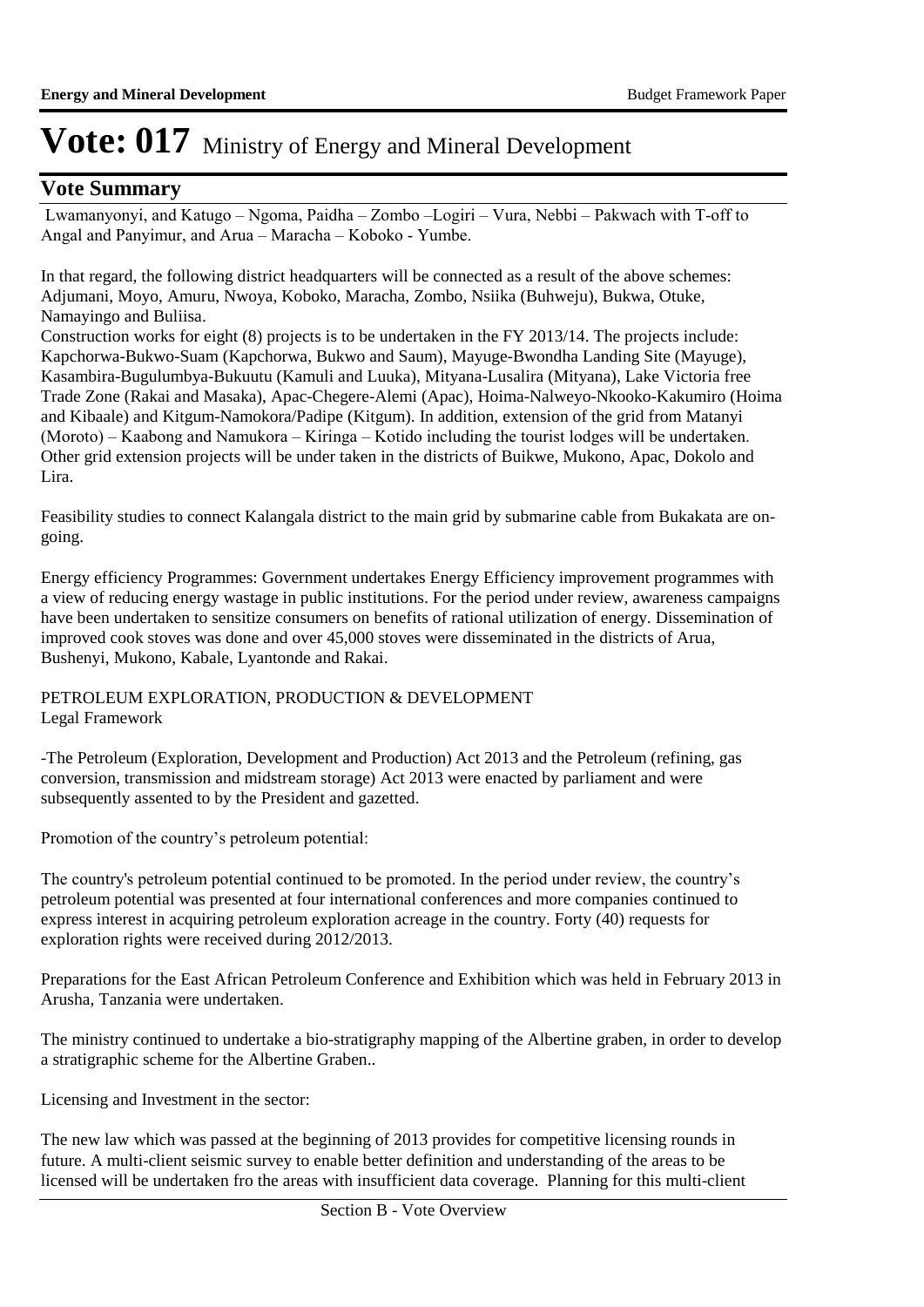# Vote: 017 Ministry of Energy and Mineral Development

## Vote Summary

Lwamanyonyi, and Katugo – Ngoma, Paidha – Zombo –Logiri – Vura, Nebbi – Pakwach with T-off to Angal and Panyimur, and Arua – Maracha – Koboko - Yumbe.

In that regard, the following district headquarters will be connected as a result of the above schemes: Adjumani, Moyo, Amuru, Nwoya, Koboko, Maracha, Zombo, Nsiika (Buhweju), Bukwa, Otuke, Namayingo and Buliisa.

Construction works for eight (8) projects is to be undertaken in the FY 2013/14. The projects include: Kapchorwa-Bukwo-Suam (Kapchorwa, Bukwo and Saum), Mayuge-Bwondha Landing Site (Mayuge), Kasambira-Bugulumbya-Bukuutu (Kamuli and Luuka), Mityana-Lusalira (Mityana), Lake Victoria free Trade Zone (Rakai and Masaka), Apac-Chegere-Alemi (Apac), Hoima-Nalweyo-Nkooko-Kakumiro (Hoima and Kibaale) and Kitgum-Namokora/Padipe (Kitgum). In addition, extension of the grid from Matanyi (Moroto) – Kaabong and Namukora – Kiringa – Kotido including the tourist lodges will be undertaken. Other grid extension projects will be under taken in the districts of Buikwe, Mukono, Apac, Dokolo and Lira.

Feasibility studies to connect Kalangala district to the main grid by submarine cable from Bukakata are on-going.

Energy efficiency Programmes: Government undertakes Energy Efficiency improvement programmes with a view of reducing energy wastage in public institutions. For the period under review, awareness campaigns have been undertaken to sensitize consumers on benefits of rational utilization of energy. Dissemination of improved cook stoves was done and over 45,000 stoves were disseminated in the districts of Arua, Bushenyi, Mukono, Kabale, Lyantonde and Rakai.

PETROLEUM EXPLORATION, PRODUCTION & DEVELOPMENT
Legal Framework

-The Petroleum (Exploration, Development and Production) Act 2013 and the Petroleum (refining, gas conversion, transmission and midstream storage) Act 2013 were enacted by parliament and were subsequently assented to by the President and gazetted.

Promotion of the country's petroleum potential:

The country's petroleum potential continued to be promoted. In the period under review, the country's petroleum potential was presented at four international conferences and more companies continued to express interest in acquiring petroleum exploration acreage in the country. Forty (40) requests for exploration rights were received during 2012/2013.

Preparations for the East African Petroleum Conference and Exhibition which was held in February 2013 in Arusha, Tanzania were undertaken.

The ministry continued to undertake a bio-stratigraphy mapping of the Albertine graben, in order to develop a stratigraphic scheme for the Albertine Graben..

Licensing and Investment in the sector:

The new law which was passed at the beginning of 2013 provides for competitive licensing rounds in future. A multi-client seismic survey to enable better definition and understanding of the areas to be licensed will be undertaken fro the areas with insufficient data coverage. Planning for this multi-client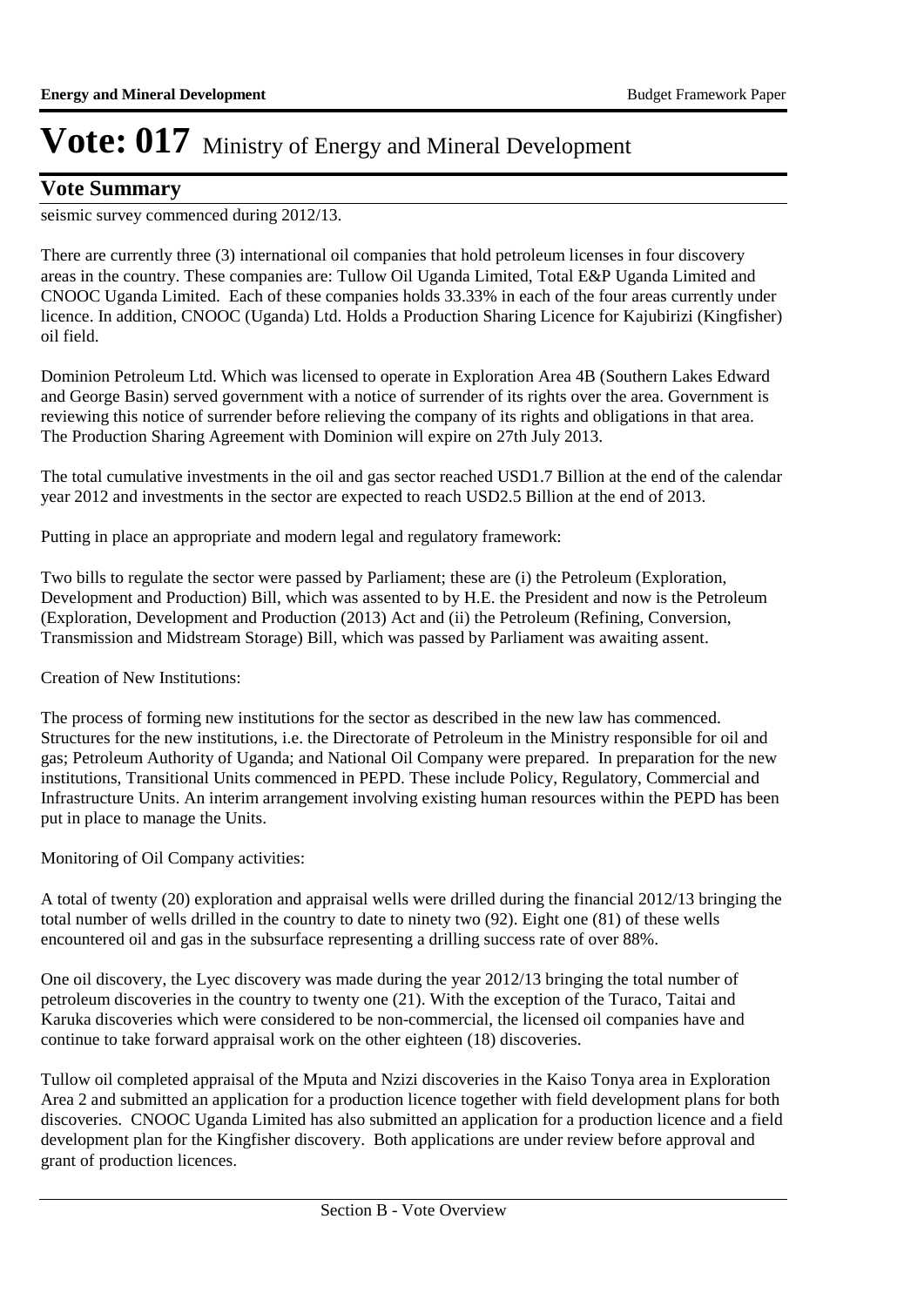seismic survey commenced during 2012/13.

There are currently three (3) international oil companies that hold petroleum licenses in four discovery areas in the country. These companies are: Tullow Oil Uganda Limited, Total E&P Uganda Limited and CNOOC Uganda Limited. Each of these companies holds 33.33% in each of the four areas currently under licence. In addition, CNOOC (Uganda) Ltd. Holds a Production Sharing Licence for Kajubirizi (Kingfisher) oil field.

Dominion Petroleum Ltd. Which was licensed to operate in Exploration Area 4B (Southern Lakes Edward and George Basin) served government with a notice of surrender of its rights over the area. Government is reviewing this notice of surrender before relieving the company of its rights and obligations in that area. The Production Sharing Agreement with Dominion will expire on 27th July 2013.

The total cumulative investments in the oil and gas sector reached USD1.7 Billion at the end of the calendar year 2012 and investments in the sector are expected to reach USD2.5 Billion at the end of 2013.

Putting in place an appropriate and modern legal and regulatory framework:

Two bills to regulate the sector were passed by Parliament; these are (i) the Petroleum (Exploration, Development and Production) Bill, which was assented to by H.E. the President and now is the Petroleum (Exploration, Development and Production (2013) Act and (ii) the Petroleum (Refining, Conversion, Transmission and Midstream Storage) Bill, which was passed by Parliament was awaiting assent.

Creation of New Institutions:

The process for forming new institutions for the sector as described in the new law has commenced. Structures for the new institutions, i.e. the Directorate of Petroleum in the Ministry responsible for oil and gas; Petroleum Authority of Uganda; and National Oil Company were prepared. In preparation for the new institutions, Transitional Units commenced in PEPD. These include Policy, Regulatory, Commercial and Infrastructure Units. An interim arrangement involving existing human resources within the PEPD has been put in place to manage the Units.

Monitoring of Oil Company activities:

A total of twenty (20) exploration and appraisal wells were drilled during the financial 2012/13 bringing the total number of wells drilled in the country to date to ninety two (92). Eight one (81) of these wells encountered oil and gas in the subsurface representing a drilling success rate of over 88%.

One oil discovery, the Lyec discovery was made during the year 2012/13 bringing the total number of petroleum discoveries in the country to twenty one (21). With the exception of the Turaco, Taitai and Karuka discoveries which were considered to be non-commercial, the licensed oil companies have and continue to take forward appraisal work on the other eighteen (18) discoveries.

Tullow oil completed appraisal of the Mputa and Nzizi discoveries in the Kaiso Tonya area in Exploration Area 2 and submitted an application for a production licence together with field development plans for both discoveries. CNOOC Uganda Limited has also submitted an application for a production licence and a field development plan for the Kingfisher discovery. Both applications are under review before approval and grant of production licences.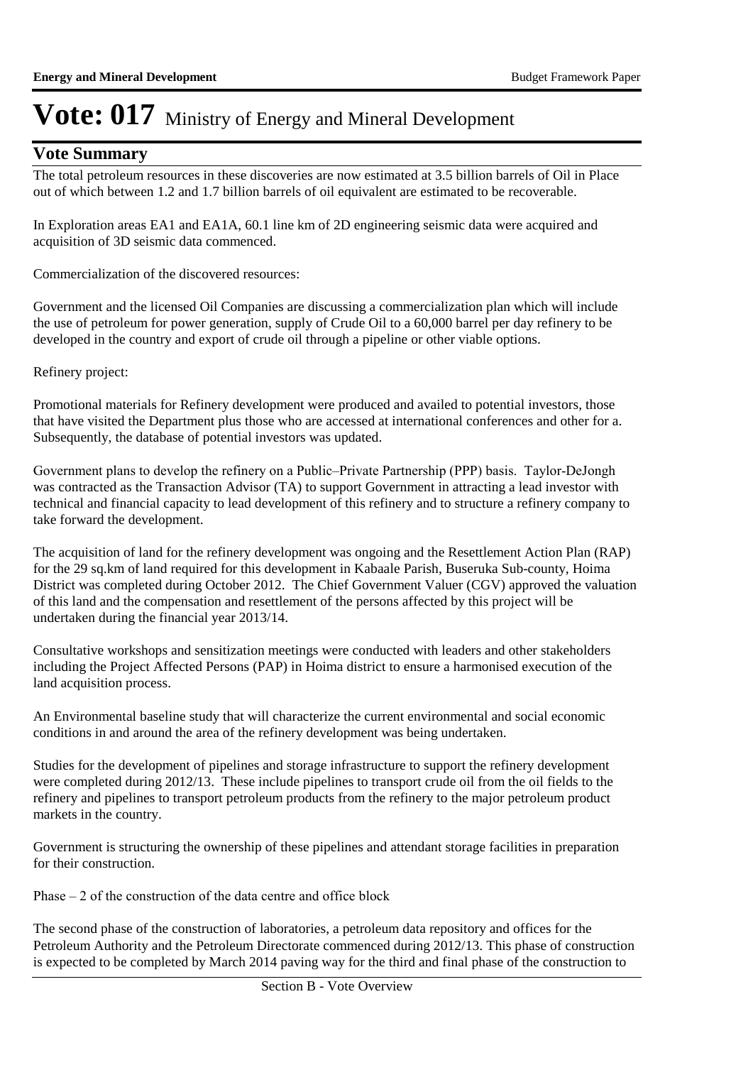# Vote: 017 Ministry of Energy and Mineral Development

## Vote Summary

The total petroleum resources in these discoveries are now estimated at 3.5 billion barrels of Oil in Place out of which between 1.2 and 1.7 billion barrels of oil equivalent are estimated to be recoverable.

In Exploration areas EA1 and EA1A, 60.1 line km of 2D engineering seismic data were acquired and acquisition of 3D seismic data commenced.

Commercialization of the discovered resources:

Government and the licensed Oil Companies are discussing a commercialization plan which will include the use of petroleum for power generation, supply of Crude Oil to a 60,000 barrel per day refinery to be developed in the country and export of crude oil through a pipeline or other viable options.

Refinery project:

Promotional materials for Refinery development were produced and availed to potential investors, those that have visited the Department plus those who are accessed at international conferences and other for a. Subsequently, the database of potential investors was updated.

Government plans to develop the refinery on a Public–Private Partnership (PPP) basis. Taylor-DeJongh was contracted as the Transaction Advisor (TA) to support Government in attracting a lead investor with technical and financial capacity to lead development of this refinery and to structure a refinery company to take forward the development.

The acquisition of land for the refinery development was ongoing and the Resettlement Action Plan (RAP) for the 29 sq.km of land required for this development in Kabaale Parish, Buseruka Sub-county, Hoima District was completed during October 2012. The Chief Government Valuer (CGV) approved the valuation of this land and the compensation and resettlement of the persons affected by this project will be undertaken during the financial year 2013/14.

Consultative workshops and sensitization meetings were conducted with leaders and other stakeholders including the Project Affected Persons (PAP) in Hoima district to ensure a harmonised execution of the land acquisition process.

An Environmental baseline study that will characterize the current environmental and social economic conditions in and around the area of the refinery development was being undertaken.

Studies for the development of pipelines and storage infrastructure to support the refinery development were completed during 2012/13. These include pipelines to transport crude oil from the oil fields to the refinery and pipelines to transport petroleum products from the refinery to the major petroleum product markets in the country.

Government is structuring the ownership of these pipelines and attendant storage facilities in preparation for their construction.

Phase – 2 of the construction of the data centre and office block

The second phase of the construction of laboratories, a petroleum data repository and offices for the Petroleum Authority and the Petroleum Directorate commenced during 2012/13. This phase of construction is expected to be completed by March 2014 paving way for the third and final phase of the construction to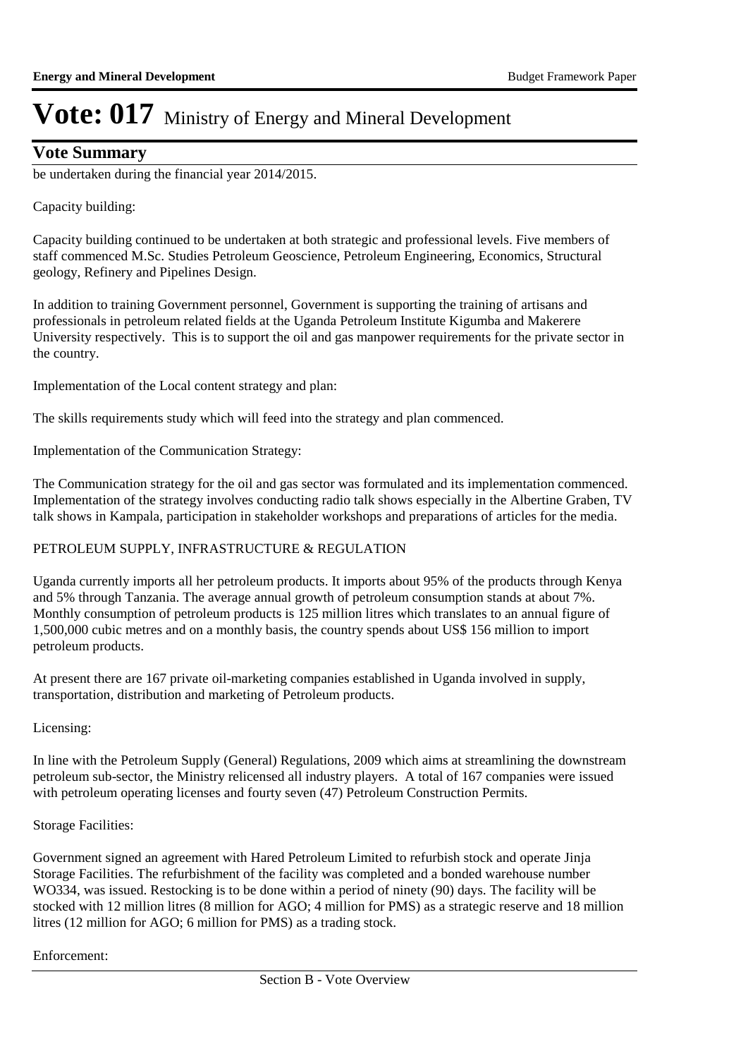be undertaken during the financial year 2014/2015.

Capacity building:

Capacity building continued to be undertaken at both strategic and professional levels. Five members of staff commenced M.Sc. Studies Petroleum Geoscience, Petroleum Engineering, Economics, Structural geology, Refinery and Pipelines Design.

In addition to training Government personnel, Government is supporting the training of artisans and professionals in petroleum related fields at the Uganda Petroleum Institute Kigumba and Makerere University respectively. This is to support the oil and gas manpower requirements for the private sector in the country.

Implementation of the Local content strategy and plan:

The skills requirements study which will feed into the strategy and plan commenced.

Implementation of the Communication Strategy:

The Communication strategy for the oil and gas sector was formulated and its implementation commenced. Implementation of the strategy involves conducting radio talk shows especially in the Albertine Graben, TV talk shows in Kampala, participation in stakeholder workshops and preparations of articles for the media.

PETROLEUM SUPPLY, INFRASTRUCTURE & REGULATION

Uganda currently imports all her petroleum products. It imports about 95% of the products through Kenya and 5% through Tanzania. The average annual growth of petroleum consumption stands at about 7%. Monthly consumption of petroleum products is 125 million litres which translates to an annual figure of 1,500,000 cubic metres and on a monthly basis, the country spends about US$ 156 million to import petroleum products.

At present there are 167 private oil-marketing companies established in Uganda involved in supply, transportation, distribution and marketing of Petroleum products.

Licensing:

In line with the Petroleum Supply (General) Regulations, 2009 which aims at streamlining the downstream petroleum sub-sector, the Ministry relicensed all industry players. A total of 167 companies were issued with petroleum operating licenses and fourty seven (47) Petroleum Construction Permits.

Storage Facilities:

Government signed an agreement with Hared Petroleum Limited to refurbish stock and operate Jinja Storage Facilities. The refurbishment of the facility was completed and a bonded warehouse number WO334, was issued. Restocking is to be done within a period of ninety (90) days. The facility will be stocked with 12 million litres (8 million for AGO; 4 million for PMS) as a strategic reserve and 18 million litres (12 million for AGO; 6 million for PMS) as a trading stock.

Enforcement: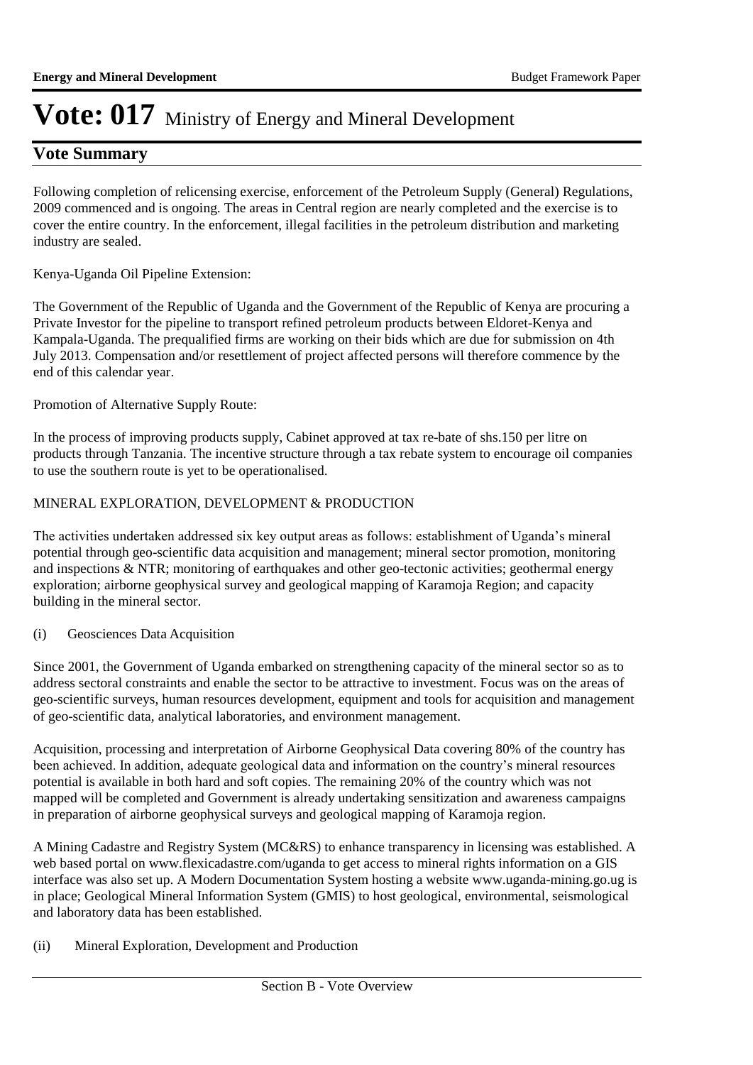# Vote: 017 Ministry of Energy and Mineral Development

## Vote Summary

Following completion of relicensing exercise, enforcement of the Petroleum Supply (General) Regulations, 2009 commenced and is ongoing. The areas in Central region are nearly completed and the exercise is to cover the entire country. In the enforcement, illegal facilities in the petroleum distribution and marketing industry are sealed.

Kenya-Uganda Oil Pipeline Extension:

The Government of the Republic of Uganda and the Government of the Republic of Kenya are procuring a Private Investor for the pipeline to transport refined petroleum products between Eldoret-Kenya and Kampala-Uganda. The prequalified firms are working on their bids which are due for submission on 4th July 2013. Compensation and/or resettlement of project affected persons will therefore commence by the end of this calendar year.

Promotion of Alternative Supply Route:

In the process of improving products supply, Cabinet approved at tax re-bate of shs.150 per litre on products through Tanzania. The incentive structure through a tax rebate system to encourage oil companies to use the southern route is yet to be operationalised.

MINERAL EXPLORATION, DEVELOPMENT & PRODUCTION

The activities undertaken addressed six key output areas as follows: establishment of Uganda's mineral potential through geo-scientific data acquisition and management; mineral sector promotion, monitoring and inspections & NTR; monitoring of earthquakes and other geo-tectonic activities; geothermal energy exploration; airborne geophysical survey and geological mapping of Karamoja Region; and capacity building in the mineral sector.

(i) Geosciences Data Acquisition

Since 2001, the Government of Uganda embarked on strengthening capacity of the mineral sector so as to address sectoral constraints and enable the sector to be attractive to investment. Focus was on the areas of geo-scientific surveys, human resources development, equipment and tools for acquisition and management of geo-scientific data, analytical laboratories, and environment management.

Acquisition, processing and interpretation of Airborne Geophysical Data covering 80% of the country has been achieved. In addition, adequate geological data and information on the country's mineral resources potential is available in both hard and soft copies. The remaining 20% of the country which was not mapped will be completed and Government is already undertaking sensitization and awareness campaigns in preparation of airborne geophysical surveys and geological mapping of Karamoja region.

A Mining Cadastre and Registry System (MC&RS) to enhance transparency in licensing was established. A web based portal on www.flexicadastre.com/uganda to get access to mineral rights information on a GIS interface was also set up. A Modern Documentation System hosting a website www.uganda-mining.go.ug is in place; Geological Mineral Information System (GMIS) to host geological, environmental, seismological and laboratory data has been established.

(ii) Mineral Exploration, Development and Production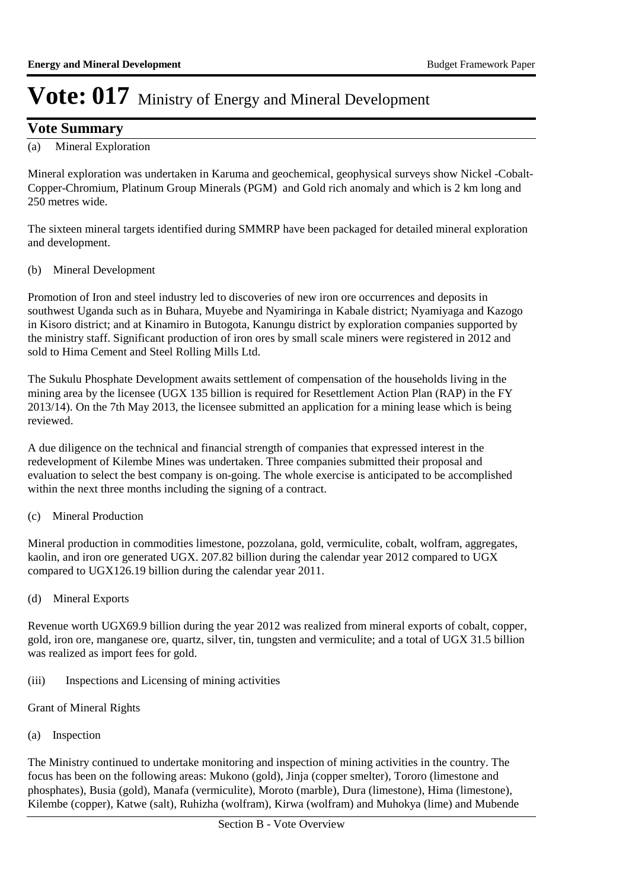# Vote: 017 Ministry of Energy and Mineral Development

## Vote Summary

(a) Mineral Exploration

Mineral exploration was undertaken in Karuma and geochemical, geophysical surveys show Nickel -Cobalt-Copper-Chromium, Platinum Group Minerals (PGM) and Gold rich anomaly and which is 2 km long and 250 metres wide.

The sixteen mineral targets identified during SMMRP have been packaged for detailed mineral exploration and development.

(b) Mineral Development

Promotion of Iron and steel industry led to discoveries of new iron ore occurrences and deposits in southwest Uganda such as in Buhara, Muyebe and Nyamiringa in Kabale district; Nyamiyaga and Kazogo in Kisoro district; and at Kinamiro in Butogota, Kanungu district by exploration companies supported by the ministry staff. Significant production of iron ores by small scale miners were registered in 2012 and sold to Hima Cement and Steel Rolling Mills Ltd.

The Sukulu Phosphate Development awaits settlement of compensation of the households living in the mining area by the licensee (UGX 135 billion is required for Resettlement Action Plan (RAP) in the FY 2013/14). On the 7th May 2013, the licensee submitted an application for a mining lease which is being reviewed.

A due diligence on the technical and financial strength of companies that expressed interest in the redevelopment of Kilembe Mines was undertaken. Three companies submitted their proposal and evaluation to select the best company is on-going. The whole exercise is anticipated to be accomplished within the next three months including the signing of a contract.

(c) Mineral Production

Mineral production in commodities limestone, pozzolana, gold, vermiculite, cobalt, wolfram, aggregates, kaolin, and iron ore generated UGX. 207.82 billion during the calendar year 2012 compared to UGX compared to UGX126.19 billion during the calendar year 2011.

(d) Mineral Exports

Revenue worth UGX69.9 billion during the year 2012 was realized from mineral exports of cobalt, copper, gold, iron ore, manganese ore, quartz, silver, tin, tungsten and vermiculite; and a total of UGX 31.5 billion was realized as import fees for gold.

(iii) Inspections and Licensing of mining activities

Grant of Mineral Rights

(a) Inspection

The Ministry continued to undertake monitoring and inspection of mining activities in the country. The focus has been on the following areas: Mukono (gold), Jinja (copper smelter), Tororo (limestone and phosphates), Busia (gold), Manafa (vermiculite), Moroto (marble), Dura (limestone), Hima (limestone), Kilembe (copper), Katwe (salt), Ruhizha (wolfram), Kirwa (wolfram) and Muhokya (lime) and Mubende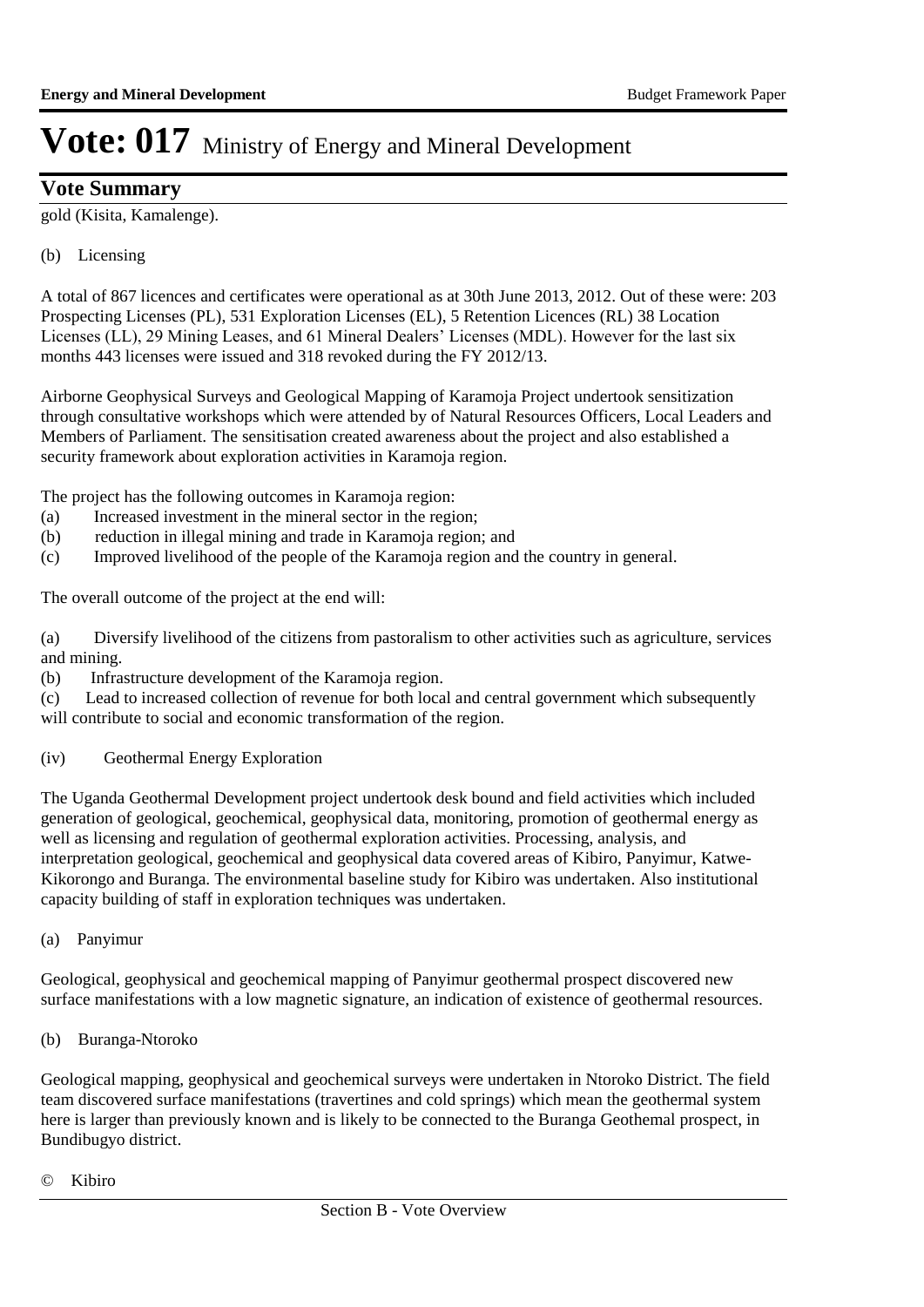# Vote: 017 Ministry of Energy and Mineral Development

## Vote Summary

gold (Kisita, Kamalenge).

(b) Licensing

A total of 867 licences and certificates were operational as at 30th June 2013, 2012. Out of these were: 203 Prospecting Licenses (PL), 531 Exploration Licenses (EL), 5 Retention Licences (RL) 38 Location Licenses (LL), 29 Mining Leases, and 61 Mineral Dealers' Licenses (MDL). However for the last six months 443 licenses were issued and 318 revoked during the FY 2012/13.

Airborne Geophysical Surveys and Geological Mapping of Karamoja Project undertook sensitization through consultative workshops which were attended by of Natural Resources Officers, Local Leaders and Members of Parliament. The sensitisation created awareness about the project and also established a security framework about exploration activities in Karamoja region.

The project has the following outcomes in Karamoja region:
(a) Increased investment in the mineral sector in the region;
(b) reduction in illegal mining and trade in Karamoja region; and
(c) Improved livelihood of the people of the Karamoja region and the country in general.

The overall outcome of the project at the end will:

(a) Diversify livelihood of the citizens from pastoralism to other activities such as agriculture, services and mining.
(b) Infrastructure development of the Karamoja region.
(c) Lead to increased collection of revenue for both local and central government which subsequently will contribute to social and economic transformation of the region.

(iv) Geothermal Energy Exploration

The Uganda Geothermal Development project undertook desk bound and field activities which included generation of geological, geochemical, geophysical data, monitoring, promotion of geothermal energy as well as licensing and regulation of geothermal exploration activities. Processing, analysis, and interpretation geological, geochemical and geophysical data covered areas of Kibiro, Panyimur, Katwe-Kikorongo and Buranga. The environmental baseline study for Kibiro was undertaken. Also institutional capacity building of staff in exploration techniques was undertaken.

(a) Panyimur

Geological, geophysical and geochemical mapping of Panyimur geothermal prospect discovered new surface manifestations with a low magnetic signature, an indication of existence of geothermal resources.

(b) Buranga-Ntoroko

Geological mapping, geophysical and geochemical surveys were undertaken in Ntoroko District. The field team discovered surface manifestations (travertines and cold springs) which mean the geothermal system here is larger than previously known and is likely to be connected to the Buranga Geothemal prospect, in Bundibugyo district.

© Kibiro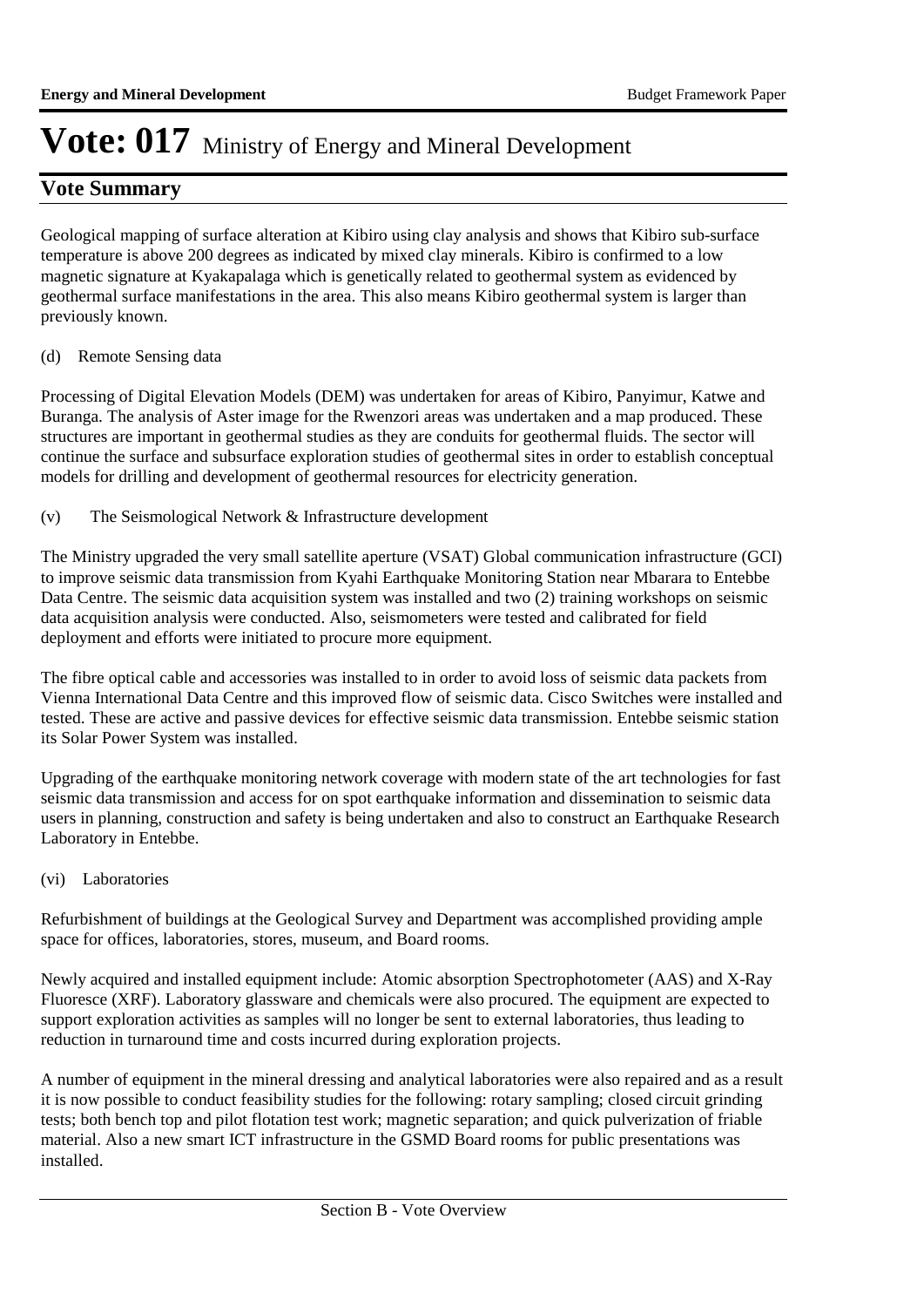# Vote: 017 Ministry of Energy and Mineral Development

## Vote Summary

Geological mapping of surface alteration at Kibiro using clay analysis and shows that Kibiro sub-surface temperature is above 200 degrees as indicated by mixed clay minerals. Kibiro is confirmed to a low magnetic signature at Kyakapalaga which is genetically related to geothermal system as evidenced by geothermal surface manifestations in the area. This also means Kibiro geothermal system is larger than previously known.

(d) Remote Sensing data

Processing of Digital Elevation Models (DEM) was undertaken for areas of Kibiro, Panyimur, Katwe and Buranga. The analysis of Aster image for the Rwenzori areas was undertaken and a map produced. These structures are important in geothermal studies as they are conduits for geothermal fluids. The sector will continue the surface and subsurface exploration studies of geothermal sites in order to establish conceptual models for drilling and development of geothermal resources for electricity generation.

(v) The Seismological Network & Infrastructure development

The Ministry upgraded the very small satellite aperture (VSAT) Global communication infrastructure (GCI) to improve seismic data transmission from Kyahi Earthquake Monitoring Station near Mbarara to Entebbe Data Centre. The seismic data acquisition system was installed and two (2) training workshops on seismic data acquisition analysis were conducted. Also, seismometers were tested and calibrated for field deployment and efforts were initiated to procure more equipment.

The fibre optical cable and accessories was installed to in order to avoid loss of seismic data packets from Vienna International Data Centre and this improved flow of seismic data. Cisco Switches were installed and tested. These are active and passive devices for effective seismic data transmission. Entebbe seismic station its Solar Power System was installed.

Upgrading of the earthquake monitoring network coverage with modern state of the art technologies for fast seismic data transmission and access for on spot earthquake information and dissemination to seismic data users in planning, construction and safety is being undertaken and also to construct an Earthquake Research Laboratory in Entebbe.

(vi) Laboratories

Refurbishment of buildings at the Geological Survey and Department was accomplished providing ample space for offices, laboratories, stores, museum, and Board rooms.

Newly acquired and installed equipment include: Atomic absorption Spectrophotometer (AAS) and X-Ray Fluoresce (XRF). Laboratory glassware and chemicals were also procured. The equipment are expected to support exploration activities as samples will no longer be sent to external laboratories, thus leading to reduction in turnaround time and costs incurred during exploration projects.

A number of equipment in the mineral dressing and analytical laboratories were also repaired and as a result it is now possible to conduct feasibility studies for the following: rotary sampling; closed circuit grinding tests; both bench top and pilot flotation test work; magnetic separation; and quick pulverization of friable material. Also a new smart ICT infrastructure in the GSMD Board rooms for public presentations was installed.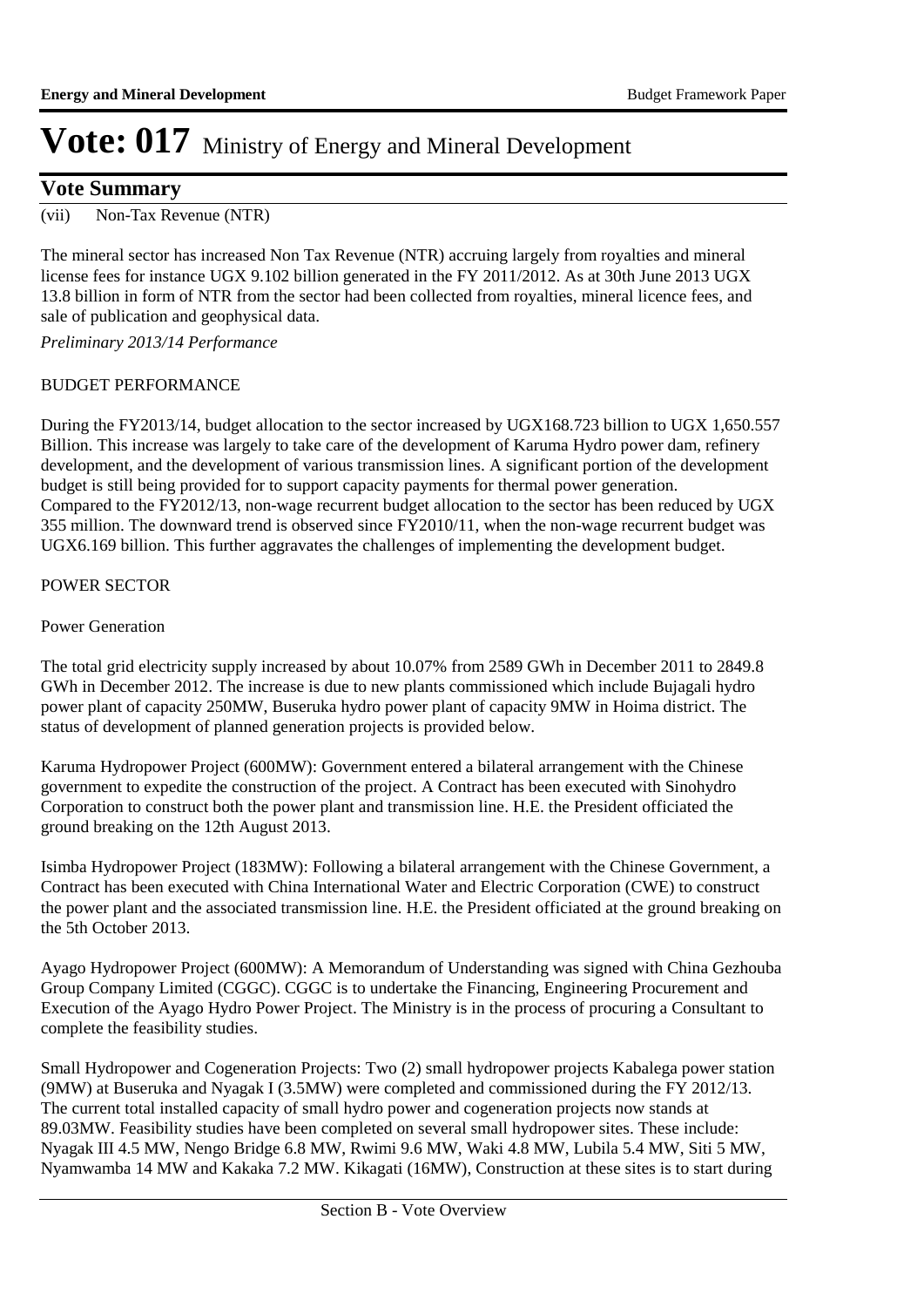# Vote: 017 Ministry of Energy and Mineral Development

## Vote Summary

(vii) Non-Tax Revenue (NTR)

The mineral sector has increased Non Tax Revenue (NTR) accruing largely from royalties and mineral license fees for instance UGX 9.102 billion generated in the FY 2011/2012. As at 30th June 2013 UGX 13.8 billion in form of NTR from the sector had been collected from royalties, mineral licence fees, and sale of publication and geophysical data.

*Preliminary 2013/14 Performance*

BUDGET PERFORMANCE

During the FY2013/14, budget allocation to the sector increased by UGX168.723 billion to UGX 1,650.557 Billion. This increase was largely to take care of the development of Karuma Hydro power dam, refinery development, and the development of various transmission lines. A significant portion of the development budget is still being provided for to support capacity payments for thermal power generation.
Compared to the FY2012/13, non-wage recurrent budget allocation to the sector has been reduced by UGX 355 million. The downward trend is observed since FY2010/11, when the non-wage recurrent budget was UGX6.169 billion. This further aggravates the challenges of implementing the development budget.

POWER SECTOR

Power Generation

The total grid electricity supply increased by about 10.07% from 2589 GWh in December 2011 to 2849.8 GWh in December 2012. The increase is due to new plants commissioned which include Bujagali hydro power plant of capacity 250MW, Buseruka hydro power plant of capacity 9MW in Hoima district. The status of development of planned generation projects is provided below.

Karuma Hydropower Project (600MW): Government entered a bilateral arrangement with the Chinese government to expedite the construction of the project. A Contract has been executed with Sinohydro Corporation to construct both the power plant and transmission line. H.E. the President officiated the ground breaking on the 12th August 2013.

Isimba Hydropower Project (183MW): Following a bilateral arrangement with the Chinese Government, a Contract has been executed with China International Water and Electric Corporation (CWE) to construct the power plant and the associated transmission line. H.E. the President officiated at the ground breaking on the 5th October 2013.

Ayago Hydropower Project (600MW): A Memorandum of Understanding was signed with China Gezhouba Group Company Limited (CGGC). CGGC is to undertake the Financing, Engineering Procurement and Execution of the Ayago Hydro Power Project. The Ministry is in the process of procuring a Consultant to complete the feasibility studies.

Small Hydropower and Cogeneration Projects: Two (2) small hydropower projects Kabalega power station (9MW) at Buseruka and Nyagak I (3.5MW) were completed and commissioned during the FY 2012/13. The current total installed capacity of small hydro power and cogeneration projects now stands at 89.03MW. Feasibility studies have been completed on several small hydropower sites. These include: Nyagak III 4.5 MW, Nengo Bridge 6.8 MW, Rwimi 9.6 MW, Waki 4.8 MW, Lubila 5.4 MW, Siti 5 MW, Nyamwamba 14 MW and Kakaka 7.2 MW. Kikagati (16MW), Construction at these sites is to start during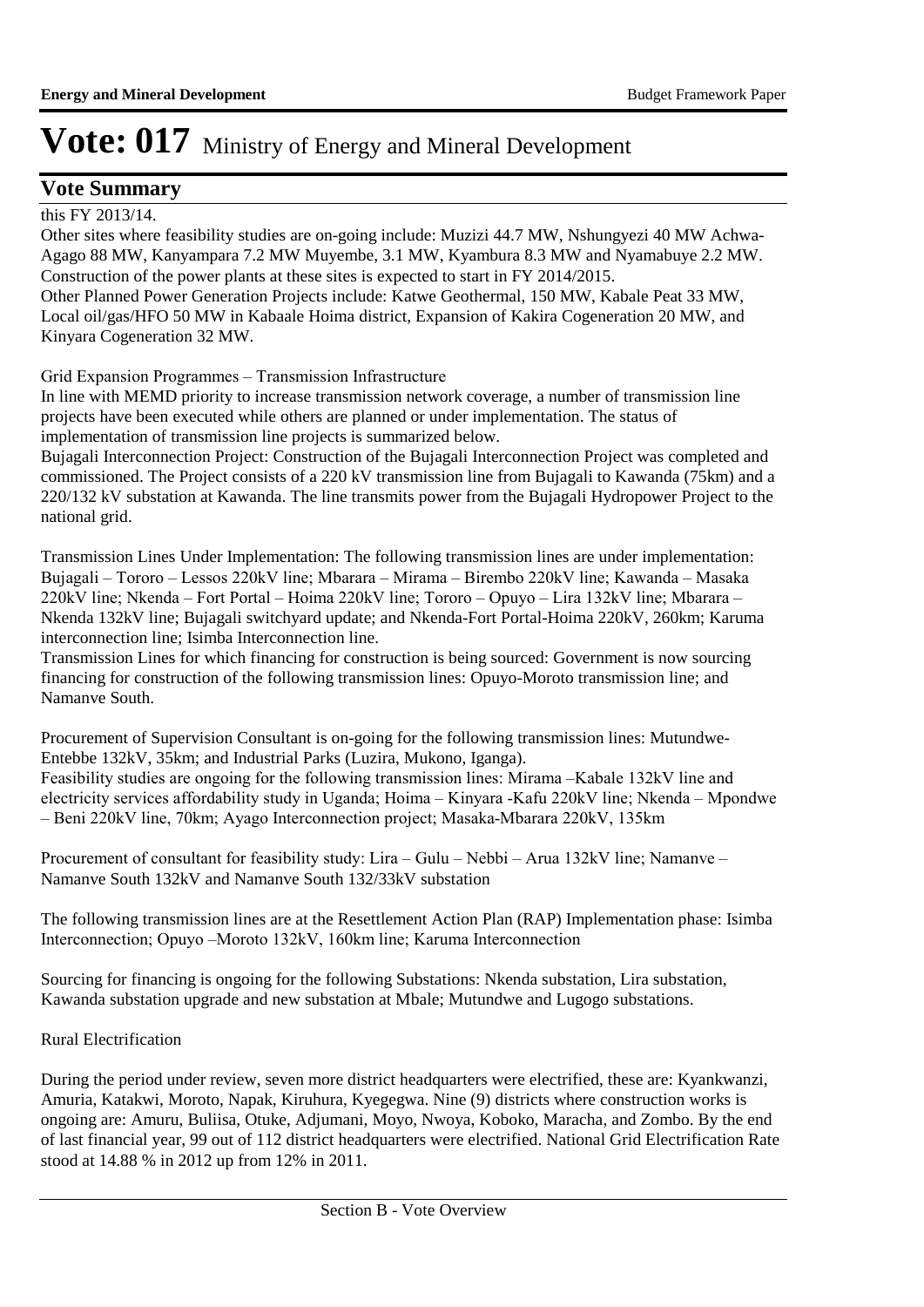# Vote: 017 Ministry of Energy and Mineral Development

## Vote Summary

this FY 2013/14.

Other sites where feasibility studies are on-going include: Muzizi 44.7 MW, Nshungyezi 40 MW Achwa-Agago 88 MW, Kanyampara 7.2 MW Muyembe, 3.1 MW, Kyambura 8.3 MW and Nyamabuye 2.2 MW. Construction of the power plants at these sites is expected to start in FY 2014/2015.

Other Planned Power Generation Projects include: Katwe Geothermal, 150 MW, Kabale Peat 33 MW, Local oil/gas/HFO 50 MW in Kabaale Hoima district, Expansion of Kakira Cogeneration 20 MW, and Kinyara Cogeneration 32 MW.

Grid Expansion Programmes – Transmission Infrastructure

In line with MEMD priority to increase transmission network coverage, a number of transmission line projects have been executed while others are planned or under implementation. The status of implementation of transmission line projects is summarized below.

Bujagali Interconnection Project: Construction of the Bujagali Interconnection Project was completed and commissioned. The Project consists of a 220 kV transmission line from Bujagali to Kawanda (75km) and a 220/132 kV substation at Kawanda. The line transmits power from the Bujagali Hydropower Project to the national grid.

Transmission Lines Under Implementation: The following transmission lines are under implementation: Bujagali – Tororo – Lessos 220kV line; Mbarara – Mirama – Birembo 220kV line; Kawanda – Masaka 220kV line; Nkenda – Fort Portal – Hoima 220kV line; Tororo – Opuyo – Lira 132kV line; Mbarara – Nkenda 132kV line; Bujagali switchyard update; and Nkenda-Fort Portal-Hoima 220kV, 260km; Karuma interconnection line; Isimba Interconnection line.

Transmission Lines for which financing for construction is being sourced: Government is now sourcing financing for construction of the following transmission lines: Opuyo-Moroto transmission line; and Namanve South.

Procurement of Supervision Consultant is on-going for the following transmission lines: Mutundwe-Entebbe 132kV, 35km; and Industrial Parks (Luzira, Mukono, Iganga).

Feasibility studies are ongoing for the following transmission lines: Mirama –Kabale 132kV line and electricity services affordability study in Uganda; Hoima – Kinyara -Kafu 220kV line; Nkenda – Mpondwe – Beni 220kV line, 70km; Ayago Interconnection project; Masaka-Mbarara 220kV, 135km

Procurement of consultant for feasibility study: Lira – Gulu – Nebbi – Arua 132kV line; Namanve – Namanve South 132kV and Namanve South 132/33kV substation

The following transmission lines are at the Resettlement Action Plan (RAP) Implementation phase: Isimba Interconnection; Opuyo –Moroto 132kV, 160km line; Karuma Interconnection

Sourcing for financing is ongoing for the following Substations: Nkenda substation, Lira substation, Kawanda substation upgrade and new substation at Mbale; Mutundwe and Lugogo substations.

Rural Electrification

During the period under review, seven more district headquarters were electrified, these are: Kyankwanzi, Amuria, Katakwi, Moroto, Napak, Kiruhura, Kyegegwa. Nine (9) districts where construction works is ongoing are: Amuru, Buliisa, Otuke, Adjumani, Moyo, Nwoya, Koboko, Maracha, and Zombo. By the end of last financial year, 99 out of 112 district headquarters were electrified. National Grid Electrification Rate stood at 14.88 % in 2012 up from 12% in 2011.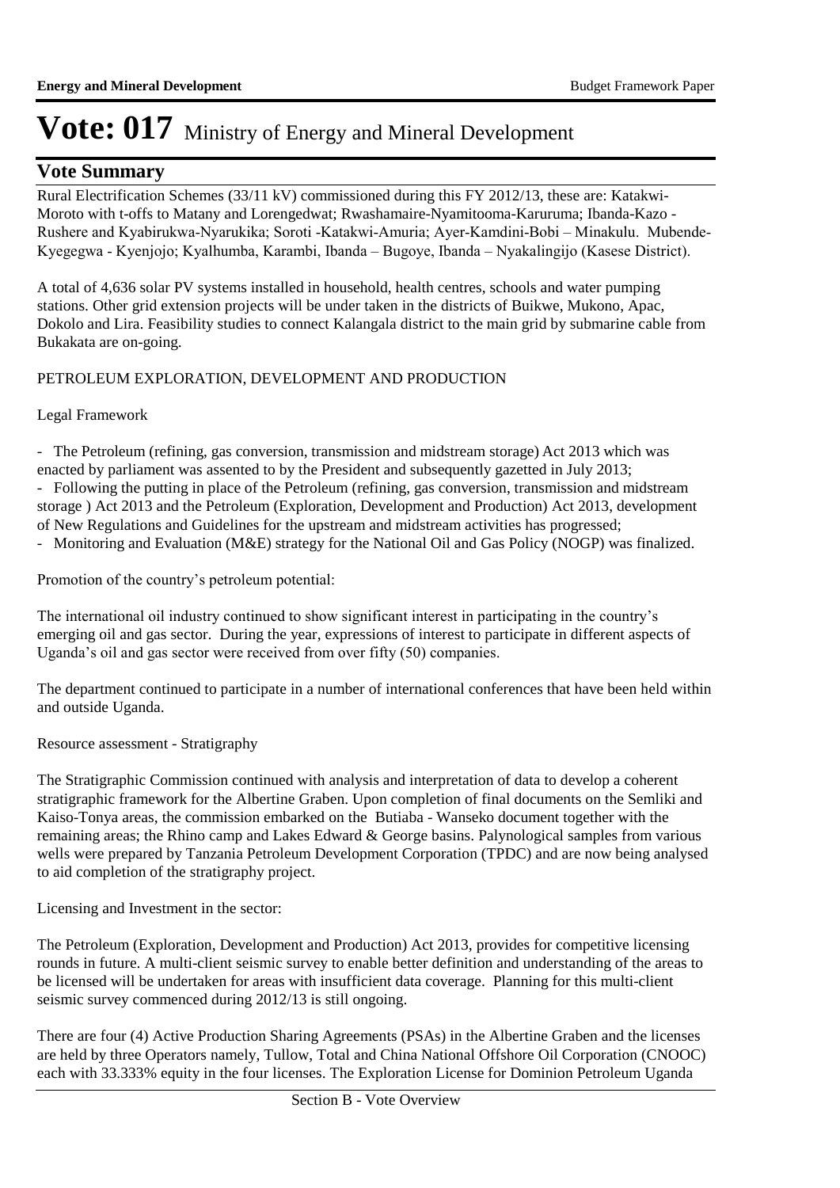# Vote: 017 Ministry of Energy and Mineral Development

## Vote Summary

Rural Electrification Schemes (33/11 kV) commissioned during this FY 2012/13, these are: Katakwi-Moroto with t-offs to Matany and Lorengedwat; Rwashamaire-Nyamitooma-Karuruma; Ibanda-Kazo - Rushere and Kyabirukwa-Nyarukika; Soroti -Katakwi-Amuria; Ayer-Kamdini-Bobi – Minakulu. Mubende-Kyegegwa - Kyenjojo; Kyalhumba, Karambi, Ibanda – Bugoye, Ibanda – Nyakalingijo (Kasese District).

A total of 4,636 solar PV systems installed in household, health centres, schools and water pumping stations. Other grid extension projects will be under taken in the districts of Buikwe, Mukono, Apac, Dokolo and Lira. Feasibility studies to connect Kalangala district to the main grid by submarine cable from Bukakata are on-going.

PETROLEUM EXPLORATION, DEVELOPMENT AND PRODUCTION

Legal Framework

- The Petroleum (refining, gas conversion, transmission and midstream storage) Act 2013 which was enacted by parliament was assented to by the President and subsequently gazetted in July 2013;
- Following the putting in place of the Petroleum (refining, gas conversion, transmission and midstream storage ) Act 2013 and the Petroleum (Exploration, Development and Production) Act 2013, development of New Regulations and Guidelines for the upstream and midstream activities has progressed;
- Monitoring and Evaluation (M&E) strategy for the National Oil and Gas Policy (NOGP) was finalized.

Promotion of the country's petroleum potential:

The international oil industry continued to show significant interest in participating in the country's emerging oil and gas sector. During the year, expressions of interest to participate in different aspects of Uganda's oil and gas sector were received from over fifty (50) companies.

The department continued to participate in a number of international conferences that have been held within and outside Uganda.

Resource assessment - Stratigraphy

The Stratigraphic Commission continued with analysis and interpretation of data to develop a coherent stratigraphic framework for the Albertine Graben. Upon completion of final documents on the Semliki and Kaiso-Tonya areas, the commission embarked on the Butiaba - Wanseko document together with the remaining areas; the Rhino camp and Lakes Edward & George basins. Palynological samples from various wells were prepared by Tanzania Petroleum Development Corporation (TPDC) and are now being analysed to aid completion of the stratigraphy project.

Licensing and Investment in the sector:

The Petroleum (Exploration, Development and Production) Act 2013, provides for competitive licensing rounds in future. A multi-client seismic survey to enable better definition and understanding of the areas to be licensed will be undertaken for areas with insufficient data coverage. Planning for this multi-client seismic survey commenced during 2012/13 is still ongoing.

There are four (4) Active Production Sharing Agreements (PSAs) in the Albertine Graben and the licenses are held by three Operators namely, Tullow, Total and China National Offshore Oil Corporation (CNOOC) each with 33.333% equity in the four licenses. The Exploration License for Dominion Petroleum Uganda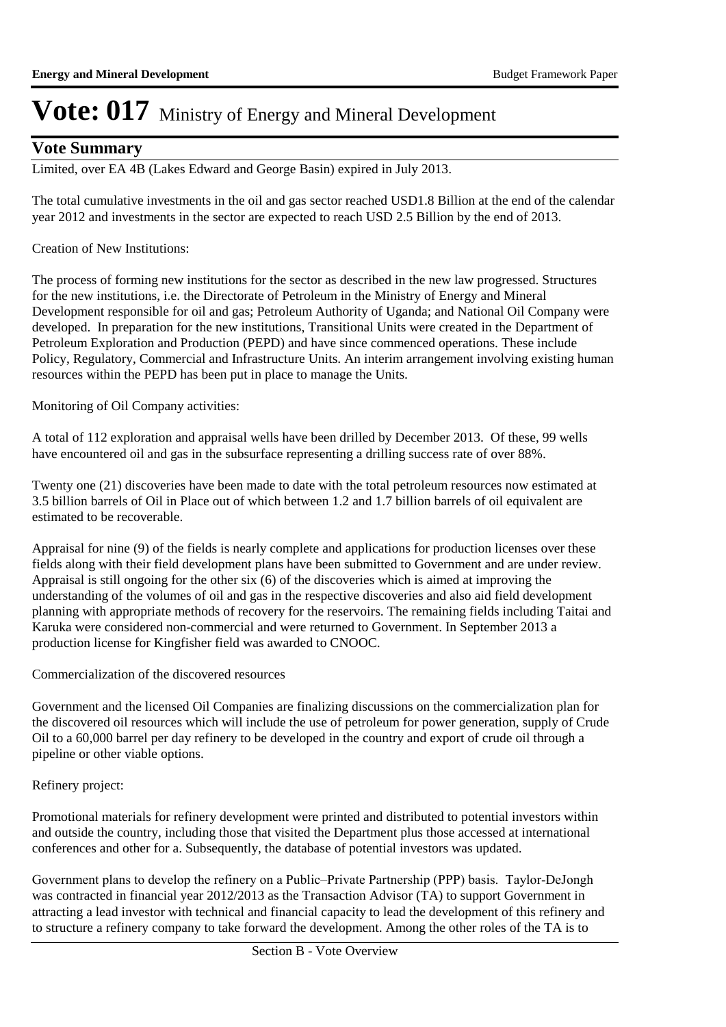# Vote: 017 Ministry of Energy and Mineral Development

## Vote Summary

Limited, over EA 4B (Lakes Edward and George Basin) expired in July 2013.

The total cumulative investments in the oil and gas sector reached USD1.8 Billion at the end of the calendar year 2012 and investments in the sector are expected to reach USD 2.5 Billion by the end of 2013.

Creation of New Institutions:

The process of forming new institutions for the sector as described in the new law progressed. Structures for the new institutions, i.e. the Directorate of Petroleum in the Ministry of Energy and Mineral Development responsible for oil and gas; Petroleum Authority of Uganda; and National Oil Company were developed. In preparation for the new institutions, Transitional Units were created in the Department of Petroleum Exploration and Production (PEPD) and have since commenced operations. These include Policy, Regulatory, Commercial and Infrastructure Units. An interim arrangement involving existing human resources within the PEPD has been put in place to manage the Units.

Monitoring of Oil Company activities:

A total of 112 exploration and appraisal wells have been drilled by December 2013. Of these, 99 wells have encountered oil and gas in the subsurface representing a drilling success rate of over 88%.

Twenty one (21) discoveries have been made to date with the total petroleum resources now estimated at 3.5 billion barrels of Oil in Place out of which between 1.2 and 1.7 billion barrels of oil equivalent are estimated to be recoverable.

Appraisal for nine (9) of the fields is nearly complete and applications for production licenses over these fields along with their field development plans have been submitted to Government and are under review. Appraisal is still ongoing for the other six (6) of the discoveries which is aimed at improving the understanding of the volumes of oil and gas in the respective discoveries and also aid field development planning with appropriate methods of recovery for the reservoirs. The remaining fields including Taitai and Karuka were considered non-commercial and were returned to Government. In September 2013 a production license for Kingfisher field was awarded to CNOOC.

Commercialization of the discovered resources

Government and the licensed Oil Companies are finalizing discussions on the commercialization plan for the discovered oil resources which will include the use of petroleum for power generation, supply of Crude Oil to a 60,000 barrel per day refinery to be developed in the country and export of crude oil through a pipeline or other viable options.

Refinery project:

Promotional materials for refinery development were printed and distributed to potential investors within and outside the country, including those that visited the Department plus those accessed at international conferences and other for a. Subsequently, the database of potential investors was updated.

Government plans to develop the refinery on a Public–Private Partnership (PPP) basis. Taylor-DeJongh was contracted in financial year 2012/2013 as the Transaction Advisor (TA) to support Government in attracting a lead investor with technical and financial capacity to lead the development of this refinery and to structure a refinery company to take forward the development. Among the other roles of the TA is to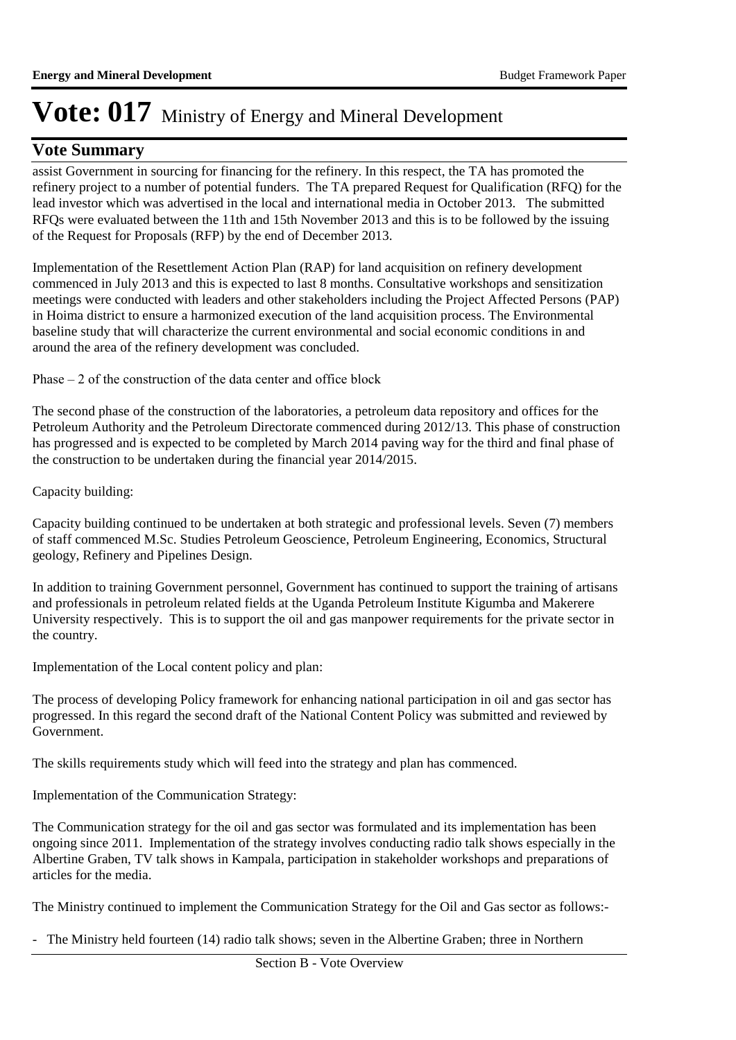# Vote: 017 Ministry of Energy and Mineral Development

## Vote Summary

assist Government in sourcing for financing for the refinery. In this respect, the TA has promoted the refinery project to a number of potential funders. The TA prepared Request for Qualification (RFQ) for the lead investor which was advertised in the local and international media in October 2013. The submitted RFQs were evaluated between the 11th and 15th November 2013 and this is to be followed by the issuing of the Request for Proposals (RFP) by the end of December 2013.

Implementation of the Resettlement Action Plan (RAP) for land acquisition on refinery development commenced in July 2013 and this is expected to last 8 months. Consultative workshops and sensitization meetings were conducted with leaders and other stakeholders including the Project Affected Persons (PAP) in Hoima district to ensure a harmonized execution of the land acquisition process. The Environmental baseline study that will characterize the current environmental and social economic conditions in and around the area of the refinery development was concluded.

Phase – 2 of the construction of the data center and office block

The second phase of the construction of the laboratories, a petroleum data repository and offices for the Petroleum Authority and the Petroleum Directorate commenced during 2012/13. This phase of construction has progressed and is expected to be completed by March 2014 paving way for the third and final phase of the construction to be undertaken during the financial year 2014/2015.

Capacity building:

Capacity building continued to be undertaken at both strategic and professional levels. Seven (7) members of staff commenced M.Sc. Studies Petroleum Geoscience, Petroleum Engineering, Economics, Structural geology, Refinery and Pipelines Design.

In addition to training Government personnel, Government has continued to support the training of artisans and professionals in petroleum related fields at the Uganda Petroleum Institute Kigumba and Makerere University respectively. This is to support the oil and gas manpower requirements for the private sector in the country.

Implementation of the Local content policy and plan:

The process of developing Policy framework for enhancing national participation in oil and gas sector has progressed. In this regard the second draft of the National Content Policy was submitted and reviewed by Government.

The skills requirements study which will feed into the strategy and plan has commenced.

Implementation of the Communication Strategy:

The Communication strategy for the oil and gas sector was formulated and its implementation has been ongoing since 2011. Implementation of the strategy involves conducting radio talk shows especially in the Albertine Graben, TV talk shows in Kampala, participation in stakeholder workshops and preparations of articles for the media.

The Ministry continued to implement the Communication Strategy for the Oil and Gas sector as follows:-

- The Ministry held fourteen (14) radio talk shows; seven in the Albertine Graben; three in Northern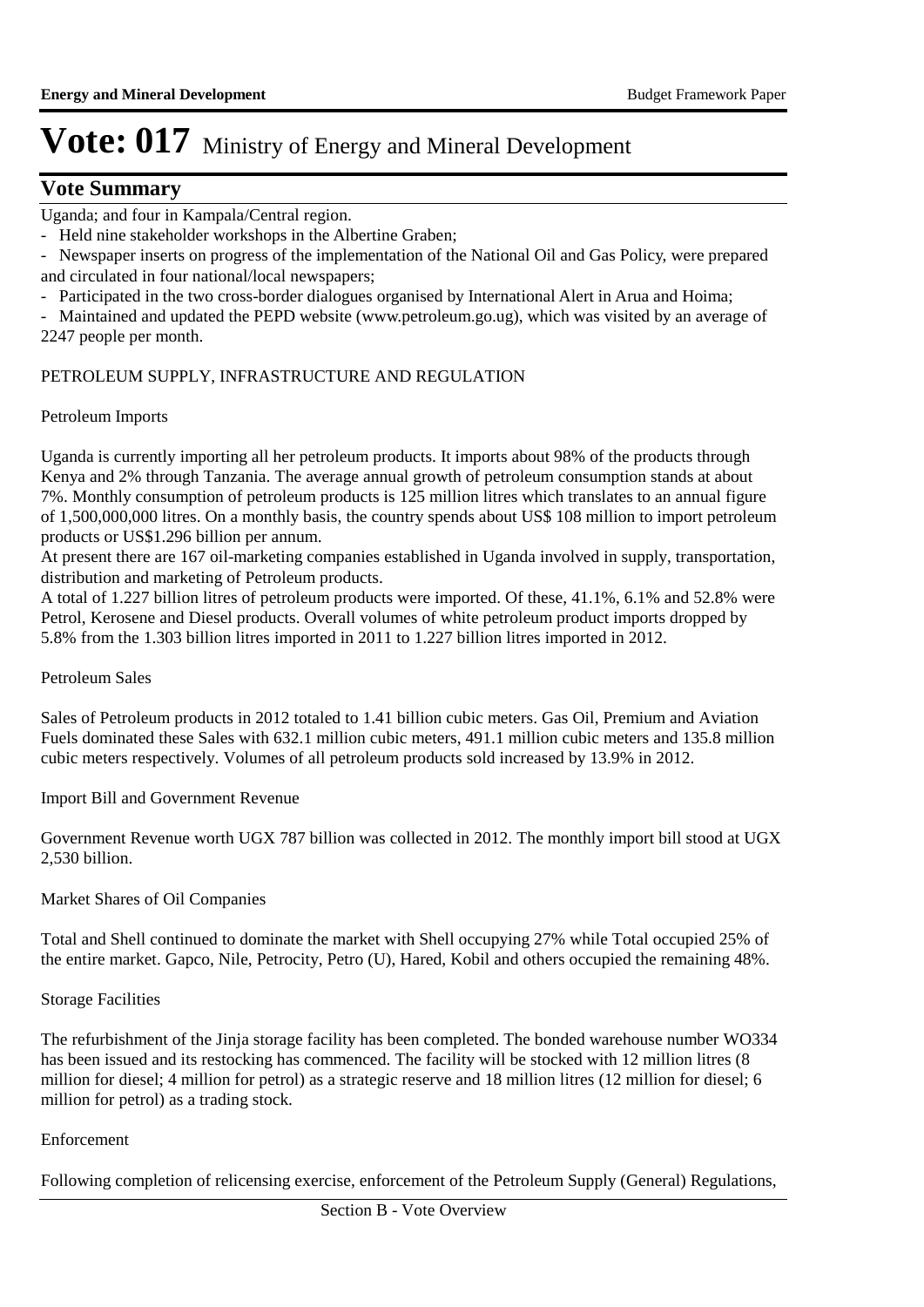# Vote: 017 Ministry of Energy and Mineral Development

## Vote Summary

Uganda; and four in Kampala/Central region.

- Held nine stakeholder workshops in the Albertine Graben;
- Newspaper inserts on progress of the implementation of the National Oil and Gas Policy, were prepared and circulated in four national/local newspapers;
- Participated in the two cross-border dialogues organised by International Alert in Arua and Hoima;
- Maintained and updated the PEPD website (www.petroleum.go.ug), which was visited by an average of 2247 people per month.

PETROLEUM SUPPLY, INFRASTRUCTURE AND REGULATION

Petroleum Imports

Uganda is currently importing all her petroleum products. It imports about 98% of the products through Kenya and 2% through Tanzania. The average annual growth of petroleum consumption stands at about 7%. Monthly consumption of petroleum products is 125 million litres which translates to an annual figure of 1,500,000,000 litres. On a monthly basis, the country spends about US$ 108 million to import petroleum products or US$1.296 billion per annum.

At present there are 167 oil-marketing companies established in Uganda involved in supply, transportation, distribution and marketing of Petroleum products.

A total of 1.227 billion litres of petroleum products were imported. Of these, 41.1%, 6.1% and 52.8% were Petrol, Kerosene and Diesel products. Overall volumes of white petroleum product imports dropped by 5.8% from the 1.303 billion litres imported in 2011 to 1.227 billion litres imported in 2012.

Petroleum Sales

Sales of Petroleum products in 2012 totaled to 1.41 billion cubic meters. Gas Oil, Premium and Aviation Fuels dominated these Sales with 632.1 million cubic meters, 491.1 million cubic meters and 135.8 million cubic meters respectively. Volumes of all petroleum products sold increased by 13.9% in 2012.

Import Bill and Government Revenue

Government Revenue worth UGX 787 billion was collected in 2012. The monthly import bill stood at UGX 2,530 billion.

Market Shares of Oil Companies

Total and Shell continued to dominate the market with Shell occupying 27% while Total occupied 25% of the entire market. Gapco, Nile, Petrocity, Petro (U), Hared, Kobil and others occupied the remaining 48%.

Storage Facilities

The refurbishment of the Jinja storage facility has been completed. The bonded warehouse number WO334 has been issued and its restocking has commenced. The facility will be stocked with 12 million litres (8 million for diesel; 4 million for petrol) as a strategic reserve and 18 million litres (12 million for diesel; 6 million for petrol) as a trading stock.

Enforcement

Following completion of relicensing exercise, enforcement of the Petroleum Supply (General) Regulations,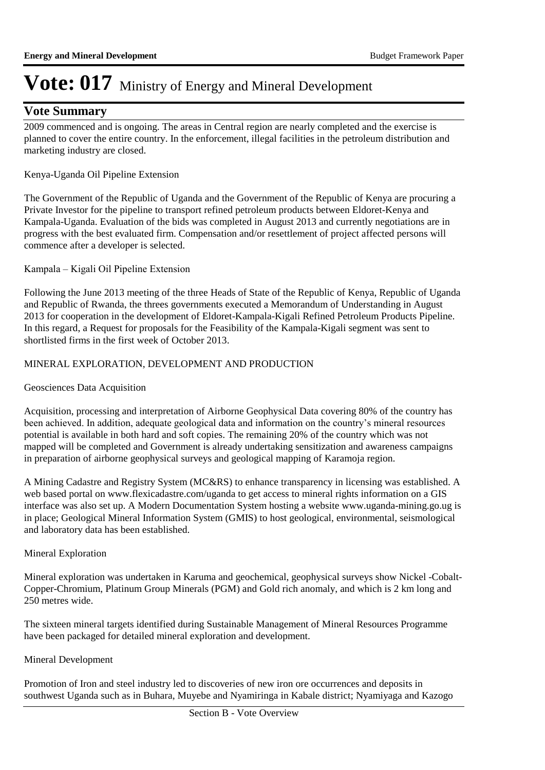# Vote: 017 Ministry of Energy and Mineral Development

## Vote Summary

2009 commenced and is ongoing. The areas in Central region are nearly completed and the exercise is planned to cover the entire country. In the enforcement, illegal facilities in the petroleum distribution and marketing industry are closed.

Kenya-Uganda Oil Pipeline Extension

The Government of the Republic of Uganda and the Government of the Republic of Kenya are procuring a Private Investor for the pipeline to transport refined petroleum products between Eldoret-Kenya and Kampala-Uganda. Evaluation of the bids was completed in August 2013 and currently negotiations are in progress with the best evaluated firm. Compensation and/or resettlement of project affected persons will commence after a developer is selected.

Kampala – Kigali Oil Pipeline Extension

Following the June 2013 meeting of the three Heads of State of the Republic of Kenya, Republic of Uganda and Republic of Rwanda, the threes governments executed a Memorandum of Understanding in August 2013 for cooperation in the development of Eldoret-Kampala-Kigali Refined Petroleum Products Pipeline. In this regard, a Request for proposals for the Feasibility of the Kampala-Kigali segment was sent to shortlisted firms in the first week of October 2013.

MINERAL EXPLORATION, DEVELOPMENT AND PRODUCTION

Geosciences Data Acquisition

Acquisition, processing and interpretation of Airborne Geophysical Data covering 80% of the country has been achieved. In addition, adequate geological data and information on the country's mineral resources potential is available in both hard and soft copies. The remaining 20% of the country which was not mapped will be completed and Government is already undertaking sensitization and awareness campaigns in preparation of airborne geophysical surveys and geological mapping of Karamoja region.

A Mining Cadastre and Registry System (MC&RS) to enhance transparency in licensing was established. A web based portal on www.flexicadastre.com/uganda to get access to mineral rights information on a GIS interface was also set up. A Modern Documentation System hosting a website www.uganda-mining.go.ug is in place; Geological Mineral Information System (GMIS) to host geological, environmental, seismological and laboratory data has been established.

Mineral Exploration

Mineral exploration was undertaken in Karuma and geochemical, geophysical surveys show Nickel -Cobalt-Copper-Chromium, Platinum Group Minerals (PGM) and Gold rich anomaly, and which is 2 km long and 250 metres wide.

The sixteen mineral targets identified during Sustainable Management of Mineral Resources Programme have been packaged for detailed mineral exploration and development.

Mineral Development

Promotion of Iron and steel industry led to discoveries of new iron ore occurrences and deposits in southwest Uganda such as in Buhara, Muyebe and Nyamiringa in Kabale district; Nyamiyaga and Kazogo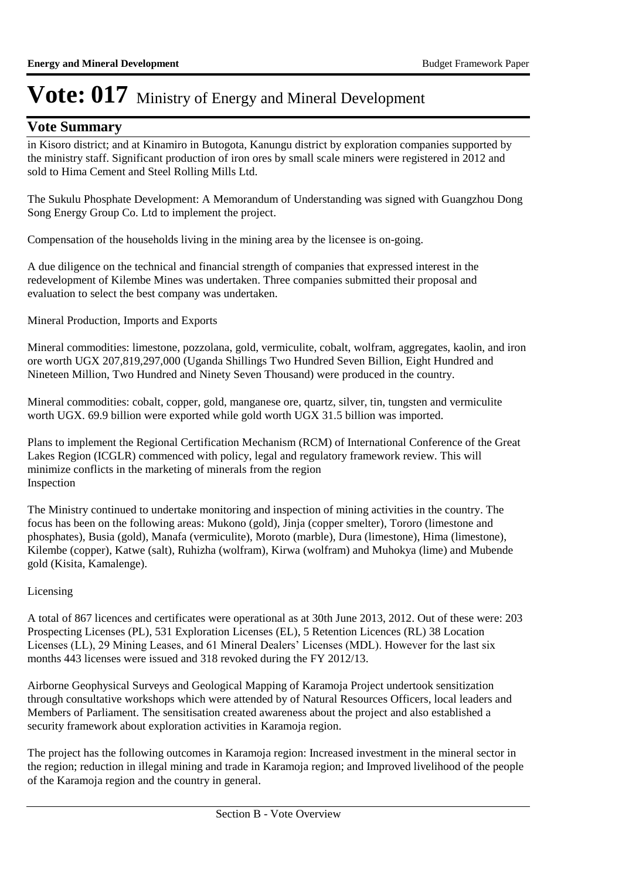# Vote: 017 Ministry of Energy and Mineral Development

## Vote Summary

in Kisoro district; and at Kinamiro in Butogota, Kanungu district by exploration companies supported by the ministry staff. Significant production of iron ores by small scale miners were registered in 2012 and sold to Hima Cement and Steel Rolling Mills Ltd.

The Sukulu Phosphate Development: A Memorandum of Understanding was signed with Guangzhou Dong Song Energy Group Co. Ltd to implement the project.

Compensation of the households living in the mining area by the licensee is on-going.

A due diligence on the technical and financial strength of companies that expressed interest in the redevelopment of Kilembe Mines was undertaken. Three companies submitted their proposal and evaluation to select the best company was undertaken.

Mineral Production, Imports and Exports

Mineral commodities: limestone, pozzolana, gold, vermiculite, cobalt, wolfram, aggregates, kaolin, and iron ore worth UGX 207,819,297,000 (Uganda Shillings Two Hundred Seven Billion, Eight Hundred and Nineteen Million, Two Hundred and Ninety Seven Thousand) were produced in the country.

Mineral commodities: cobalt, copper, gold, manganese ore, quartz, silver, tin, tungsten and vermiculite worth UGX. 69.9 billion were exported while gold worth UGX 31.5 billion was imported.

Plans to implement the Regional Certification Mechanism (RCM) of International Conference of the Great Lakes Region (ICGLR) commenced with policy, legal and regulatory framework review. This will minimize conflicts in the marketing of minerals from the region
Inspection

The Ministry continued to undertake monitoring and inspection of mining activities in the country. The focus has been on the following areas: Mukono (gold), Jinja (copper smelter), Tororo (limestone and phosphates), Busia (gold), Manafa (vermiculite), Moroto (marble), Dura (limestone), Hima (limestone), Kilembe (copper), Katwe (salt), Ruhizha (wolfram), Kirwa (wolfram) and Muhokya (lime) and Mubende gold (Kisita, Kamalenge).

Licensing

A total of 867 licences and certificates were operational as at 30th June 2013, 2012. Out of these were: 203 Prospecting Licenses (PL), 531 Exploration Licenses (EL), 5 Retention Licences (RL) 38 Location Licenses (LL), 29 Mining Leases, and 61 Mineral Dealers' Licenses (MDL). However for the last six months 443 licenses were issued and 318 revoked during the FY 2012/13.

Airborne Geophysical Surveys and Geological Mapping of Karamoja Project undertook sensitization through consultative workshops which were attended by of Natural Resources Officers, local leaders and Members of Parliament. The sensitisation created awareness about the project and also established a security framework about exploration activities in Karamoja region.

The project has the following outcomes in Karamoja region: Increased investment in the mineral sector in the region; reduction in illegal mining and trade in Karamoja region; and Improved livelihood of the people of the Karamoja region and the country in general.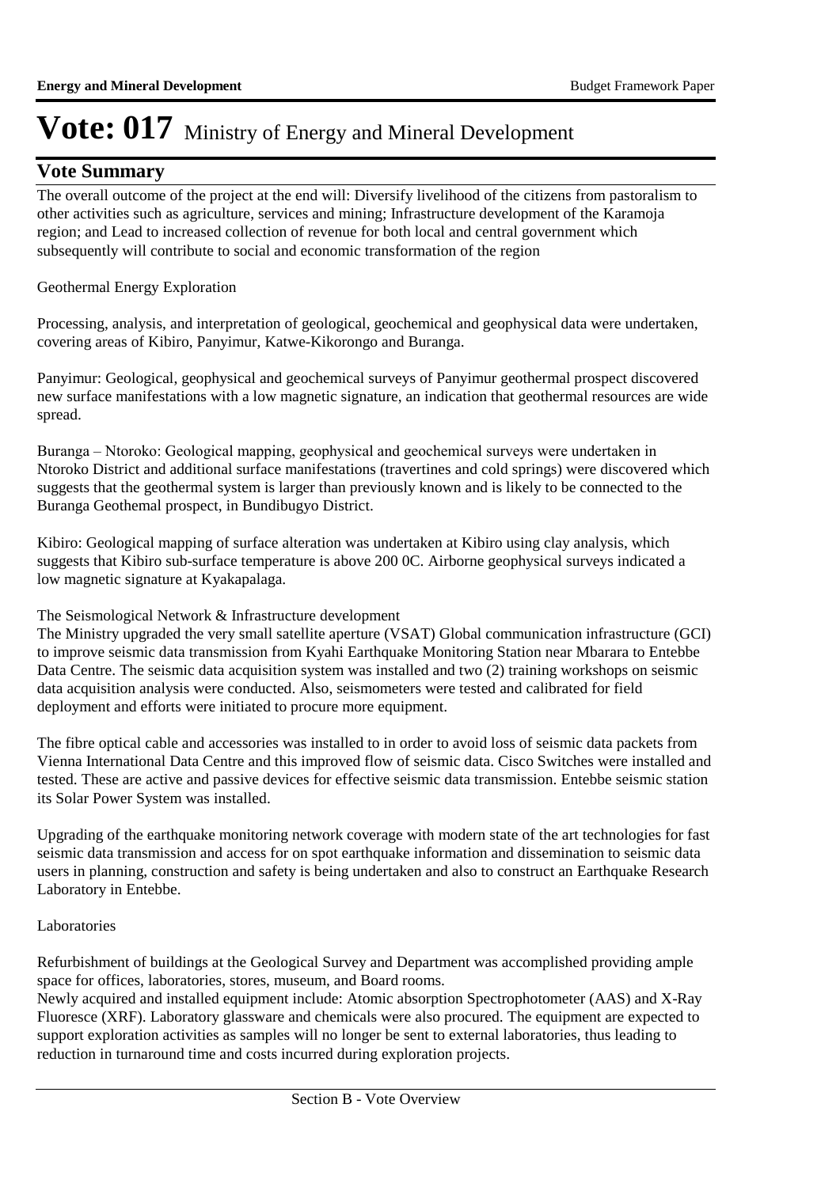# Vote: 017 Ministry of Energy and Mineral Development

## Vote Summary

The overall outcome of the project at the end will: Diversify livelihood of the citizens from pastoralism to other activities such as agriculture, services and mining; Infrastructure development of the Karamoja region; and Lead to increased collection of revenue for both local and central government which subsequently will contribute to social and economic transformation of the region

Geothermal Energy Exploration

Processing, analysis, and interpretation of geological, geochemical and geophysical data were undertaken, covering areas of Kibiro, Panyimur, Katwe-Kikorongo and Buranga.

Panyimur: Geological, geophysical and geochemical surveys of Panyimur geothermal prospect discovered new surface manifestations with a low magnetic signature, an indication that geothermal resources are wide spread.

Buranga – Ntoroko: Geological mapping, geophysical and geochemical surveys were undertaken in Ntoroko District and additional surface manifestations (travertines and cold springs) were discovered which suggests that the geothermal system is larger than previously known and is likely to be connected to the Buranga Geothemal prospect, in Bundibugyo District.

Kibiro: Geological mapping of surface alteration was undertaken at Kibiro using clay analysis, which suggests that Kibiro sub-surface temperature is above 200 0C. Airborne geophysical surveys indicated a low magnetic signature at Kyakapalaga.

The Seismological Network & Infrastructure development

The Ministry upgraded the very small satellite aperture (VSAT) Global communication infrastructure (GCI) to improve seismic data transmission from Kyahi Earthquake Monitoring Station near Mbarara to Entebbe Data Centre. The seismic data acquisition system was installed and two (2) training workshops on seismic data acquisition analysis were conducted. Also, seismometers were tested and calibrated for field deployment and efforts were initiated to procure more equipment.

The fibre optical cable and accessories was installed to in order to avoid loss of seismic data packets from Vienna International Data Centre and this improved flow of seismic data. Cisco Switches were installed and tested. These are active and passive devices for effective seismic data transmission. Entebbe seismic station its Solar Power System was installed.

Upgrading of the earthquake monitoring network coverage with modern state of the art technologies for fast seismic data transmission and access for on spot earthquake information and dissemination to seismic data users in planning, construction and safety is being undertaken and also to construct an Earthquake Research Laboratory in Entebbe.

Laboratories

Refurbishment of buildings at the Geological Survey and Department was accomplished providing ample space for offices, laboratories, stores, museum, and Board rooms.

Newly acquired and installed equipment include: Atomic absorption Spectrophotometer (AAS) and X-Ray Fluoresce (XRF). Laboratory glassware and chemicals were also procured. The equipment are expected to support exploration activities as samples will no longer be sent to external laboratories, thus leading to reduction in turnaround time and costs incurred during exploration projects.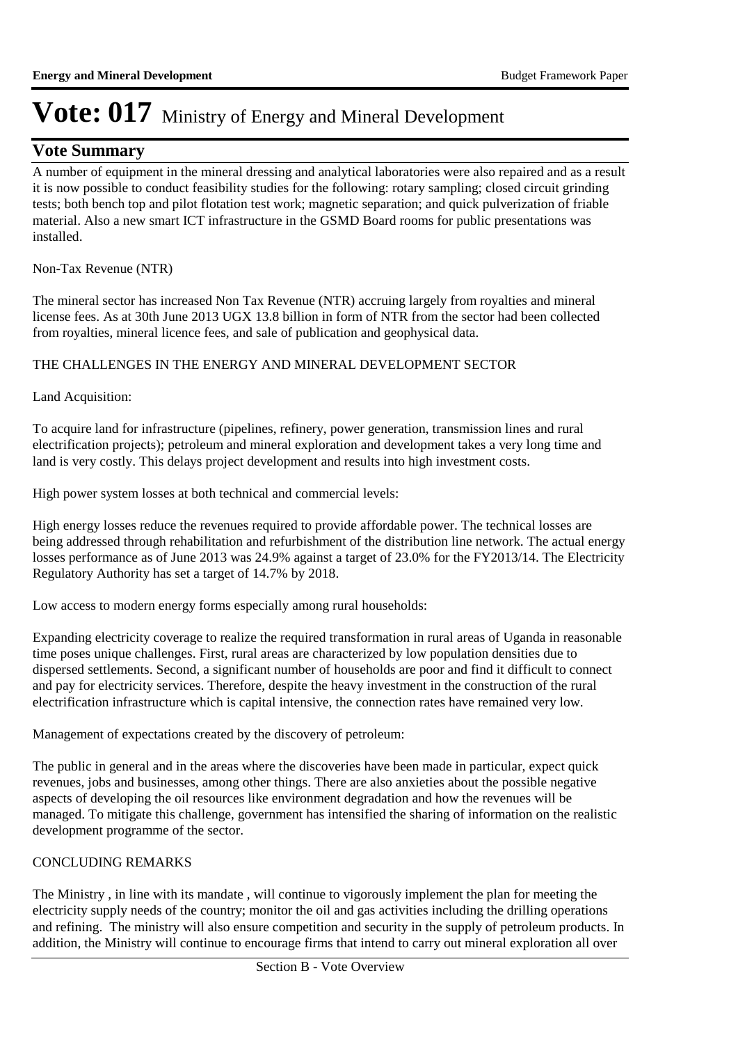# Vote: 017 Ministry of Energy and Mineral Development

## Vote Summary

A number of equipment in the mineral dressing and analytical laboratories were also repaired and as a result it is now possible to conduct feasibility studies for the following: rotary sampling; closed circuit grinding tests; both bench top and pilot flotation test work; magnetic separation; and quick pulverization of friable material. Also a new smart ICT infrastructure in the GSMD Board rooms for public presentations was installed.

Non-Tax Revenue (NTR)

The mineral sector has increased Non Tax Revenue (NTR) accruing largely from royalties and mineral license fees. As at 30th June 2013 UGX 13.8 billion in form of NTR from the sector had been collected from royalties, mineral licence fees, and sale of publication and geophysical data.

THE CHALLENGES IN THE ENERGY AND MINERAL DEVELOPMENT SECTOR

Land Acquisition:

To acquire land for infrastructure (pipelines, refinery, power generation, transmission lines and rural electrification projects); petroleum and mineral exploration and development takes a very long time and land is very costly. This delays project development and results into high investment costs.

High power system losses at both technical and commercial levels:

High energy losses reduce the revenues required to provide affordable power. The technical losses are being addressed through rehabilitation and refurbishment of the distribution line network. The actual energy losses performance as of June 2013 was 24.9% against a target of 23.0% for the FY2013/14. The Electricity Regulatory Authority has set a target of 14.7% by 2018.

Low access to modern energy forms especially among rural households:

Expanding electricity coverage to realize the required transformation in rural areas of Uganda in reasonable time poses unique challenges. First, rural areas are characterized by low population densities due to dispersed settlements. Second, a significant number of households are poor and find it difficult to connect and pay for electricity services. Therefore, despite the heavy investment in the construction of the rural electrification infrastructure which is capital intensive, the connection rates have remained very low.

Management of expectations created by the discovery of petroleum:

The public in general and in the areas where the discoveries have been made in particular, expect quick revenues, jobs and businesses, among other things. There are also anxieties about the possible negative aspects of developing the oil resources like environment degradation and how the revenues will be managed. To mitigate this challenge, government has intensified the sharing of information on the realistic development programme of the sector.

CONCLUDING REMARKS

The Ministry , in line with its mandate , will continue to vigorously implement the plan for meeting the electricity supply needs of the country; monitor the oil and gas activities including the drilling operations and refining. The ministry will also ensure competition and security in the supply of petroleum products. In addition, the Ministry will continue to encourage firms that intend to carry out mineral exploration all over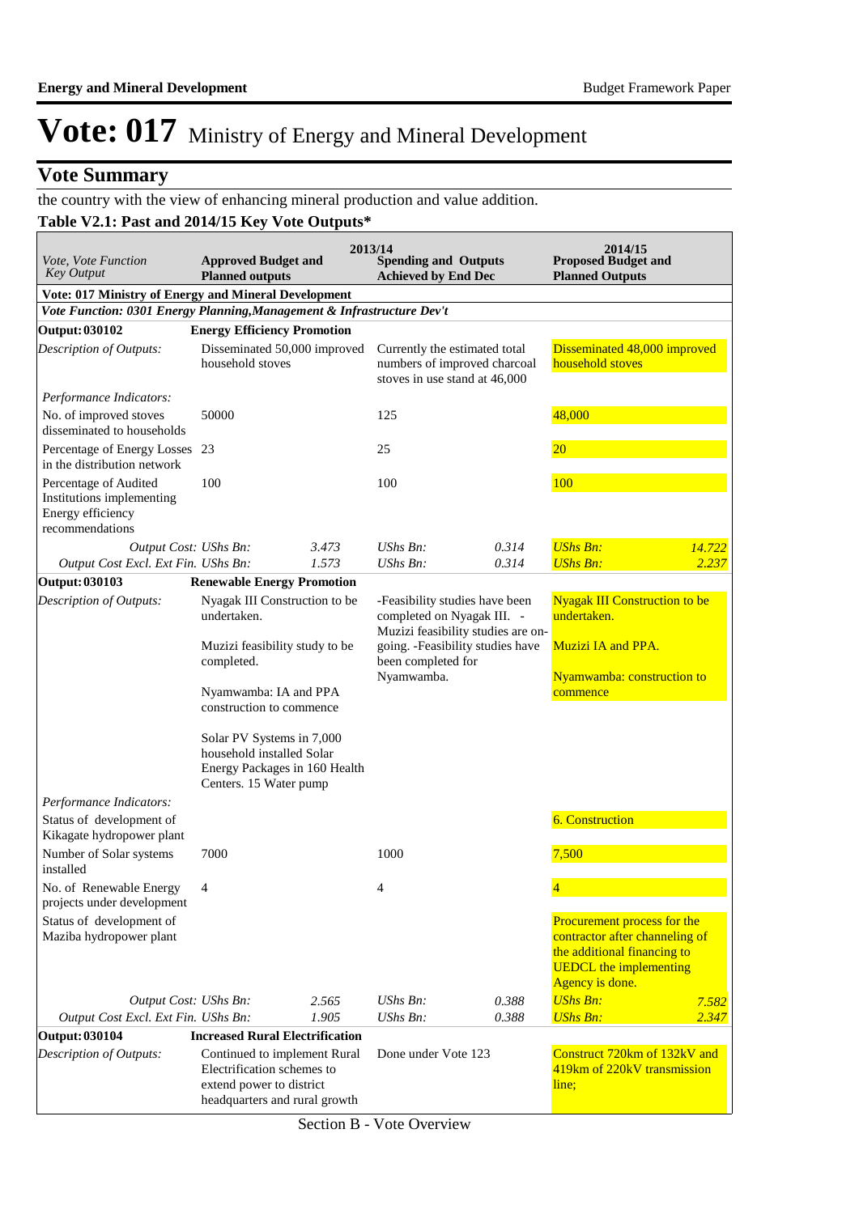# Vote: 017 Ministry of Energy and Mineral Development

## Vote Summary

the country with the view of enhancing mineral production and value addition.

### Table V2.1: Past and 2014/15 Key Vote Outputs*

| *Vote, Vote Function Key Output* | 2013/14 Approved Budget and Planned outputs | | 2013/14 Spending and Outputs Achieved by End Dec | | 2014/15 Proposed Budget and Planned Outputs | |
|---|---|---|---|---|---|---|
| **Vote: 017 Ministry of Energy and Mineral Development** | | | | | | |
| ***Vote Function: 0301 Energy Planning,Management & Infrastructure Dev't*** | | | | | | |
| **Output: 030102** | **Energy Efficiency Promotion** | | | | | |
| *Description of Outputs:* | Disseminated 50,000 improved household stoves | | Currently the estimated total numbers of improved charcoal stoves in use stand at 46,000 | | Disseminated 48,000 improved household stoves | |
| *Performance Indicators:* | | | | | | |
| No. of improved stoves disseminated to households | 50000 | | 125 | | 48,000 | |
| Percentage of Energy Losses in the distribution network | 23 | | 25 | | 20 | |
| Percentage of Audited Institutions implementing Energy efficiency recommendations | 100 | | 100 | | 100 | |
| *Output Cost:* | *UShs Bn:* | *3.473* | *UShs Bn:* | *0.314* | *UShs Bn:* | *14.722* |
| *Output Cost Excl. Ext Fin.* | *UShs Bn:* | *1.573* | *UShs Bn:* | *0.314* | *UShs Bn:* | *2.237* |
| **Output: 030103** | **Renewable Energy Promotion** | | | | | |
| *Description of Outputs:* | Nyagak III Construction to be undertaken. Muzizi feasibility study to be completed. Nyamwamba: IA and PPA construction to commence Solar PV Systems in 7,000 household installed Solar Energy Packages in 160 Health Centers. 15 Water pump | | -Feasibility studies have been completed on Nyagak III. -Muzizi feasibility studies are on-going. -Feasibility studies have been completed for Nyamwamba. | | Nyagak III Construction to be undertaken. Muzizi IA and PPA. Nyamwamba: construction to commence | |
| *Performance Indicators:* | | | | | | |
| Status of development of Kikagate hydropower plant | | | | | 6. Construction | |
| Number of Solar systems installed | 7000 | | 1000 | | 7,500 | |
| No. of Renewable Energy projects under development | 4 | | 4 | | 4 | |
| Status of development of Maziba hydropower plant | | | | | Procurement process for the contractor after channeling of the additional financing to UEDCL the implementing Agency is done. | |
| *Output Cost:* | *UShs Bn:* | *2.565* | *UShs Bn:* | *0.388* | *UShs Bn:* | *7.582* |
| *Output Cost Excl. Ext Fin.* | *UShs Bn:* | *1.905* | *UShs Bn:* | *0.388* | *UShs Bn:* | *2.347* |
| **Output: 030104** | **Increased Rural Electrification** | | | | | |
| *Description of Outputs:* | Continued to implement Rural Electrification schemes to extend power to district headquarters and rural growth | | Done under Vote 123 | | Construct 720km of 132kV and 419km of 220kV transmission line; | |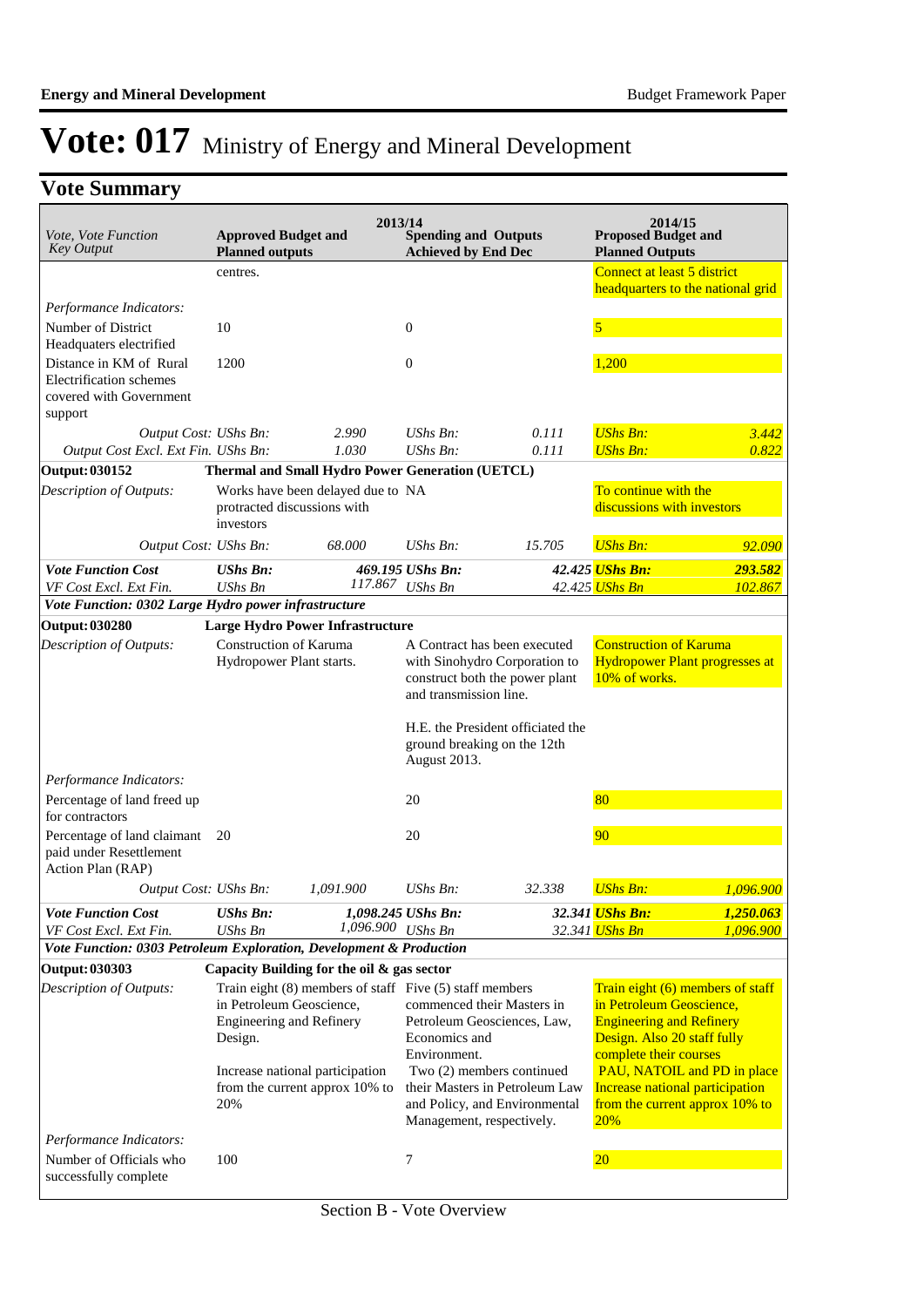# Vote: 017 Ministry of Energy and Mineral Development

## Vote Summary

| Vote, Vote Function Key Output | 2013/14 Approved Budget and Planned outputs | | 2013/14 Spending and Outputs Achieved by End Dec | | 2014/15 Proposed Budget and Planned Outputs | |
|---|---|---|---|---|---|---|
| | centres. | | | | Connect at least 5 district headquarters to the national grid | |
| *Performance Indicators:* | | | | | | |
| Number of District Headquarters electrified | 10 | | 0 | | 5 | |
| Distance in KM of Rural Electrification schemes covered with Government support | 1200 | | 0 | | 1,200 | |
| *Output Cost:* | *UShs Bn:* | *2.990* | *UShs Bn:* | *0.111* | *UShs Bn:* | *3.442* |
| *Output Cost Excl. Ext Fin.* | *UShs Bn:* | *1.030* | *UShs Bn:* | *0.111* | *UShs Bn:* | *0.822* |
| **Output: 030152** | **Thermal and Small Hydro Power Generation (UETCL)** | | | | | |
| *Description of Outputs:* | Works have been delayed due to protracted discussions with investors | | NA | | To continue with the discussions with investors | |
| *Output Cost:* | *UShs Bn:* | *68.000* | *UShs Bn:* | *15.705* | *UShs Bn:* | *92.090* |
| ***Vote Function Cost*** | ***UShs Bn:*** | ***469.195*** | ***UShs Bn:*** | ***42.425*** | ***UShs Bn:*** | ***293.582*** |
| *VF Cost Excl. Ext Fin.* | *UShs Bn* | *117.867* | *UShs Bn* | *42.425* | *UShs Bn* | *102.867* |
| ***Vote Function: 0302 Large Hydro power infrastructure*** | | | | | | |
| **Output: 030280** | **Large Hydro Power Infrastructure** | | | | | |
| *Description of Outputs:* | Construction of Karuma Hydropower Plant starts. | | A Contract has been executed with Sinohydro Corporation to construct both the power plant and transmission line.<br><br>H.E. the President officiated the ground breaking on the 12th August 2013. | | Construction of Karuma Hydropower Plant progresses at 10% of works. | |
| *Performance Indicators:* | | | | | | |
| Percentage of land freed up for contractors | | | 20 | | 80 | |
| Percentage of land claimant paid under Resettlement Action Plan (RAP) | 20 | | 20 | | 90 | |
| *Output Cost:* | *UShs Bn:* | *1,091.900* | *UShs Bn:* | *32.338* | *UShs Bn:* | *1,096.900* |
| ***Vote Function Cost*** | ***UShs Bn:*** | ***1,098.245*** | ***UShs Bn:*** | ***32.341*** | ***UShs Bn:*** | ***1,250.063*** |
| *VF Cost Excl. Ext Fin.* | *UShs Bn* | *1,096.900* | *UShs Bn* | *32.341* | *UShs Bn* | *1,096.900* |
| ***Vote Function: 0303 Petroleum Exploration, Development & Production*** | | | | | | |
| **Output: 030303** | **Capacity Building for the oil & gas sector** | | | | | |
| *Description of Outputs:* | Train eight (8) members of staff in Petroleum Geoscience, Engineering and Refinery Design.<br><br>Increase national participation from the current approx 10% to 20% | | Five (5) staff members commenced their Masters in Petroleum Geosciences, Law, Economics and Environment.<br>Two (2) members continued their Masters in Petroleum Law and Policy, and Environmental Management, respectively. | | Train eight (6) members of staff in Petroleum Geoscience, Engineering and Refinery Design. Also 20 staff fully complete their courses<br>PAU, NATOIL and PD in place<br>Increase national participation from the current approx 10% to 20% | |
| *Performance Indicators:* | | | | | | |
| Number of Officials who successfully complete | 100 | | 7 | | 20 | |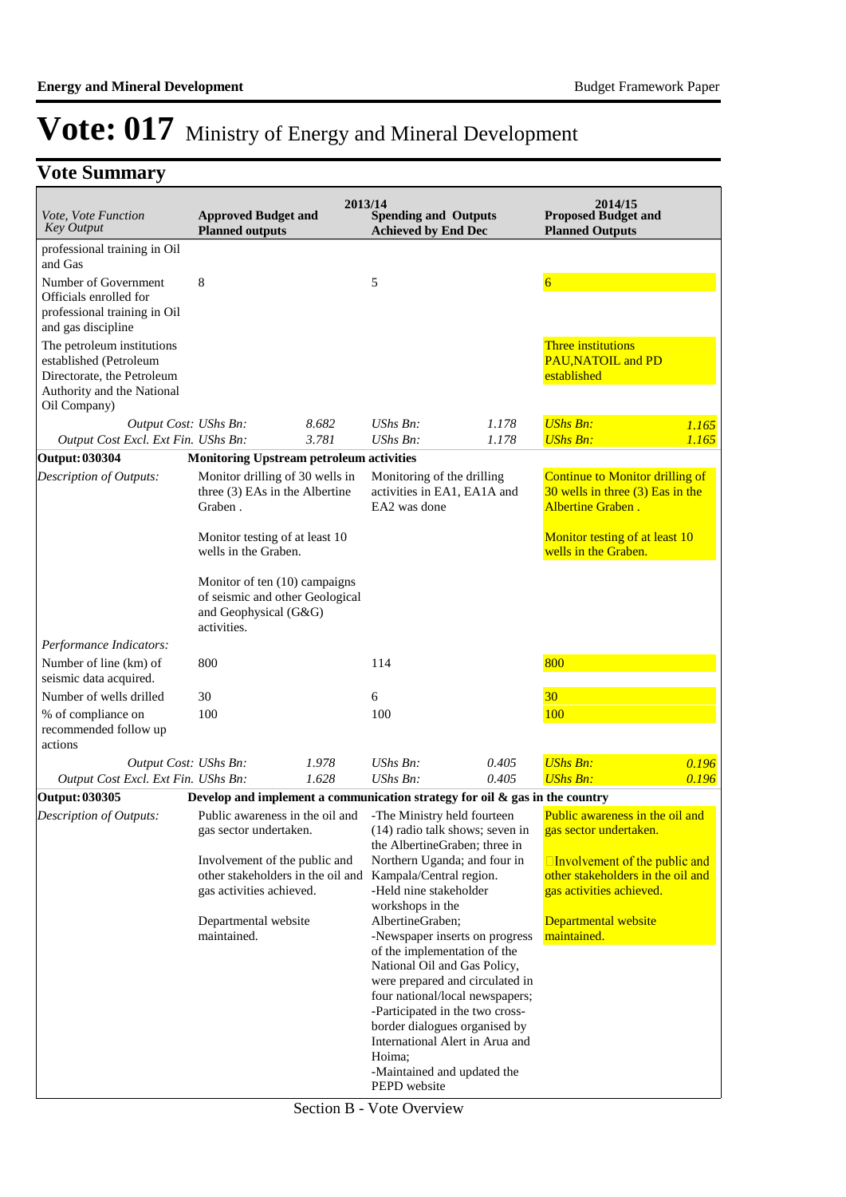# Vote: 017 Ministry of Energy and Mineral Development

## Vote Summary

| *Vote, Vote Function Key Output* | 2013/14 **Approved Budget and Planned outputs** | | **Spending and Outputs Achieved by End Dec** | | 2014/15 **Proposed Budget and Planned Outputs** | |
|---|---|---|---|---|---|---|
| professional training in Oil and Gas | | | | | | |
| Number of Government Officials enrolled for professional training in Oil and gas discipline | 8 | | 5 | | 6 | |
| The petroleum institutions established (Petroleum Directorate, the Petroleum Authority and the National Oil Company) | | | | | Three institutions PAU,NATOIL and PD established | |
| *Output Cost: UShs Bn:* | | *8.682* | *UShs Bn:* | *1.178* | *UShs Bn:* | *1.165* |
| *Output Cost Excl. Ext Fin. UShs Bn:* | | *3.781* | *UShs Bn:* | *1.178* | *UShs Bn:* | *1.165* |
| **Output: 030304** | **Monitoring Upstream petroleum activities** | | | | | |
| *Description of Outputs:* | Monitor drilling of 30 wells in three (3) EAs in the Albertine Graben .<br><br>Monitor testing of at least 10 wells in the Graben.<br><br>Monitor of ten (10) campaigns of seismic and other Geological and Geophysical (G&G) activities. | | Monitoring of the drilling activities in EA1, EA1A and EA2 was done | | Continue to Monitor drilling of 30 wells in three (3) Eas in the Albertine Graben .<br><br>Monitor testing of at least 10 wells in the Graben. | |
| *Performance Indicators:* | | | | | | |
| Number of line (km) of seismic data acquired. | 800 | | 114 | | 800 | |
| Number of wells drilled | 30 | | 6 | | 30 | |
| % of compliance on recommended follow up actions | 100 | | 100 | | 100 | |
| *Output Cost: UShs Bn:* | | *1.978* | *UShs Bn:* | *0.405* | *UShs Bn:* | *0.196* |
| *Output Cost Excl. Ext Fin. UShs Bn:* | | *1.628* | *UShs Bn:* | *0.405* | *UShs Bn:* | *0.196* |
| **Output: 030305** | **Develop and implement a communication strategy for oil & gas in the country** | | | | | |
| *Description of Outputs:* | Public awareness in the oil and gas sector undertaken.<br><br>Involvement of the public and other stakeholders in the oil and gas activities achieved.<br><br>Departmental website maintained. | | -The Ministry held fourteen (14) radio talk shows; seven in the AlbertineGraben; three in Northern Uganda; and four in Kampala/Central region.<br>-Held nine stakeholder workshops in the AlbertineGraben;<br>-Newspaper inserts on progress of the implementation of the National Oil and Gas Policy, were prepared and circulated in four national/local newspapers;<br>-Participated in the two cross-border dialogues organised by International Alert in Arua and Hoima;<br>-Maintained and updated the PEPD website | | Public awareness in the oil and gas sector undertaken.<br><br>Involvement of the public and other stakeholders in the oil and gas activities achieved.<br><br>Departmental website maintained. | |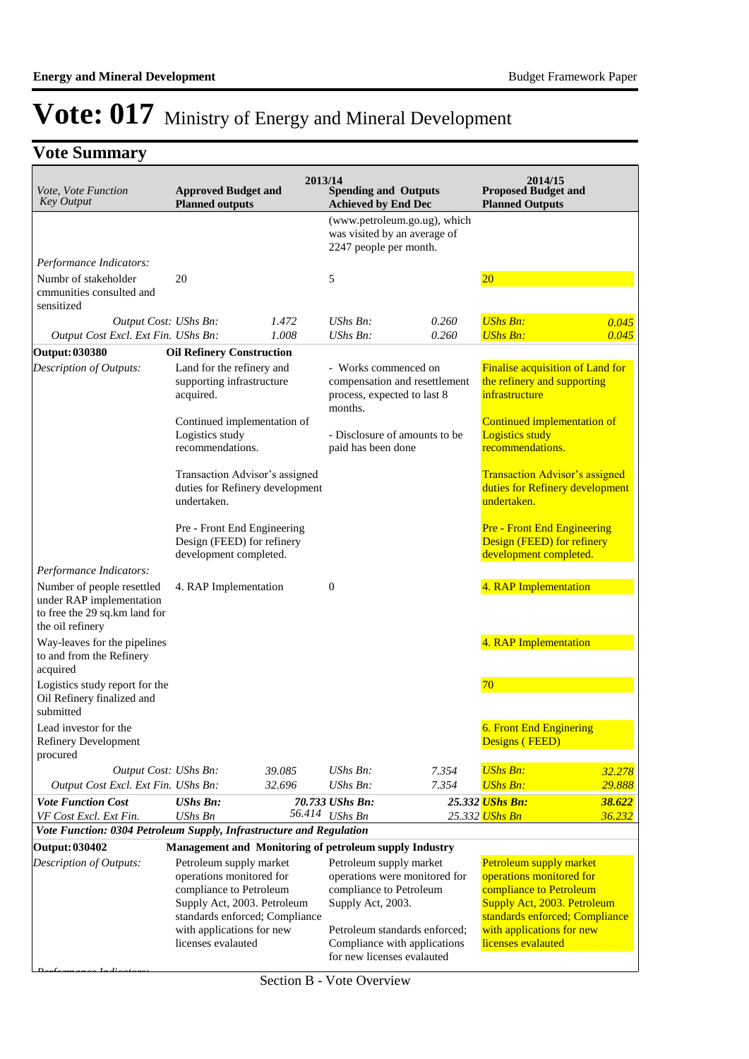# Vote: 017 Ministry of Energy and Mineral Development

## Vote Summary

| Vote, Vote Function Key Output | 2013/14 Approved Budget and Planned outputs | | 2013/14 Spending and Outputs Achieved by End Dec | | 2014/15 Proposed Budget and Planned Outputs | |
|---|---|---|---|---|---|---|
| | | | (www.petroleum.go.ug), which was visited by an average of 2247 people per month. | | | |
| *Performance Indicators:* | | | | | | |
| Numbr of stakeholder cmmunities consulted and sensitized | 20 | | 5 | | 20 | |
| *Output Cost:* | *UShs Bn:* | *1.472* | *UShs Bn:* | *0.260* | *UShs Bn:* | *0.045* |
| *Output Cost Excl. Ext Fin.* | *UShs Bn:* | *1.008* | *UShs Bn:* | *0.260* | *UShs Bn:* | *0.045* |
| **Output: 030380** | **Oil Refinery Construction** | | | | | |
| *Description of Outputs:* | Land for the refinery and supporting infrastructure acquired.<br><br>Continued implementation of Logistics study recommendations.<br><br>Transaction Advisor's assigned duties for Refinery development undertaken.<br><br>Pre - Front End Engineering Design (FEED) for refinery development completed. | | - Works commenced on compensation and resettlement process, expected to last 8 months.<br><br>- Disclosure of amounts to be paid has been done | | Finalise acquisition of Land for the refinery and supporting infrastructure<br><br>Continued implementation of Logistics study recommendations.<br><br>Transaction Advisor's assigned duties for Refinery development undertaken.<br><br>Pre - Front End Engineering Design (FEED) for refinery development completed. | |
| *Performance Indicators:* | | | | | | |
| Number of people resettled under RAP implementation to free the 29 sq.km land for the oil refinery | 4. RAP Implementation | | 0 | | 4. RAP Implementation | |
| Way-leaves for the pipelines to and from the Refinery acquired | | | | | 4. RAP Implementation | |
| Logistics study report for the Oil Refinery finalized and submitted | | | | | 70 | |
| Lead investor for the Refinery Development procured | | | | | 6. Front End Enginering Designs ( FEED) | |
| *Output Cost:* | *UShs Bn:* | *39.085* | *UShs Bn:* | *7.354* | *UShs Bn:* | *32.278* |
| *Output Cost Excl. Ext Fin.* | *UShs Bn:* | *32.696* | *UShs Bn:* | *7.354* | *UShs Bn:* | *29.888* |
| ***Vote Function Cost*** | ***UShs Bn:*** | ***70.733*** | ***UShs Bn:*** | ***25.332*** | ***UShs Bn:*** | ***38.622*** |
| *VF Cost Excl. Ext Fin.* | *UShs Bn* | *56.414* | *UShs Bn* | *25.332* | *UShs Bn* | *36.232* |
| ***Vote Function: 0304 Petroleum Supply, Infrastructure and Regulation*** | | | | | | |
| **Output: 030402** | **Management and Monitoring of petroleum supply Industry** | | | | | |
| *Description of Outputs:* | Petroleum supply market operations monitored for compliance to Petroleum Supply Act, 2003. Petroleum standards enforced; Compliance with applications for new licenses evalauted | | Petroleum supply market operations were monitored for compliance to Petroleum Supply Act, 2003.<br><br>Petroleum standards enforced; Compliance with applications for new licenses evalauted | | Petroleum supply market operations monitored for compliance to Petroleum Supply Act, 2003. Petroleum standards enforced; Compliance with applications for new licenses evalauted | |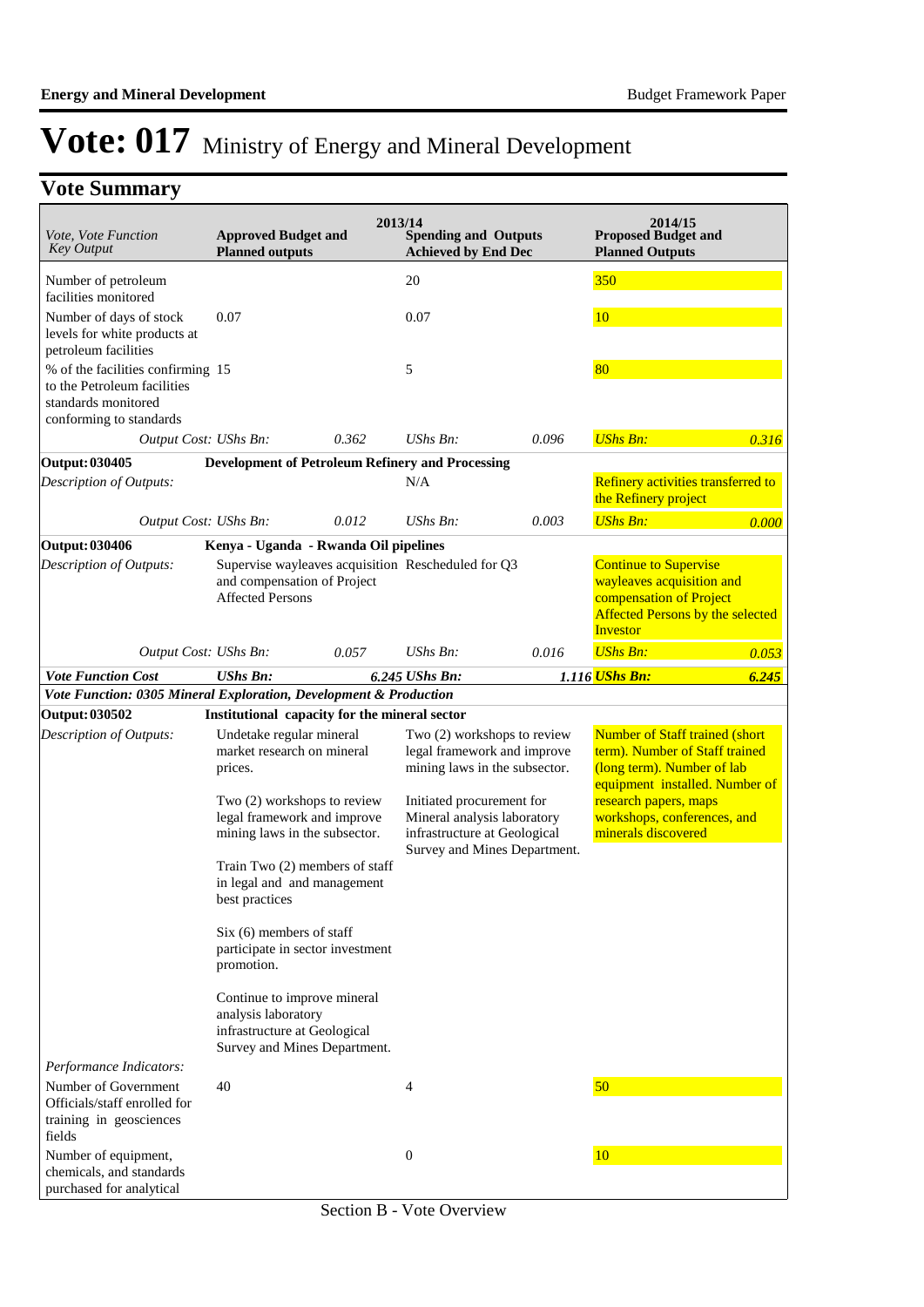# Vote: 017 Ministry of Energy and Mineral Development

## Vote Summary

| Vote, Vote Function Key Output | 2013/14 Approved Budget and Planned outputs | | 2013/14 Spending and Outputs Achieved by End Dec | | 2014/15 Proposed Budget and Planned Outputs | |
|---|---|---|---|---|---|---|
| Number of petroleum facilities monitored | | | 20 | | 350 | |
| Number of days of stock levels for white products at petroleum facilities | 0.07 | | 0.07 | | 10 | |
| % of the facilities confirming to the Petroleum facilities standards monitored conforming to standards | 15 | | 5 | | 80 | |
| *Output Cost:* | *UShs Bn:* | *0.362* | *UShs Bn:* | *0.096* | *UShs Bn:* | *0.316* |
| **Output: 030405** | **Development of Petroleum Refinery and Processing** | | | | | |
| *Description of Outputs:* | | | N/A | | Refinery activities transferred to the Refinery project | |
| *Output Cost:* | *UShs Bn:* | *0.012* | *UShs Bn:* | *0.003* | *UShs Bn:* | *0.000* |
| **Output: 030406** | **Kenya - Uganda - Rwanda Oil pipelines** | | | | | |
| *Description of Outputs:* | Supervise wayleaves acquisition and compensation of Project Affected Persons | | Rescheduled for Q3 | | Continue to Supervise wayleaves acquisition and compensation of Project Affected Persons by the selected Investor | |
| *Output Cost:* | *UShs Bn:* | *0.057* | *UShs Bn:* | *0.016* | *UShs Bn:* | *0.053* |
| ***Vote Function Cost*** | ***UShs Bn:*** | | ***6.245 UShs Bn:*** | ***1.116*** | ***UShs Bn:*** | ***6.245*** |
| ***Vote Function: 0305 Mineral Exploration, Development & Production*** | | | | | | |
| **Output: 030502** | **Institutional capacity for the mineral sector** | | | | | |
| *Description of Outputs:* | Undetake regular mineral market research on mineral prices.<br><br>Two (2) workshops to review legal framework and improve mining laws in the subsector.<br><br>Train Two (2) members of staff in legal and and management best practices<br><br>Six (6) members of staff participate in sector investment promotion.<br><br>Continue to improve mineral analysis laboratory infrastructure at Geological Survey and Mines Department. | | Two (2) workshops to review legal framework and improve mining laws in the subsector.<br><br>Initiated procurement for Mineral analysis laboratory infrastructure at Geological Survey and Mines Department. | | Number of Staff trained (short term). Number of Staff trained (long term). Number of lab equipment installed. Number of research papers, maps workshops, conferences, and minerals discovered | |
| *Performance Indicators:* | | | | | | |
| Number of Government Officials/staff enrolled for training in geosciences fields | 40 | | 4 | | 50 | |
| Number of equipment, chemicals, and standards purchased for analytical | | | 0 | | 10 | |

Section B - Vote Overview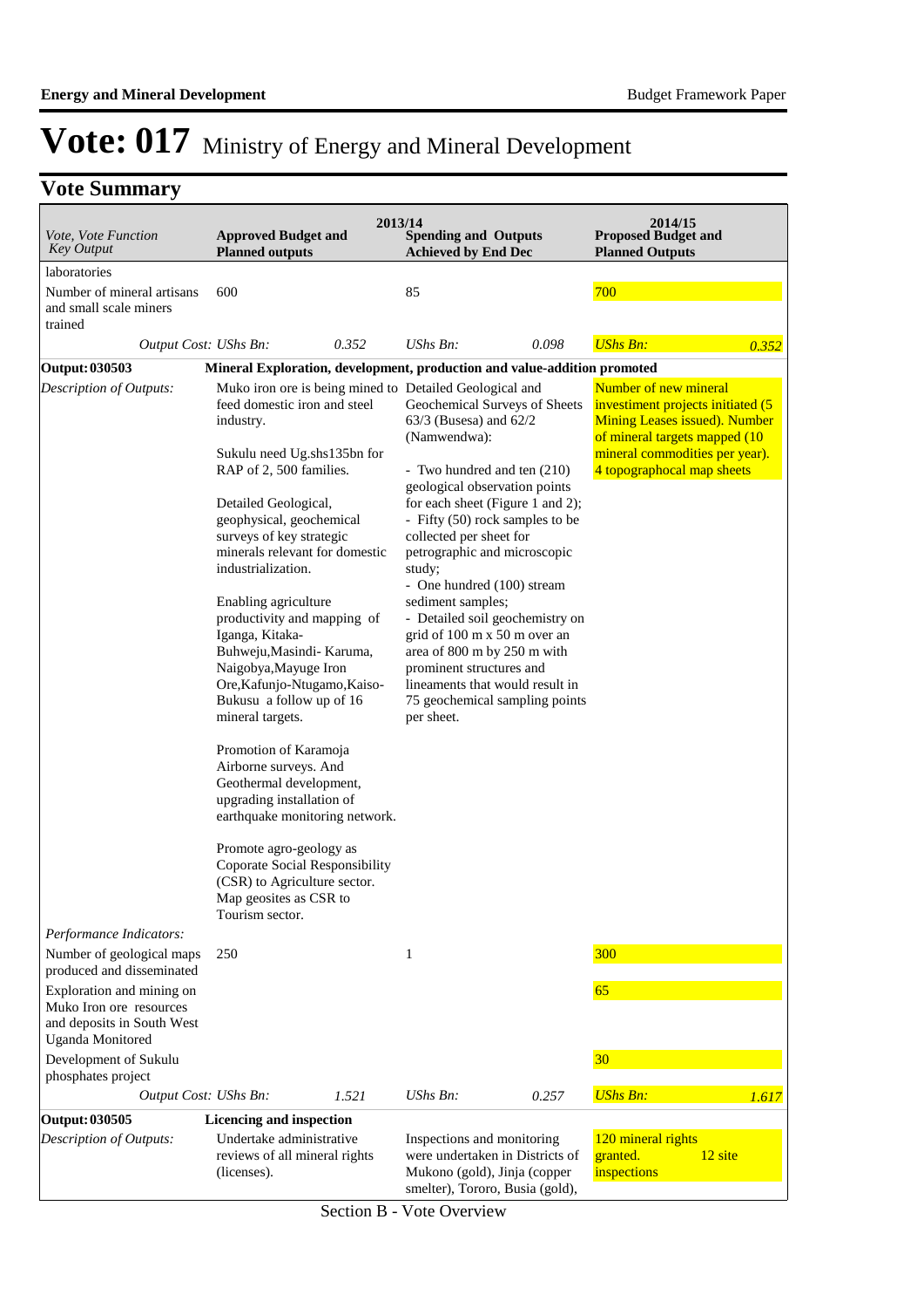# Vote: 017 Ministry of Energy and Mineral Development

## Vote Summary

| Vote, Vote Function Key Output | 2013/14 Approved Budget and Planned outputs | 2013/14 Spending and Outputs Achieved by End Dec | 2014/15 Proposed Budget and Planned Outputs |
|---|---|---|---|
| laboratories | | | |
| Number of mineral artisans and small scale miners trained | 600 | 85 | 700 |
| *Output Cost:* | *UShs Bn:* 0.352 | *UShs Bn:* 0.098 | *UShs Bn:* 0.352 |
| **Output: 030503** | **Mineral Exploration, development, production and value-addition promoted** | | |
| *Description of Outputs:* | Muko iron ore is being mined to feed domestic iron and steel industry.<br><br>Sukulu need Ug.shs135bn for RAP of 2, 500 families.<br><br>Detailed Geological, geophysical, geochemical surveys of key strategic minerals relevant for domestic industrialization.<br><br>Enabling agriculture productivity and mapping of Iganga, Kitaka-Buhweju,Masindi- Karuma, Naigobya,Mayuge Iron Ore,Kafunjo-Ntugamo,Kaiso-Bukusu a follow up of 16 mineral targets.<br><br>Promotion of Karamoja Airborne surveys. And Geothermal development, upgrading installation of earthquake monitoring network.<br><br>Promote agro-geology as Coporate Social Responsibility (CSR) to Agriculture sector. Map geosites as CSR to Tourism sector. | Detailed Geological and Geochemical Surveys of Sheets 63/3 (Busesa) and 62/2 (Namwendwa):<br><br>- Two hundred and ten (210) geological observation points for each sheet (Figure 1 and 2);<br>- Fifty (50) rock samples to be collected per sheet for petrographic and microscopic study;<br>- One hundred (100) stream sediment samples;<br>- Detailed soil geochemistry on grid of 100 m x 50 m over an area of 800 m by 250 m with prominent structures and lineaments that would result in 75 geochemical sampling points per sheet. | Number of new mineral investiment projects initiated (5 Mining Leases issued). Number of mineral targets mapped (10 mineral commodities per year). 4 topographocal map sheets |
| *Performance Indicators:* | | | |
| Number of geological maps produced and disseminated | 250 | 1 | 300 |
| Exploration and mining on Muko Iron ore resources and deposits in South West Uganda Monitored | | | 65 |
| Development of Sukulu phosphates project | | | 30 |
| *Output Cost:* | *UShs Bn:* 1.521 | *UShs Bn:* 0.257 | *UShs Bn:* 1.617 |
| **Output: 030505** | **Licencing and inspection** | | |
| *Description of Outputs:* | Undertake administrative reviews of all mineral rights (licenses). | Inspections and monitoring were undertaken in Districts of Mukono (gold), Jinja (copper smelter), Tororo, Busia (gold), | 120 mineral rights granted. 12 site inspections |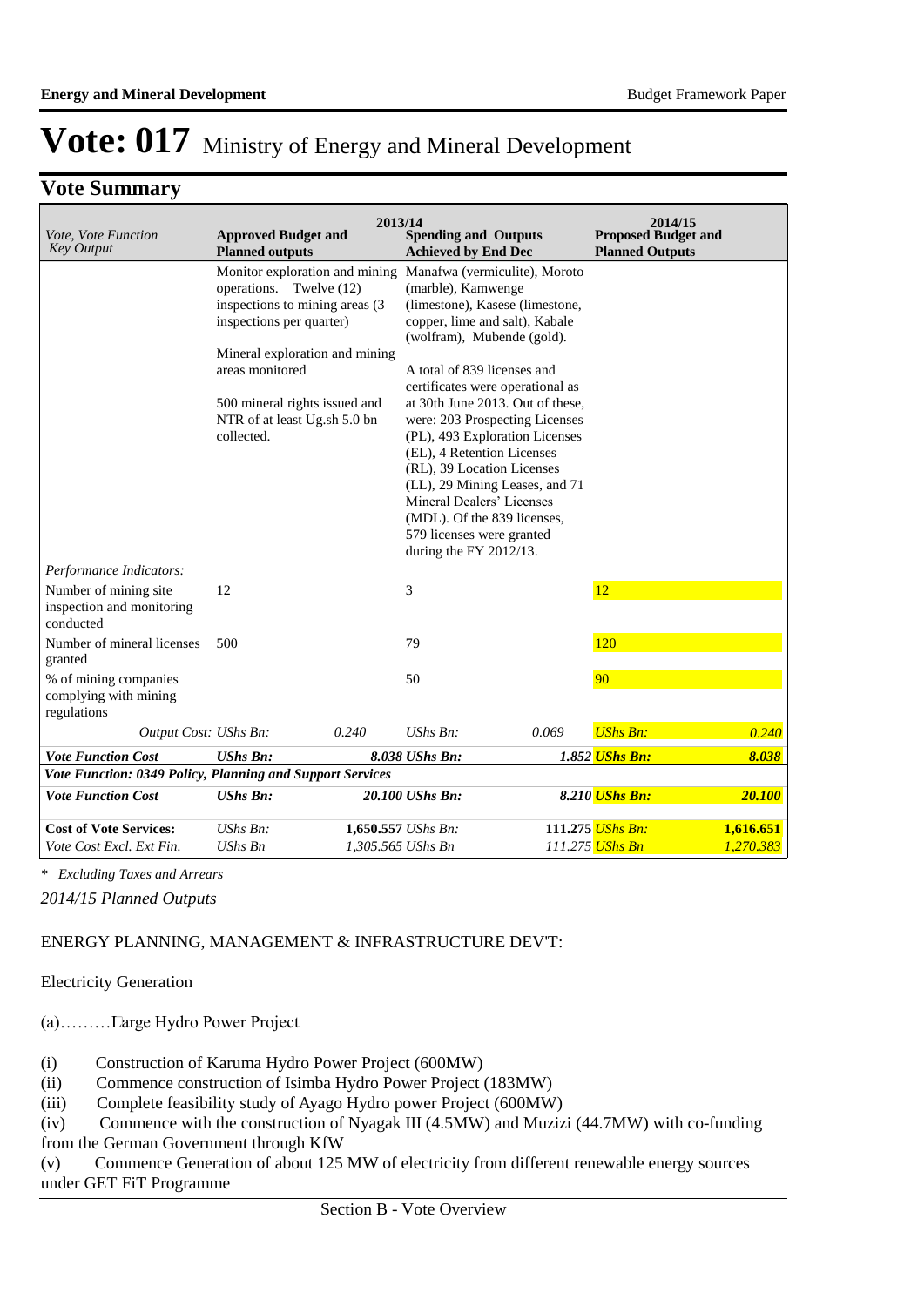# Vote: 017 Ministry of Energy and Mineral Development

## Vote Summary

| *Vote, Vote Function Key Output* | 2013/14 **Approved Budget and Planned outputs** | | 2013/14 **Spending and Outputs Achieved by End Dec** | | 2014/15 **Proposed Budget and Planned Outputs** | |
|---|---|---|---|---|---|---|
| | Monitor exploration and mining operations. Twelve (12) inspections to mining areas (3 inspections per quarter)<br><br>Mineral exploration and mining areas monitored<br><br>500 mineral rights issued and NTR of at least Ug.sh 5.0 bn collected. | | Manafwa (vermiculite), Moroto (marble), Kamwenge (limestone), Kasese (limestone, copper, lime and salt), Kabale (wolfram), Mubende (gold).<br><br>A total of 839 licenses and certificates were operational as at 30th June 2013. Out of these, were: 203 Prospecting Licenses (PL), 493 Exploration Licenses (EL), 4 Retention Licenses (RL), 39 Location Licenses (LL), 29 Mining Leases, and 71 Mineral Dealers' Licenses (MDL). Of the 839 licenses, 579 licenses were granted during the FY 2012/13. | | | |
| *Performance Indicators:* | | | | | | |
| Number of mining site inspection and monitoring conducted | 12 | | 3 | | 12 | |
| Number of mineral licenses granted | 500 | | 79 | | 120 | |
| % of mining companies complying with mining regulations | | | 50 | | 90 | |
| *Output Cost:* | *UShs Bn:* | *0.240* | *UShs Bn:* | *0.069* | *UShs Bn:* | *0.240* |
| ***Vote Function Cost*** | ***UShs Bn:*** | ***8.038*** | ***UShs Bn:*** | ***1.852*** | ***UShs Bn:*** | ***8.038*** |
| ***Vote Function: 0349 Policy, Planning and Support Services*** | | | | | | |
| ***Vote Function Cost*** | ***UShs Bn:*** | ***20.100*** | ***UShs Bn:*** | ***8.210*** | ***UShs Bn:*** | ***20.100*** |
| **Cost of Vote Services:** | *UShs Bn:* | **1,650.557** | *UShs Bn:* | **111.275** | *UShs Bn:* | **1,616.651** |
| *Vote Cost Excl. Ext Fin.* | *UShs Bn* | *1,305.565* | *UShs Bn* | *111.275* | *UShs Bn* | *1,270.383* |

*\* Excluding Taxes and Arrears*

*2014/15 Planned Outputs*

ENERGY PLANNING, MANAGEMENT & INFRASTRUCTURE DEV'T:

Electricity Generation

(a)………Large Hydro Power Project

(i) Construction of Karuma Hydro Power Project (600MW)
(ii) Commence construction of Isimba Hydro Power Project (183MW)
(iii) Complete feasibility study of Ayago Hydro power Project (600MW)
(iv) Commence with the construction of Nyagak III (4.5MW) and Muzizi (44.7MW) with co-funding from the German Government through KfW
(v) Commence Generation of about 125 MW of electricity from different renewable energy sources under GET FiT Programme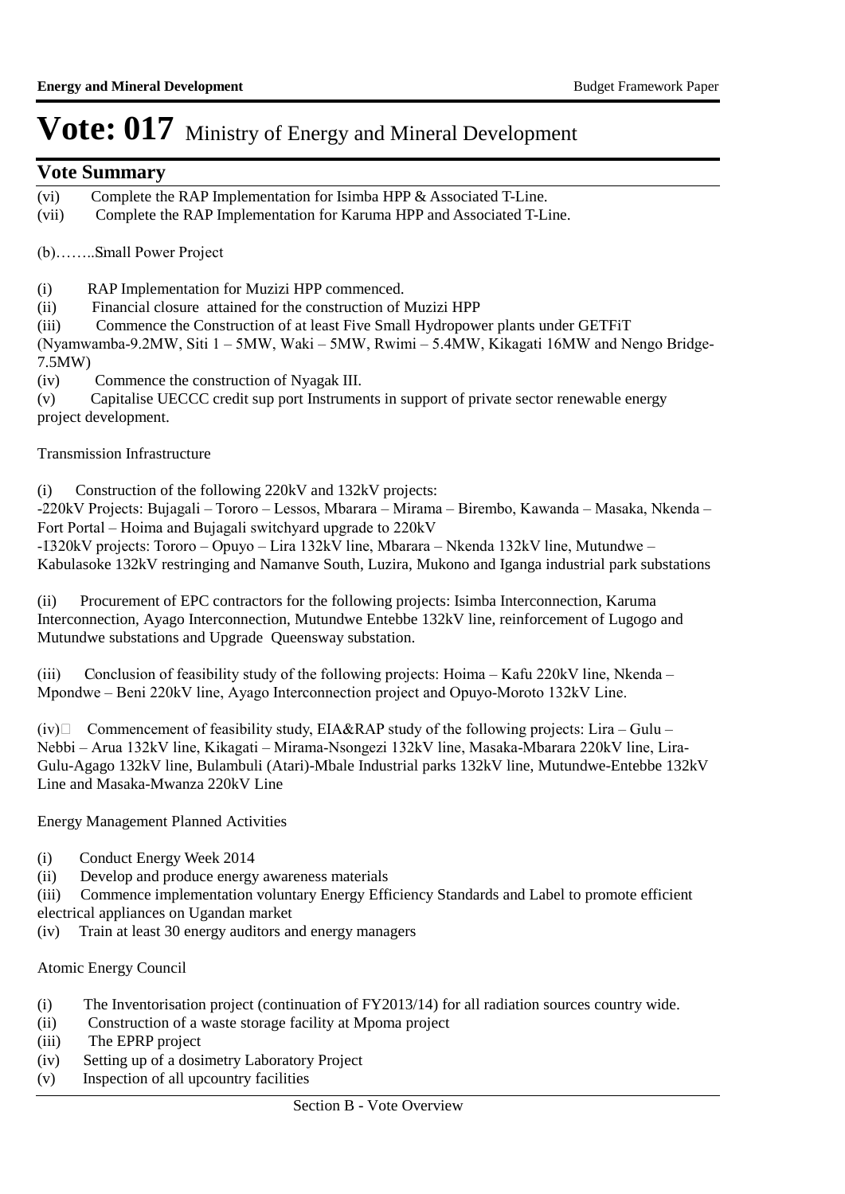# Vote: 017 Ministry of Energy and Mineral Development

## Vote Summary

(vi) Complete the RAP Implementation for Isimba HPP & Associated T-Line.
(vii) Complete the RAP Implementation for Karuma HPP and Associated T-Line.

(b)……..Small Power Project

(i) RAP Implementation for Muzizi HPP commenced.
(ii) Financial closure attained for the construction of Muzizi HPP
(iii) Commence the Construction of at least Five Small Hydropower plants under GETFiT (Nyamwamba-9.2MW, Siti 1 – 5MW, Waki – 5MW, Rwimi – 5.4MW, Kikagati 16MW and Nengo Bridge-7.5MW)
(iv) Commence the construction of Nyagak III.
(v) Capitalise UECCC credit sup port Instruments in support of private sector renewable energy project development.

Transmission Infrastructure

(i) Construction of the following 220kV and 132kV projects:
-220kV Projects: Bujagali – Tororo – Lessos, Mbarara – Mirama – Birembo, Kawanda – Masaka, Nkenda – Fort Portal – Hoima and Bujagali switchyard upgrade to 220kV
-1320kV projects: Tororo – Opuyo – Lira 132kV line, Mbarara – Nkenda 132kV line, Mutundwe – Kabulasoke 132kV restringing and Namanve South, Luzira, Mukono and Iganga industrial park substations

(ii) Procurement of EPC contractors for the following projects: Isimba Interconnection, Karuma Interconnection, Ayago Interconnection, Mutundwe Entebbe 132kV line, reinforcement of Lugogo and Mutundwe substations and Upgrade Queensway substation.

(iii) Conclusion of feasibility study of the following projects: Hoima – Kafu 220kV line, Nkenda – Mpondwe – Beni 220kV line, Ayago Interconnection project and Opuyo-Moroto 132kV Line.

(iv) Commencement of feasibility study, EIA&RAP study of the following projects: Lira – Gulu – Nebbi – Arua 132kV line, Kikagati – Mirama-Nsongezi 132kV line, Masaka-Mbarara 220kV line, Lira-Gulu-Agago 132kV line, Bulambuli (Atari)-Mbale Industrial parks 132kV line, Mutundwe-Entebbe 132kV Line and Masaka-Mwanza 220kV Line

Energy Management Planned Activities

(i) Conduct Energy Week 2014
(ii) Develop and produce energy awareness materials
(iii) Commence implementation voluntary Energy Efficiency Standards and Label to promote efficient electrical appliances on Ugandan market
(iv) Train at least 30 energy auditors and energy managers

Atomic Energy Council

(i) The Inventorisation project (continuation of FY2013/14) for all radiation sources country wide.
(ii) Construction of a waste storage facility at Mpoma project
(iii) The EPRP project
(iv) Setting up of a dosimetry Laboratory Project
(v) Inspection of all upcountry facilities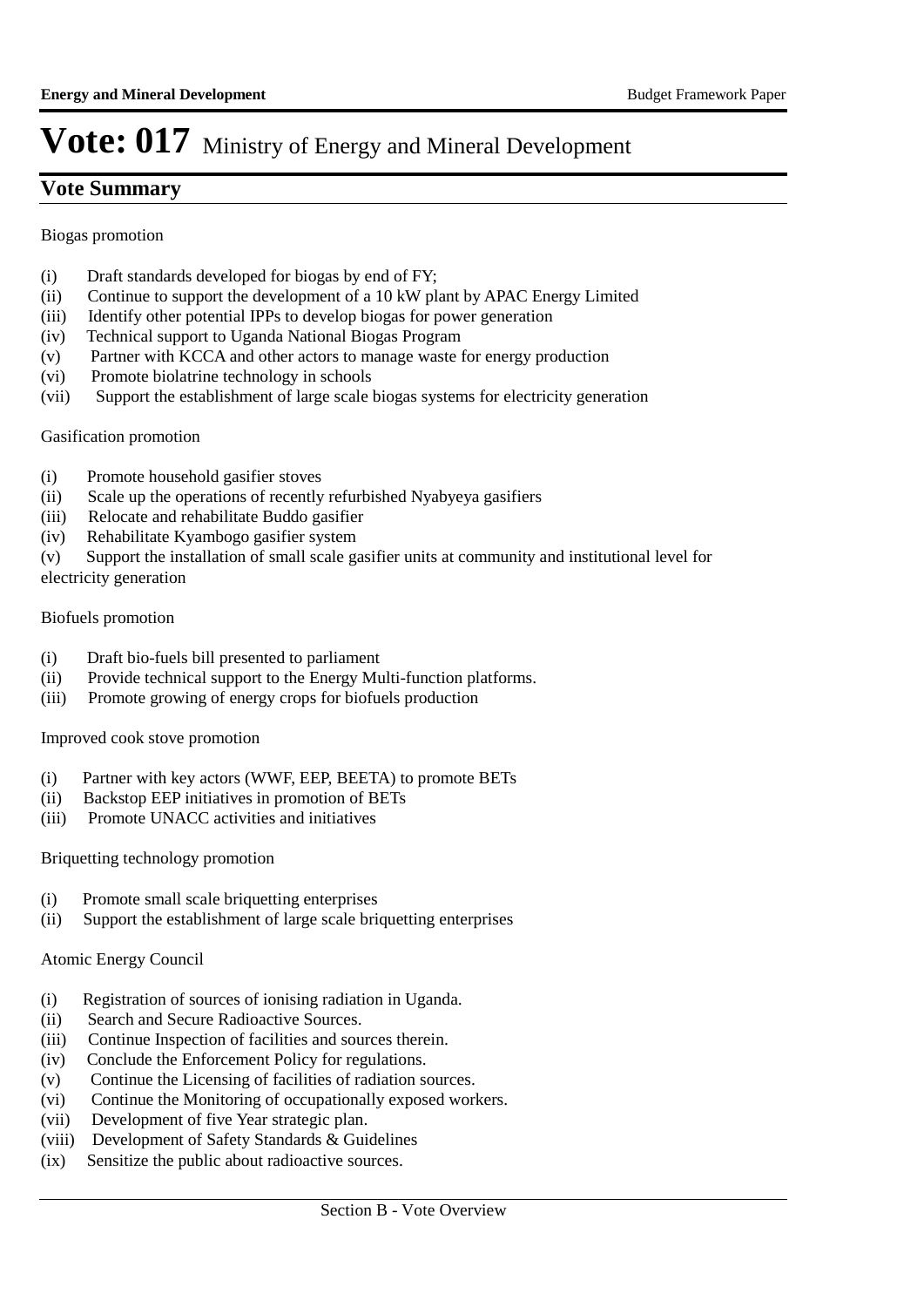# Vote: 017 Ministry of Energy and Mineral Development

## Vote Summary

Biogas promotion

(i) Draft standards developed for biogas by end of FY;
(ii) Continue to support the development of a 10 kW plant by APAC Energy Limited
(iii) Identify other potential IPPs to develop biogas for power generation
(iv) Technical support to Uganda National Biogas Program
(v) Partner with KCCA and other actors to manage waste for energy production
(vi) Promote biolatrine technology in schools
(vii) Support the establishment of large scale biogas systems for electricity generation

Gasification promotion

(i) Promote household gasifier stoves
(ii) Scale up the operations of recently refurbished Nyabyeya gasifiers
(iii) Relocate and rehabilitate Buddo gasifier
(iv) Rehabilitate Kyambogo gasifier system
(v) Support the installation of small scale gasifier units at community and institutional level for electricity generation

Biofuels promotion

(i) Draft bio-fuels bill presented to parliament
(ii) Provide technical support to the Energy Multi-function platforms.
(iii) Promote growing of energy crops for biofuels production

Improved cook stove promotion

(i) Partner with key actors (WWF, EEP, BEETA) to promote BETs
(ii) Backstop EEP initiatives in promotion of BETs
(iii) Promote UNACC activities and initiatives

Briquetting technology promotion

(i) Promote small scale briquetting enterprises
(ii) Support the establishment of large scale briquetting enterprises

Atomic Energy Council

(i) Registration of sources of ionising radiation in Uganda.
(ii) Search and Secure Radioactive Sources.
(iii) Continue Inspection of facilities and sources therein.
(iv) Conclude the Enforcement Policy for regulations.
(v) Continue the Licensing of facilities of radiation sources.
(vi) Continue the Monitoring of occupationally exposed workers.
(vii) Development of five Year strategic plan.
(viii) Development of Safety Standards & Guidelines
(ix) Sensitize the public about radioactive sources.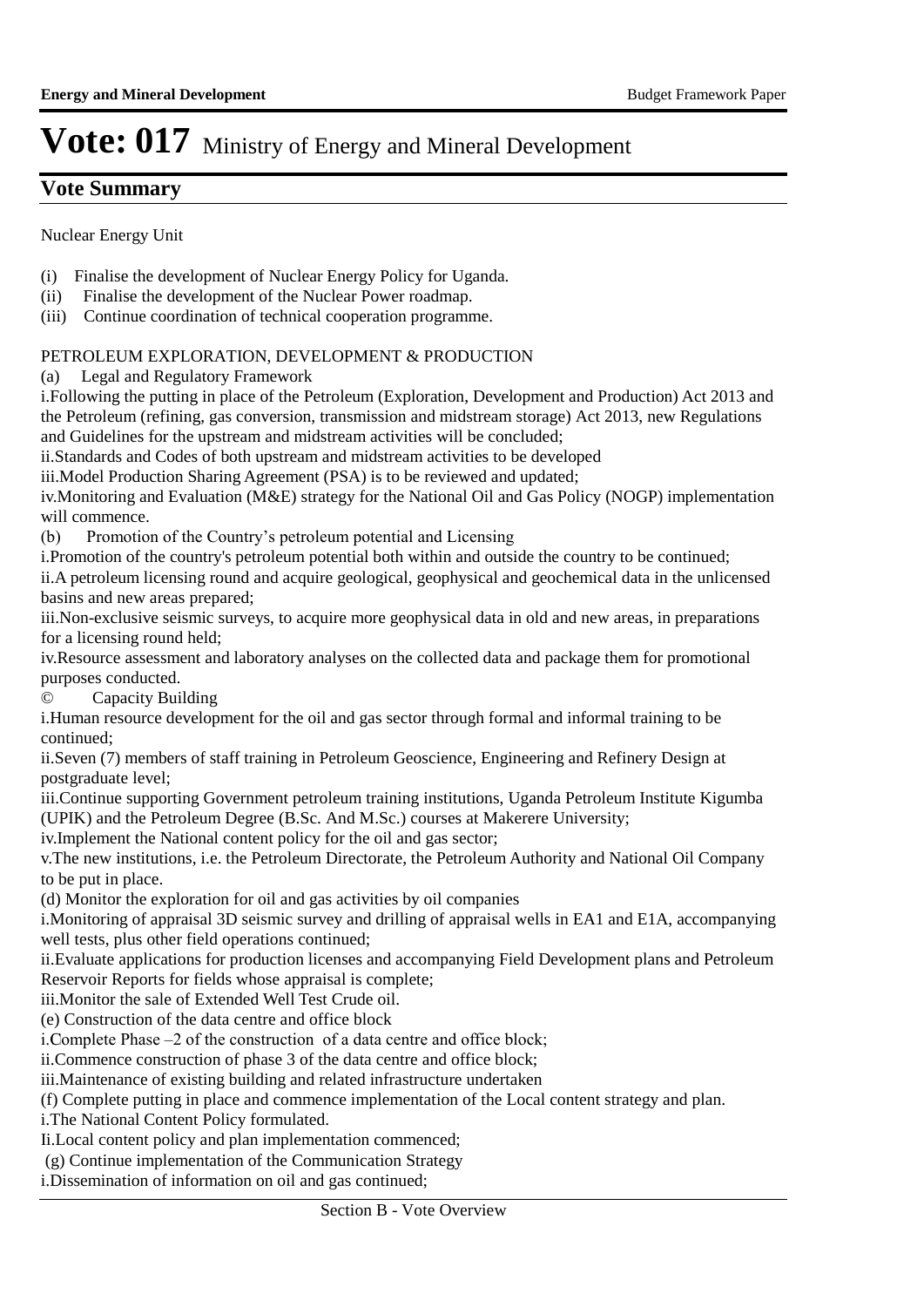# Vote: 017 Ministry of Energy and Mineral Development

## Vote Summary

Nuclear Energy Unit

(i) Finalise the development of Nuclear Energy Policy for Uganda.
(ii) Finalise the development of the Nuclear Power roadmap.
(iii) Continue coordination of technical cooperation programme.

PETROLEUM EXPLORATION, DEVELOPMENT & PRODUCTION

(a) Legal and Regulatory Framework

i.Following the putting in place of the Petroleum (Exploration, Development and Production) Act 2013 and the Petroleum (refining, gas conversion, transmission and midstream storage) Act 2013, new Regulations and Guidelines for the upstream and midstream activities will be concluded;
ii.Standards and Codes of both upstream and midstream activities to be developed
iii.Model Production Sharing Agreement (PSA) is to be reviewed and updated;
iv.Monitoring and Evaluation (M&E) strategy for the National Oil and Gas Policy (NOGP) implementation will commence.

(b) Promotion of the Country's petroleum potential and Licensing

i.Promotion of the country's petroleum potential both within and outside the country to be continued;
ii.A petroleum licensing round and acquire geological, geophysical and geochemical data in the unlicensed basins and new areas prepared;
iii.Non-exclusive seismic surveys, to acquire more geophysical data in old and new areas, in preparations for a licensing round held;
iv.Resource assessment and laboratory analyses on the collected data and package them for promotional purposes conducted.

© Capacity Building

i.Human resource development for the oil and gas sector through formal and informal training to be continued;
ii.Seven (7) members of staff training in Petroleum Geoscience, Engineering and Refinery Design at postgraduate level;
iii.Continue supporting Government petroleum training institutions, Uganda Petroleum Institute Kigumba (UPIK) and the Petroleum Degree (B.Sc. And M.Sc.) courses at Makerere University;
iv.Implement the National content policy for the oil and gas sector;
v.The new institutions, i.e. the Petroleum Directorate, the Petroleum Authority and National Oil Company to be put in place.

(d) Monitor the exploration for oil and gas activities by oil companies

i.Monitoring of appraisal 3D seismic survey and drilling of appraisal wells in EA1 and E1A, accompanying well tests, plus other field operations continued;
ii.Evaluate applications for production licenses and accompanying Field Development plans and Petroleum Reservoir Reports for fields whose appraisal is complete;
iii.Monitor the sale of Extended Well Test Crude oil.

(e) Construction of the data centre and office block

i.Complete Phase –2 of the construction of a data centre and office block;
ii.Commence construction of phase 3 of the data centre and office block;
iii.Maintenance of existing building and related infrastructure undertaken

(f) Complete putting in place and commence implementation of the Local content strategy and plan.

i.The National Content Policy formulated.
Ii.Local content policy and plan implementation commenced;

(g) Continue implementation of the Communication Strategy

i.Dissemination of information on oil and gas continued;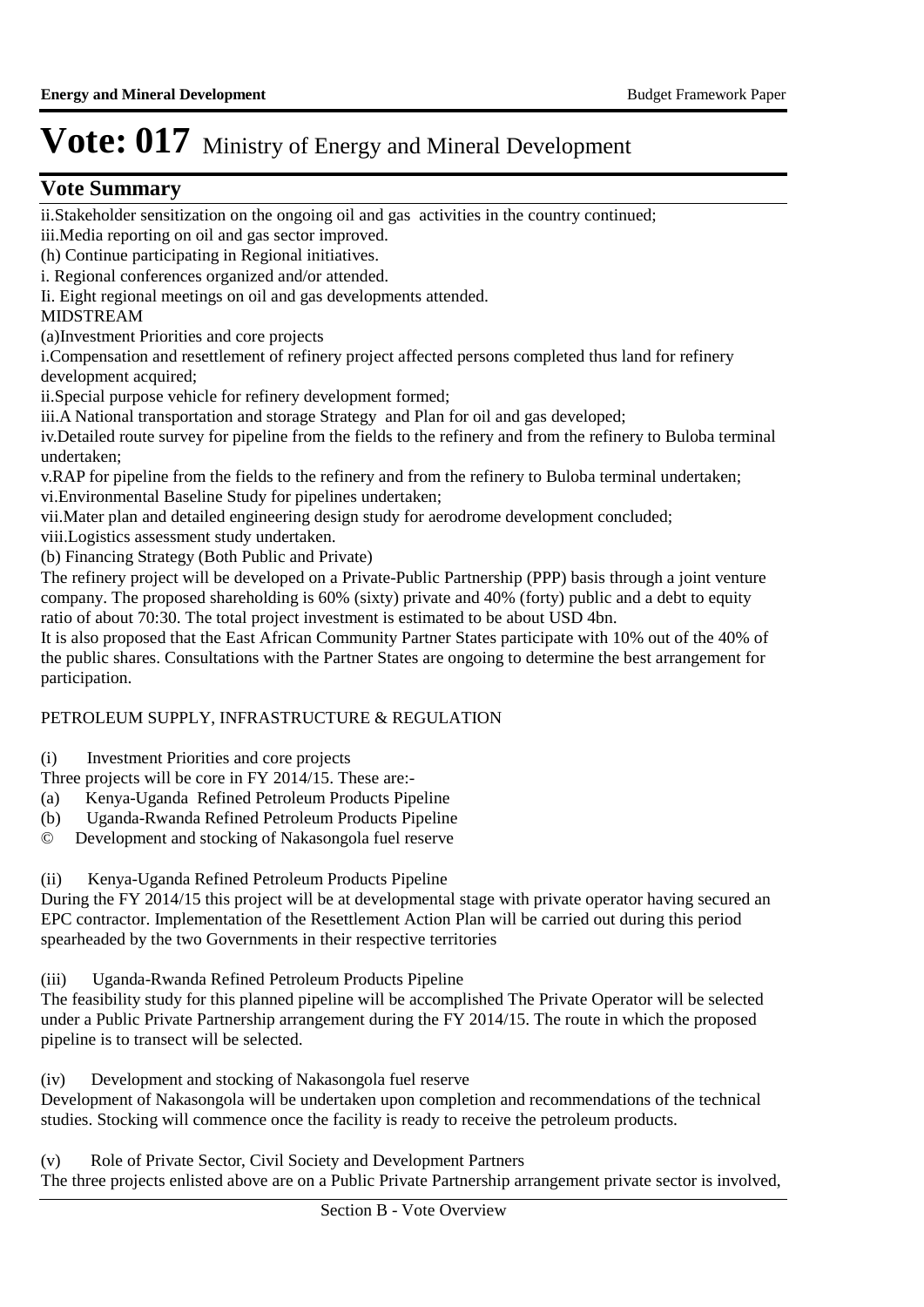# Vote: 017 Ministry of Energy and Mineral Development

## Vote Summary

ii.Stakeholder sensitization on the ongoing oil and gas activities in the country continued;

iii.Media reporting on oil and gas sector improved.

(h) Continue participating in Regional initiatives.

i. Regional conferences organized and/or attended.

Ii. Eight regional meetings on oil and gas developments attended.

MIDSTREAM

(a)Investment Priorities and core projects

i.Compensation and resettlement of refinery project affected persons completed thus land for refinery development acquired;

ii.Special purpose vehicle for refinery development formed;

iii.A National transportation and storage Strategy and Plan for oil and gas developed;

iv.Detailed route survey for pipeline from the fields to the refinery and from the refinery to Buloba terminal undertaken;

v.RAP for pipeline from the fields to the refinery and from the refinery to Buloba terminal undertaken;

vi.Environmental Baseline Study for pipelines undertaken;

vii.Mater plan and detailed engineering design study for aerodrome development concluded;

viii.Logistics assessment study undertaken.

(b) Financing Strategy (Both Public and Private)

The refinery project will be developed on a Private-Public Partnership (PPP) basis through a joint venture company. The proposed shareholding is 60% (sixty) private and 40% (forty) public and a debt to equity ratio of about 70:30. The total project investment is estimated to be about USD 4bn.

It is also proposed that the East African Community Partner States participate with 10% out of the 40% of the public shares. Consultations with the Partner States are ongoing to determine the best arrangement for participation.

PETROLEUM SUPPLY, INFRASTRUCTURE & REGULATION

(i) Investment Priorities and core projects

Three projects will be core in FY 2014/15. These are:-

(a) Kenya-Uganda Refined Petroleum Products Pipeline

(b) Uganda-Rwanda Refined Petroleum Products Pipeline

© Development and stocking of Nakasongola fuel reserve

(ii) Kenya-Uganda Refined Petroleum Products Pipeline

During the FY 2014/15 this project will be at developmental stage with private operator having secured an EPC contractor. Implementation of the Resettlement Action Plan will be carried out during this period spearheaded by the two Governments in their respective territories

(iii) Uganda-Rwanda Refined Petroleum Products Pipeline

The feasibility study for this planned pipeline will be accomplished The Private Operator will be selected under a Public Private Partnership arrangement during the FY 2014/15. The route in which the proposed pipeline is to transect will be selected.

(iv) Development and stocking of Nakasongola fuel reserve

Development of Nakasongola will be undertaken upon completion and recommendations of the technical studies. Stocking will commence once the facility is ready to receive the petroleum products.

(v) Role of Private Sector, Civil Society and Development Partners

The three projects enlisted above are on a Public Private Partnership arrangement private sector is involved,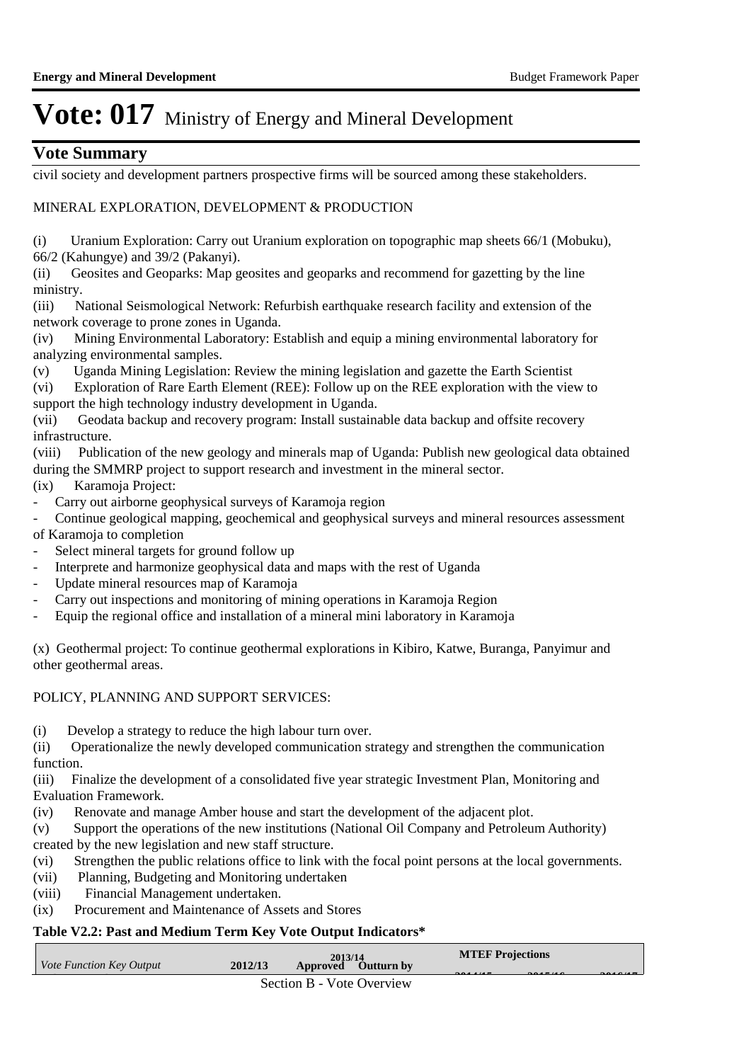# Vote: 017 Ministry of Energy and Mineral Development

## Vote Summary

civil society and development partners prospective firms will be sourced among these stakeholders.

MINERAL EXPLORATION, DEVELOPMENT & PRODUCTION

(i) Uranium Exploration: Carry out Uranium exploration on topographic map sheets 66/1 (Mobuku), 66/2 (Kahungye) and 39/2 (Pakanyi).
(ii) Geosites and Geoparks: Map geosites and geoparks and recommend for gazetting by the line ministry.
(iii) National Seismological Network: Refurbish earthquake research facility and extension of the network coverage to prone zones in Uganda.
(iv) Mining Environmental Laboratory: Establish and equip a mining environmental laboratory for analyzing environmental samples.
(v) Uganda Mining Legislation: Review the mining legislation and gazette the Earth Scientist
(vi) Exploration of Rare Earth Element (REE): Follow up on the REE exploration with the view to support the high technology industry development in Uganda.
(vii) Geodata backup and recovery program: Install sustainable data backup and offsite recovery infrastructure.
(viii) Publication of the new geology and minerals map of Uganda: Publish new geological data obtained during the SMMRP project to support research and investment in the mineral sector.
(ix) Karamoja Project:
- Carry out airborne geophysical surveys of Karamoja region
- Continue geological mapping, geochemical and geophysical surveys and mineral resources assessment of Karamoja to completion
- Select mineral targets for ground follow up
- Interprete and harmonize geophysical data and maps with the rest of Uganda
- Update mineral resources map of Karamoja
- Carry out inspections and monitoring of mining operations in Karamoja Region
- Equip the regional office and installation of a mineral mini laboratory in Karamoja

(x) Geothermal project: To continue geothermal explorations in Kibiro, Katwe, Buranga, Panyimur and other geothermal areas.

POLICY, PLANNING AND SUPPORT SERVICES:

(i) Develop a strategy to reduce the high labour turn over.
(ii) Operationalize the newly developed communication strategy and strengthen the communication function.
(iii) Finalize the development of a consolidated five year strategic Investment Plan, Monitoring and Evaluation Framework.
(iv) Renovate and manage Amber house and start the development of the adjacent plot.
(v) Support the operations of the new institutions (National Oil Company and Petroleum Authority) created by the new legislation and new staff structure.
(vi) Strengthen the public relations office to link with the focal point persons at the local governments.
(vii) Planning, Budgeting and Monitoring undertaken
(viii) Financial Management undertaken.
(ix) Procurement and Maintenance of Assets and Stores

**Table V2.2: Past and Medium Term Key Vote Output Indicators***

| *Vote Function Key Output* | 2012/13 | 2013/14 | | MTEF Projections | | |
|---|---|---|---|---|---|---|
| | | Approved | Outturn by | 2014/15 | 2015/16 | 2016/17 |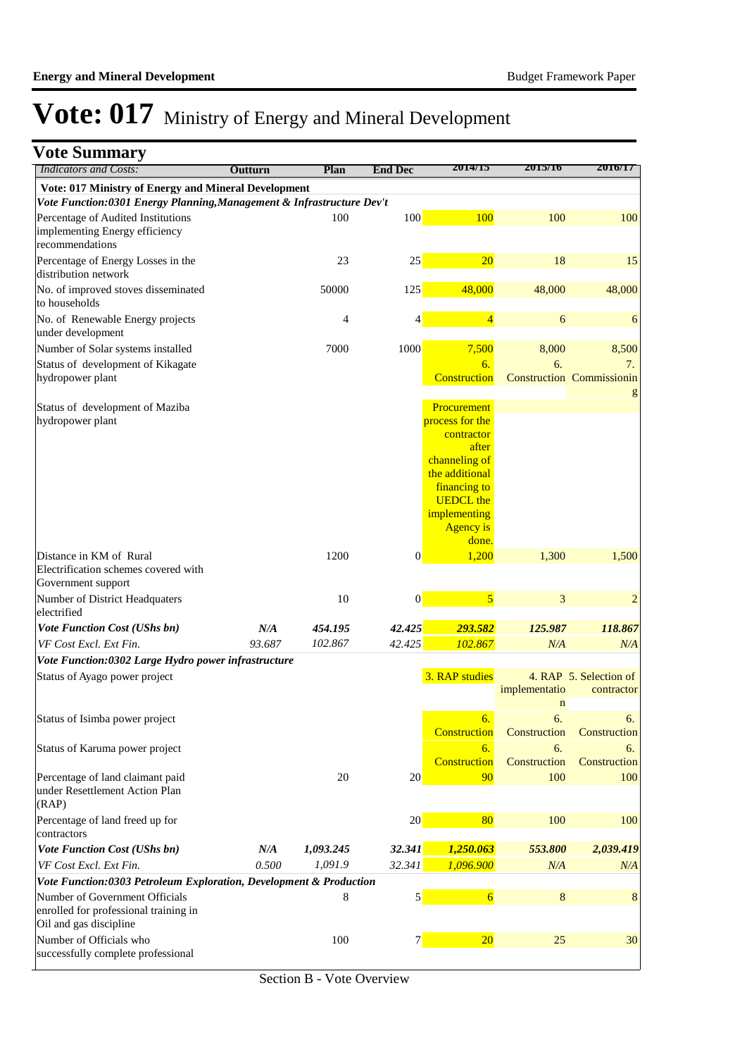# Vote: 017 Ministry of Energy and Mineral Development

## Vote Summary

| Indicators and Costs: | Outturn | Plan | End Dec | 2014/15 | 2015/16 | 2016/17 |
|---|---|---|---|---|---|---|
| **Vote: 017 Ministry of Energy and Mineral Development** | | | | | | |
| ***Vote Function:0301 Energy Planning,Management & Infrastructure Dev't*** | | | | | | |
| Percentage of Audited Institutions implementing Energy efficiency recommendations | | 100 | 100 | 100 | 100 | 100 |
| Percentage of Energy Losses in the distribution network | | 23 | 25 | 20 | 18 | 15 |
| No. of improved stoves disseminated to households | | 50000 | 125 | 48,000 | 48,000 | 48,000 |
| No. of Renewable Energy projects under development | | 4 | 4 | 4 | 6 | 6 |
| Number of Solar systems installed | | 7000 | 1000 | 7,500 | 8,000 | 8,500 |
| Status of development of Kikagate hydropower plant | | | | 6. Construction | 6. Construction | 7. Commissioning |
| Status of development of Maziba hydropower plant | | | | Procurement process for the contractor after channeling of the additional financing to UEDCL the implementing Agency is done. | | |
| Distance in KM of Rural Electrification schemes covered with Government support | | 1200 | 0 | 1,200 | 1,300 | 1,500 |
| Number of District Headquaters electrified | | 10 | 0 | 5 | 3 | 2 |
| ***Vote Function Cost (UShs bn)*** | ***N/A*** | ***454.195*** | ***42.425*** | ***293.582*** | ***125.987*** | ***118.867*** |
| *VF Cost Excl. Ext Fin.* | *93.687* | *102.867* | *42.425* | *102.867* | *N/A* | *N/A* |
| ***Vote Function:0302 Large Hydro power infrastructure*** | | | | | | |
| Status of Ayago power project | | | | 3. RAP studies | 4. RAP implementation | 5. Selection of contractor |
| Status of Isimba power project | | | | 6. Construction | 6. Construction | 6. Construction |
| Status of Karuma power project | | | | 6. Construction | 6. Construction | 6. Construction |
| Percentage of land claimant paid under Resettlement Action Plan (RAP) | | 20 | 20 | 90 | 100 | 100 |
| Percentage of land freed up for contractors | | | 20 | 80 | 100 | 100 |
| ***Vote Function Cost (UShs bn)*** | ***N/A*** | ***1,093.245*** | ***32.341*** | ***1,250.063*** | ***553.800*** | ***2,039.419*** |
| *VF Cost Excl. Ext Fin.* | *0.500* | *1,091.9* | *32.341* | *1,096.900* | *N/A* | *N/A* |
| ***Vote Function:0303 Petroleum Exploration, Development & Production*** | | | | | | |
| Number of Government Officials enrolled for professional training in Oil and gas discipline | | 8 | 5 | 6 | 8 | 8 |
| Number of Officials who successfully complete professional | | 100 | 7 | 20 | 25 | 30 |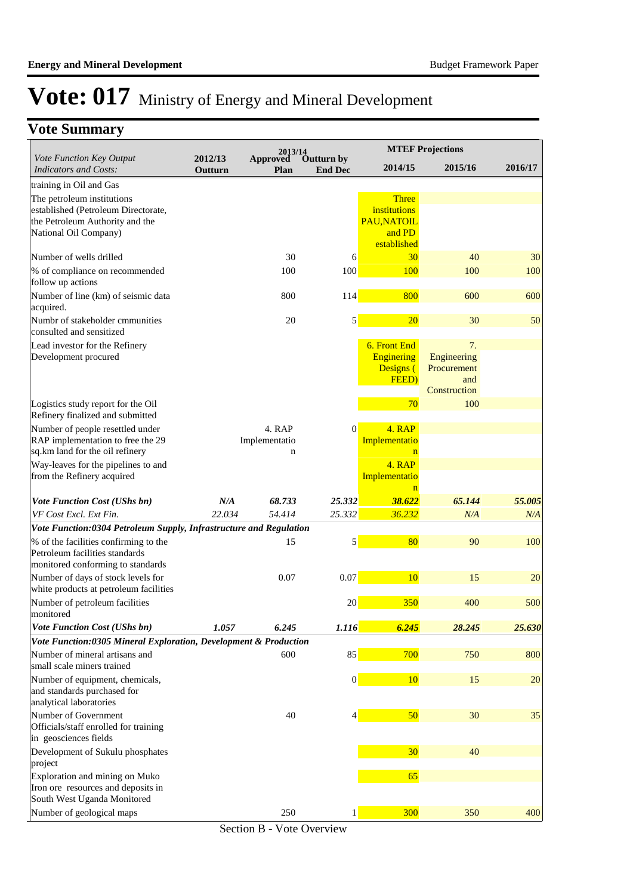# Vote: 017 Ministry of Energy and Mineral Development

## Vote Summary

| Vote Function Key Output Indicators and Costs: | 2012/13 Outturn | 2013/14 Approved Plan | 2013/14 Outturn by End Dec | MTEF Projections 2014/15 | 2015/16 | 2016/17 |
|---|---|---|---|---|---|---|
| training in Oil and Gas | | | | | | |
| The petroleum institutions established (Petroleum Directorate, the Petroleum Authority and the National Oil Company) | | | | Three institutions PAU,NATOIL and PD established | | |
| Number of wells drilled | | 30 | 6 | 30 | 40 | 30 |
| % of compliance on recommended follow up actions | | 100 | 100 | 100 | 100 | 100 |
| Number of line (km) of seismic data acquired. | | 800 | 114 | 800 | 600 | 600 |
| Numbr of stakeholder cmmunities consulted and sensitized | | 20 | 5 | 20 | 30 | 50 |
| Lead investor for the Refinery Development procured | | | | 6. Front End Enginering Designs ( FEED) | 7. Engineering Procurement and Construction | |
| Logistics study report for the Oil Refinery finalized and submitted | | | | 70 | 100 | |
| Number of people resettled under RAP implementation to free the 29 sq.km land for the oil refinery | | 4. RAP Implementation | 0 | 4. RAP Implementation | | |
| Way-leaves for the pipelines to and from the Refinery acquired | | | | 4. RAP Implementation | | |
| ***Vote Function Cost (UShs bn)*** | ***N/A*** | ***68.733*** | ***25.332*** | ***38.622*** | ***65.144*** | ***55.005*** |
| *VF Cost Excl. Ext Fin.* | *22.034* | *54.414* | *25.332* | *36.232* | *N/A* | *N/A* |
| ***Vote Function:0304 Petroleum Supply, Infrastructure and Regulation*** | | | | | | |
| % of the facilities confirming to the Petroleum facilities standards monitored conforming to standards | | 15 | 5 | 80 | 90 | 100 |
| Number of days of stock levels for white products at petroleum facilities | | 0.07 | 0.07 | 10 | 15 | 20 |
| Number of petroleum facilities monitored | | | 20 | 350 | 400 | 500 |
| ***Vote Function Cost (UShs bn)*** | ***1.057*** | ***6.245*** | ***1.116*** | ***6.245*** | ***28.245*** | ***25.630*** |
| ***Vote Function:0305 Mineral Exploration, Development & Production*** | | | | | | |
| Number of mineral artisans and small scale miners trained | | 600 | 85 | 700 | 750 | 800 |
| Number of equipment, chemicals, and standards purchased for analytical laboratories | | | 0 | 10 | 15 | 20 |
| Number of Government Officials/staff enrolled for training in geosciences fields | | 40 | 4 | 50 | 30 | 35 |
| Development of Sukulu phosphates project | | | | 30 | 40 | |
| Exploration and mining on Muko Iron ore resources and deposits in South West Uganda Monitored | | | | 65 | | |
| Number of geological maps | | 250 | 1 | 300 | 350 | 400 |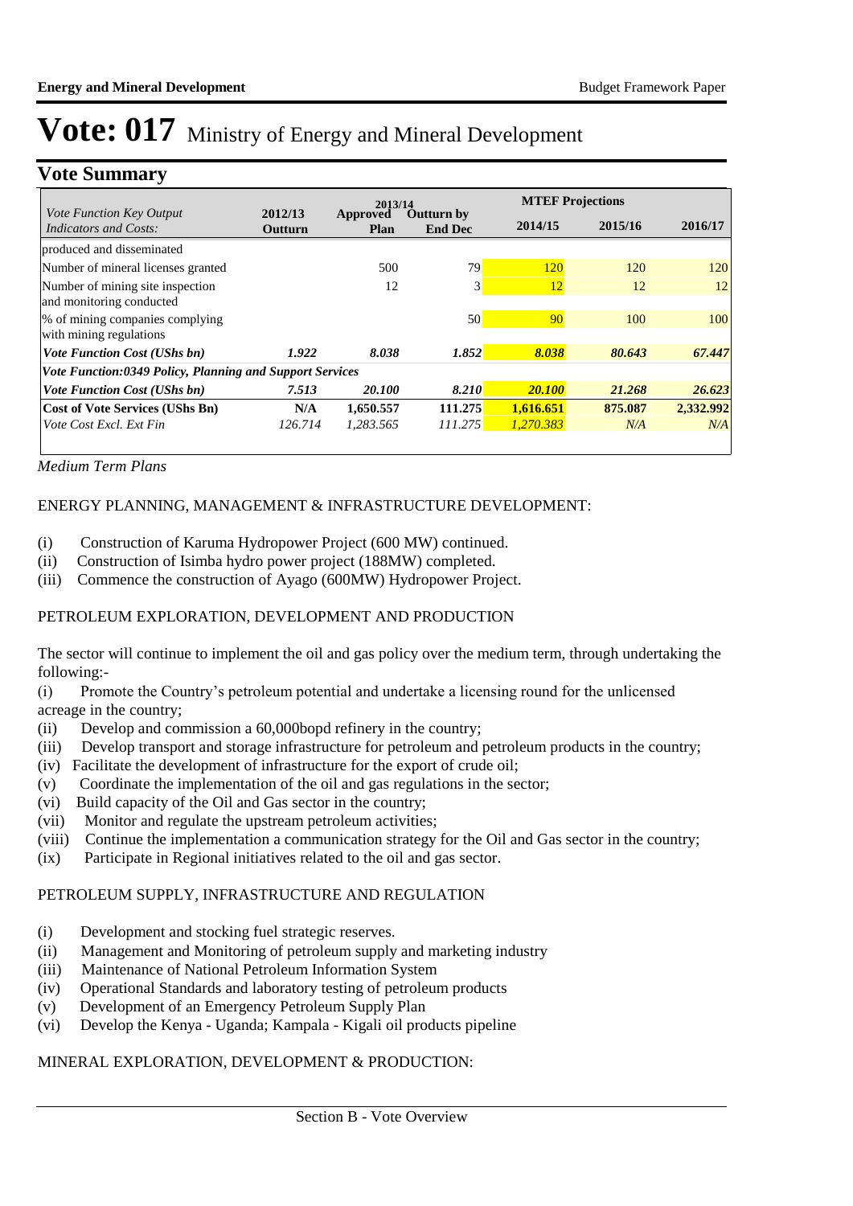# Vote: 017 Ministry of Energy and Mineral Development

## Vote Summary

| Vote Function Key Output Indicators and Costs: | 2012/13 Outturn | 2013/14 Approved Plan | 2013/14 Outturn by End Dec | MTEF Projections 2014/15 | 2015/16 | 2016/17 |
|---|---|---|---|---|---|---|
| produced and disseminated | | | | | | |
| Number of mineral licenses granted | | 500 | 79 | 120 | 120 | 120 |
| Number of mining site inspection and monitoring conducted | | 12 | 3 | 12 | 12 | 12 |
| % of mining companies complying with mining regulations | | | 50 | 90 | 100 | 100 |
| *Vote Function Cost (UShs bn)* | *1.922* | *8.038* | *1.852* | *8.038* | *80.643* | *67.447* |
| ***Vote Function:0349 Policy, Planning and Support Services*** | | | | | | |
| *Vote Function Cost (UShs bn)* | *7.513* | *20.100* | *8.210* | *20.100* | *21.268* | *26.623* |
| **Cost of Vote Services (UShs Bn)** | **N/A** | **1,650.557** | **111.275** | **1,616.651** | **875.087** | **2,332.992** |
| *Vote Cost Excl. Ext Fin* | *126.714* | *1,283.565* | *111.275* | *1,270.383* | *N/A* | *N/A* |

*Medium Term Plans*

ENERGY PLANNING, MANAGEMENT & INFRASTRUCTURE DEVELOPMENT:

(i) Construction of Karuma Hydropower Project (600 MW) continued.
(ii) Construction of Isimba hydro power project (188MW) completed.
(iii) Commence the construction of Ayago (600MW) Hydropower Project.

PETROLEUM EXPLORATION, DEVELOPMENT AND PRODUCTION

The sector will continue to implement the oil and gas policy over the medium term, through undertaking the following:-

(i) Promote the Country's petroleum potential and undertake a licensing round for the unlicensed acreage in the country;
(ii) Develop and commission a 60,000bopd refinery in the country;
(iii) Develop transport and storage infrastructure for petroleum and petroleum products in the country;
(iv) Facilitate the development of infrastructure for the export of crude oil;
(v) Coordinate the implementation of the oil and gas regulations in the sector;
(vi) Build capacity of the Oil and Gas sector in the country;
(vii) Monitor and regulate the upstream petroleum activities;
(viii) Continue the implementation a communication strategy for the Oil and Gas sector in the country;
(ix) Participate in Regional initiatives related to the oil and gas sector.

PETROLEUM SUPPLY, INFRASTRUCTURE AND REGULATION

(i) Development and stocking fuel strategic reserves.
(ii) Management and Monitoring of petroleum supply and marketing industry
(iii) Maintenance of National Petroleum Information System
(iv) Operational Standards and laboratory testing of petroleum products
(v) Development of an Emergency Petroleum Supply Plan
(vi) Develop the Kenya - Uganda; Kampala - Kigali oil products pipeline

MINERAL EXPLORATION, DEVELOPMENT & PRODUCTION: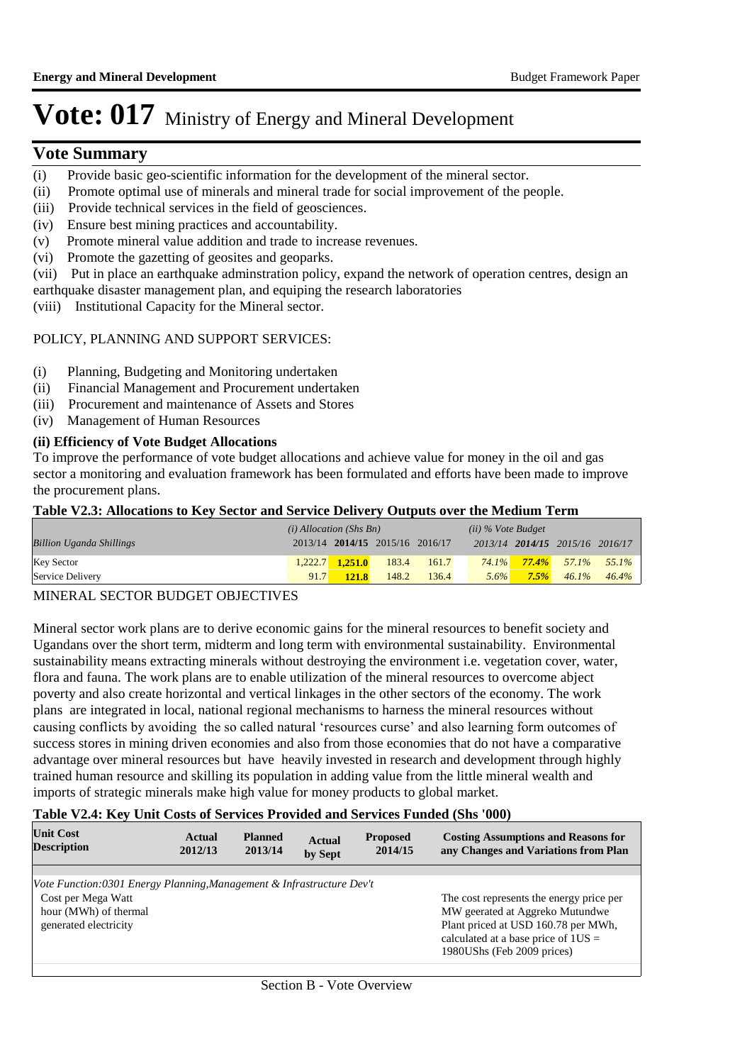# Vote: 017 Ministry of Energy and Mineral Development

## Vote Summary

(i) Provide basic geo-scientific information for the development of the mineral sector.
(ii) Promote optimal use of minerals and mineral trade for social improvement of the people.
(iii) Provide technical services in the field of geosciences.
(iv) Ensure best mining practices and accountability.
(v) Promote mineral value addition and trade to increase revenues.
(vi) Promote the gazetting of geosites and geoparks.
(vii) Put in place an earthquake adminstration policy, expand the network of operation centres, design an earthquake disaster management plan, and equiping the research laboratories
(viii) Institutional Capacity for the Mineral sector.

POLICY, PLANNING AND SUPPORT SERVICES:

(i) Planning, Budgeting and Monitoring undertaken
(ii) Financial Management and Procurement undertaken
(iii) Procurement and maintenance of Assets and Stores
(iv) Management of Human Resources

### (ii) Efficiency of Vote Budget Allocations

To improve the performance of vote budget allocations and achieve value for money in the oil and gas sector a monitoring and evaluation framework has been formulated and efforts have been made to improve the procurement plans.

**Table V2.3: Allocations to Key Sector and Service Delivery Outputs over the Medium Term**

| *Billion Uganda Shillings* | *(i) Allocation (Shs Bn)* | | | | *(ii) % Vote Budget* | | | |
|---|---|---|---|---|---|---|---|---|
| | 2013/14 | **2014/15** | 2015/16 | 2016/17 | 2013/14 | **2014/15** | 2015/16 | 2016/17 |
| Key Sector | 1,222.7 | **1,251.0** | 183.4 | 161.7 | 74.1% | **77.4%** | 57.1% | 55.1% |
| Service Delivery | 91.7 | **121.8** | 148.2 | 136.4 | 5.6% | **7.5%** | 46.1% | 46.4% |

MINERAL SECTOR BUDGET OBJECTIVES

Mineral sector work plans are to derive economic gains for the mineral resources to benefit society and Ugandans over the short term, midterm and long term with environmental sustainability. Environmental sustainability means extracting minerals without destroying the environment i.e. vegetation cover, water, flora and fauna. The work plans are to enable utilization of the mineral resources to overcome abject poverty and also create horizontal and vertical linkages in the other sectors of the economy. The work plans are integrated in local, national regional mechanisms to harness the mineral resources without causing conflicts by avoiding the so called natural 'resources curse' and also learning form outcomes of success stores in mining driven economies and also from those economies that do not have a comparative advantage over mineral resources but have heavily invested in research and development through highly trained human resource and skilling its population in adding value from the little mineral wealth and imports of strategic minerals make high value for money products to global market.

**Table V2.4: Key Unit Costs of Services Provided and Services Funded (Shs '000)**

| Unit Cost Description | Actual 2012/13 | Planned 2013/14 | Actual by Sept | Proposed 2014/15 | Costing Assumptions and Reasons for any Changes and Variations from Plan |
|---|---|---|---|---|---|
| *Vote Function:0301 Energy Planning,Management & Infrastructure Dev't* | | | | | |
| Cost per Mega Watt hour (MWh) of thermal generated electricity | | | | | The cost represents the energy price per MW geerated at Aggreko Mutundwe Plant priced at USD 160.78 per MWh, calculated at a base price of 1US = 1980UShs (Feb 2009 prices) |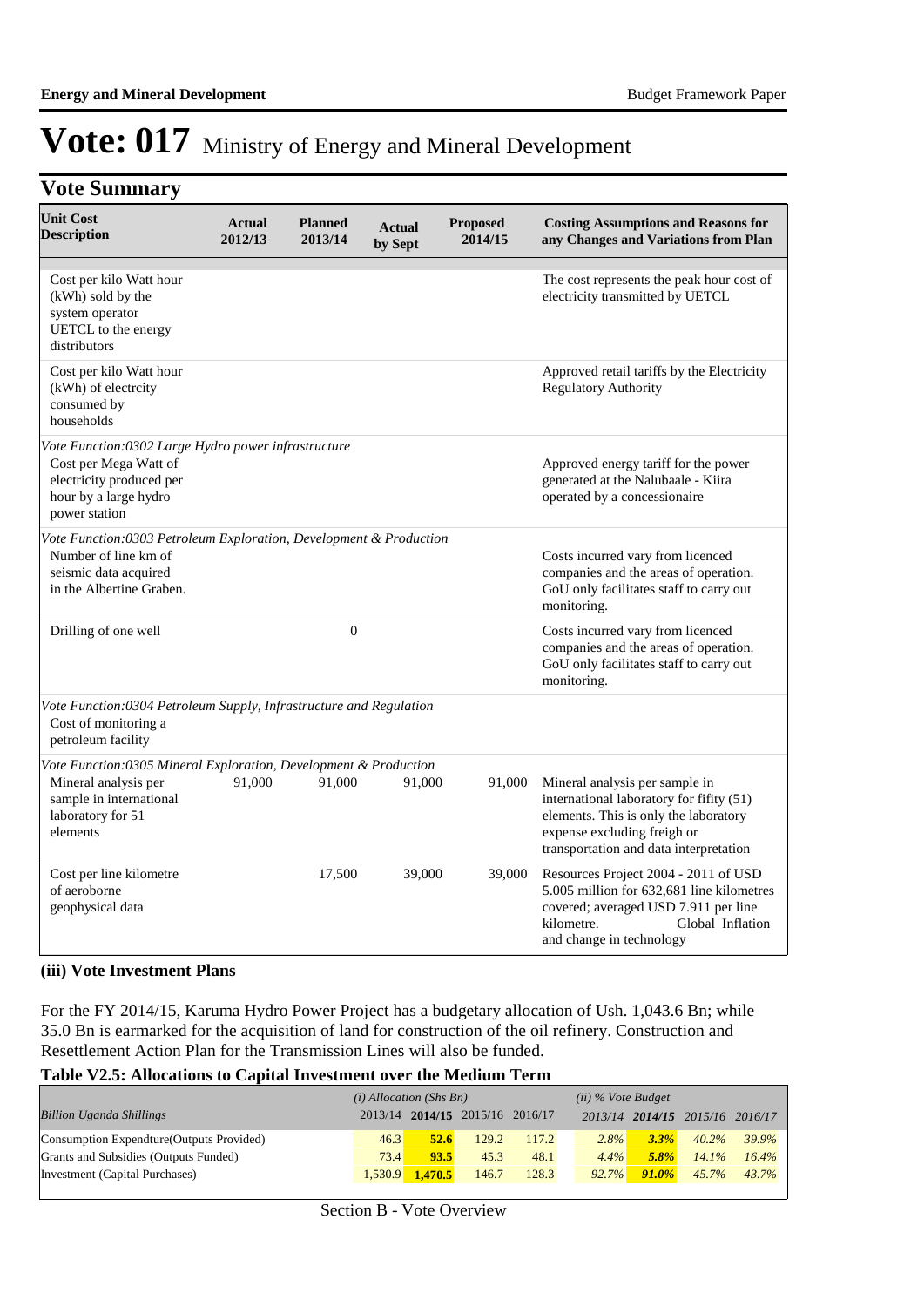# Vote: 017 Ministry of Energy and Mineral Development

## Vote Summary

| Unit Cost Description | Actual 2012/13 | Planned 2013/14 | Actual by Sept | Proposed 2014/15 | Costing Assumptions and Reasons for any Changes and Variations from Plan |
|---|---|---|---|---|---|
| Cost per kilo Watt hour (kWh) sold by the system operator UETCL to the energy distributors | | | | | The cost represents the peak hour cost of electricity transmitted by UETCL |
| Cost per kilo Watt hour (kWh) of electrcity consumed by households | | | | | Approved retail tariffs by the Electricity Regulatory Authority |
| *Vote Function:0302 Large Hydro power infrastructure* | | | | | |
| Cost per Mega Watt of electricity produced per hour by a large hydro power station | | | | | Approved energy tariff for the power generated at the Nalubaale - Kiira operated by a concessionaire |
| *Vote Function:0303 Petroleum Exploration, Development & Production* | | | | | |
| Number of line km of seismic data acquired in the Albertine Graben. | | | | | Costs incurred vary from licenced companies and the areas of operation. GoU only facilitates staff to carry out monitoring. |
| Drilling of one well | | 0 | | | Costs incurred vary from licenced companies and the areas of operation. GoU only facilitates staff to carry out monitoring. |
| *Vote Function:0304 Petroleum Supply, Infrastructure and Regulation* | | | | | |
| Cost of monitoring a petroleum facility | | | | | |
| *Vote Function:0305 Mineral Exploration, Development & Production* | | | | | |
| Mineral analysis per sample in international laboratory for 51 elements | 91,000 | 91,000 | 91,000 | 91,000 | Mineral analysis per sample in international laboratory for fifity (51) elements. This is only the laboratory expense excluding freigh or transportation and data interpretation |
| Cost per line kilometre of aeroborne geophysical data | | 17,500 | 39,000 | 39,000 | Resources Project 2004 - 2011 of USD 5.005 million for 632,681 line kilometres covered; averaged USD 7.911 per line kilometre. Global Inflation and change in technology |

### (iii) Vote Investment Plans

For the FY 2014/15, Karuma Hydro Power Project has a budgetary allocation of Ush. 1,043.6 Bn; while 35.0 Bn is earmarked for the acquisition of land for construction of the oil refinery. Construction and Resettlement Action Plan for the Transmission Lines will also be funded.

**Table V2.5: Allocations to Capital Investment over the Medium Term**

| *Billion Uganda Shillings* | *(i) Allocation (Shs Bn)* 2013/14 | **2014/15** | 2015/16 | 2016/17 | *(ii) % Vote Budget* 2013/14 | **2014/15** | 2015/16 | 2016/17 |
|---|---|---|---|---|---|---|---|---|
| Consumption Expendture(Outputs Provided) | 46.3 | **52.6** | 129.2 | 117.2 | *2.8%* | ***3.3%*** | *40.2%* | *39.9%* |
| Grants and Subsidies (Outputs Funded) | 73.4 | **93.5** | 45.3 | 48.1 | *4.4%* | ***5.8%*** | *14.1%* | *16.4%* |
| Investment (Capital Purchases) | 1,530.9 | **1,470.5** | 146.7 | 128.3 | *92.7%* | ***91.0%*** | *45.7%* | *43.7%* |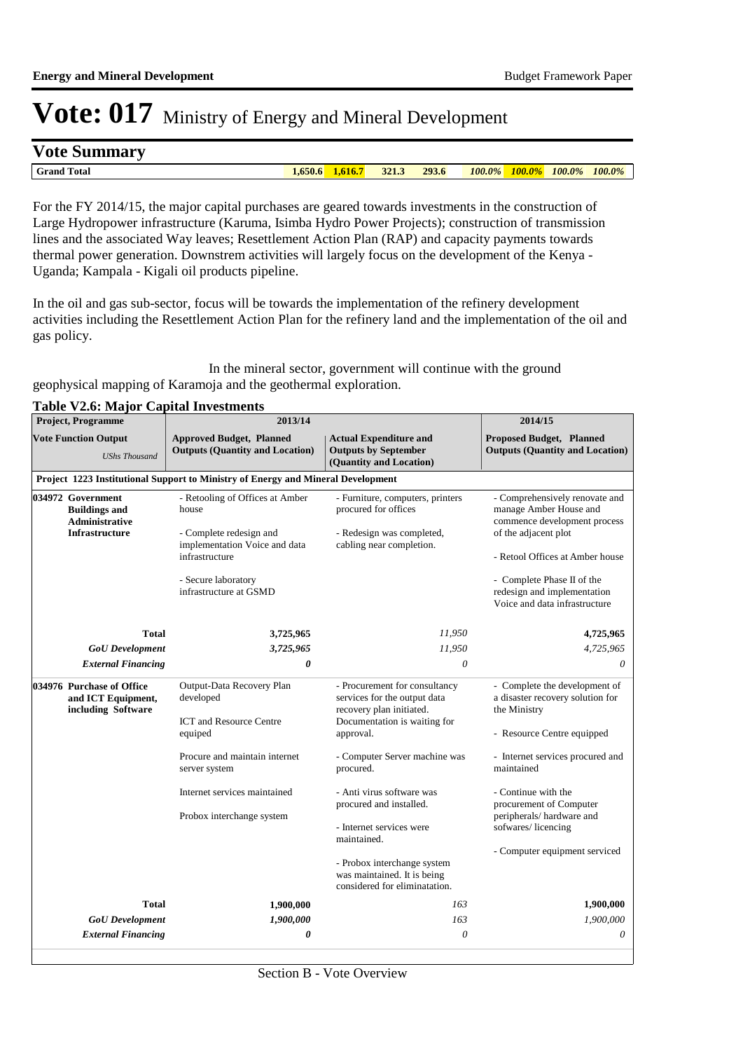# Vote: 017 Ministry of Energy and Mineral Development

## Vote Summary

| Grand Total | 1,650.6 | 1,616.7 | 321.3 | 293.6 | 100.0% | 100.0% | 100.0% | 100.0% |
|---|---|---|---|---|---|---|---|---|

For the FY 2014/15, the major capital purchases are geared towards investments in the construction of Large Hydropower infrastructure (Karuma, Isimba Hydro Power Projects); construction of transmission lines and the associated Way leaves; Resettlement Action Plan (RAP) and capacity payments towards thermal power generation. Downstrem activities will largely focus on the development of the Kenya - Uganda; Kampala - Kigali oil products pipeline.

In the oil and gas sub-sector, focus will be towards the implementation of the refinery development activities including the Resettlement Action Plan for the refinery land and the implementation of the oil and gas policy.

In the mineral sector, government will continue with the ground geophysical mapping of Karamoja and the geothermal exploration.

**Table V2.6: Major Capital Investments**

| Project, Programme | 2013/14 | | 2014/15 |
|---|---|---|---|
| **Vote Function Output** *UShs Thousand* | **Approved Budget, Planned Outputs (Quantity and Location)** | **Actual Expenditure and Outputs by September (Quantity and Location)** | **Proposed Budget, Planned Outputs (Quantity and Location)** |
| **Project 1223 Institutional Support to Ministry of Energy and Mineral Development** | | | |
| **034972 Government Buildings and Administrative Infrastructure** | - Retooling of Offices at Amber house<br><br>- Complete redesign and implementation Voice and data infrastructure<br><br>- Secure laboratory infrastructure at GSMD | - Furniture, computers, printers procured for offices<br><br>- Redesign was completed, cabling near completion. | - Comprehensively renovate and manage Amber House and commence development process of the adjacent plot<br><br>- Retool Offices at Amber house<br><br>- Complete Phase II of the redesign and implementation Voice and data infrastructure |
| **Total** | **3,725,965** | *11,950* | **4,725,965** |
| ***GoU Development*** | ***3,725,965*** | *11,950* | *4,725,965* |
| ***External Financing*** | ***0*** | *0* | *0* |
| **034976 Purchase of Office and ICT Equipment, including Software** | Output-Data Recovery Plan developed<br><br>ICT and Resource Centre equiped<br><br>Procure and maintain internet server system<br><br>Internet services maintained<br><br>Probox interchange system | - Procurement for consultancy services for the output data recovery plan initiated. Documentation is waiting for approval.<br><br>- Computer Server machine was procured.<br><br>- Anti virus software was procured and installed.<br><br>- Internet services were maintained.<br><br>- Probox interchange system was maintained. It is being considered for eliminatation. | - Complete the development of a disaster recovery solution for the Ministry<br><br>- Resource Centre equipped<br><br>- Internet services procured and maintained<br><br>- Continue with the procurement of Computer peripherals/ hardware and sofwares/ licencing<br><br>- Computer equipment serviced |
| **Total** | **1,900,000** | *163* | **1,900,000** |
| ***GoU Development*** | ***1,900,000*** | *163* | *1,900,000* |
| ***External Financing*** | ***0*** | *0* | *0* |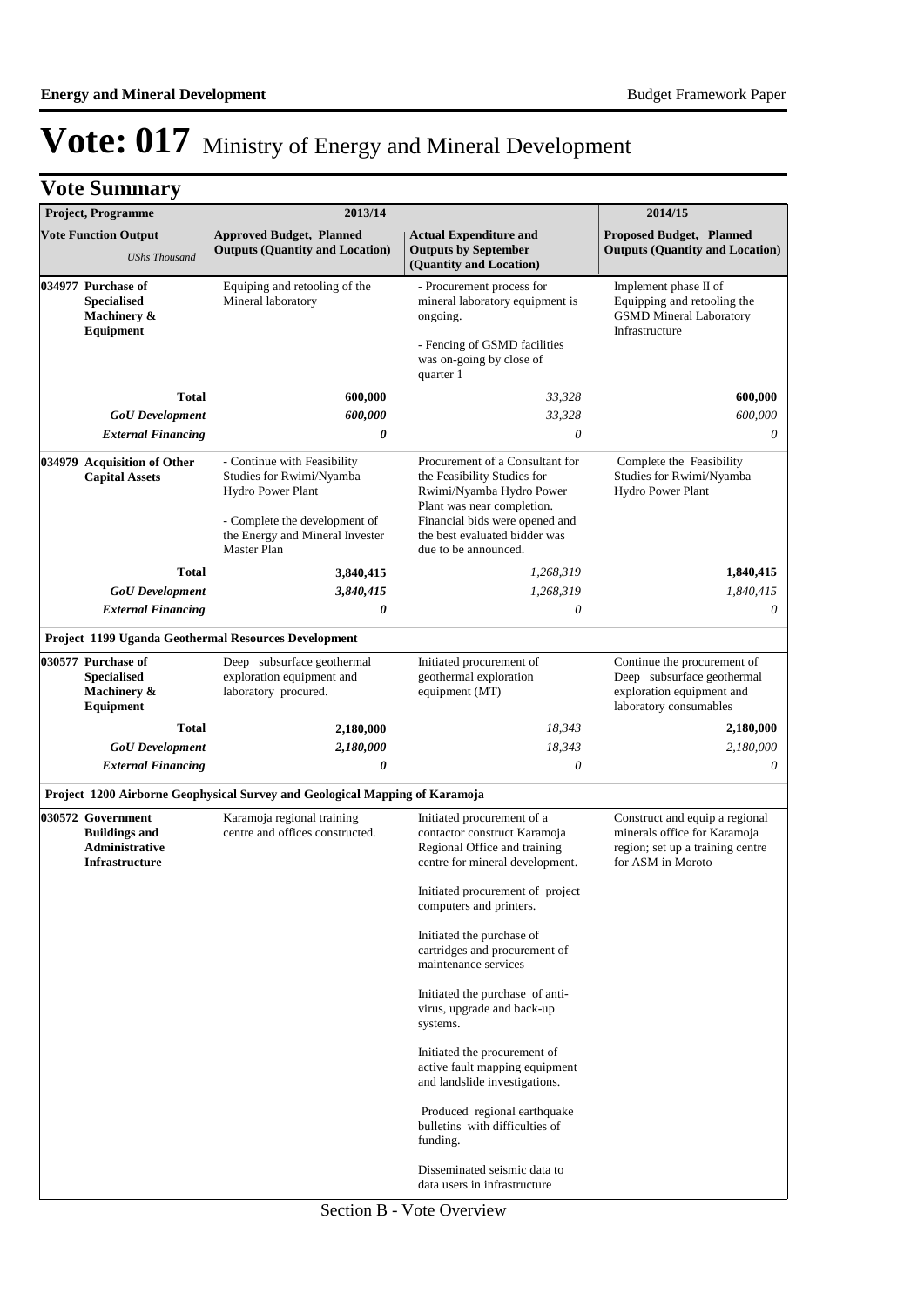# Vote: 017 Ministry of Energy and Mineral Development

## Vote Summary

| Project, Programme | 2013/14 | | 2014/15 |
|---|---|---|---|
| **Vote Function Output** *UShs Thousand* | **Approved Budget, Planned Outputs (Quantity and Location)** | **Actual Expenditure and Outputs by September (Quantity and Location)** | **Proposed Budget, Planned Outputs (Quantity and Location)** |
| **034977 Purchase of Specialised Machinery & Equipment** | Equiping and retooling of the Mineral laboratory | - Procurement process for mineral laboratory equipment is ongoing.<br><br>- Fencing of GSMD facilities was on-going by close of quarter 1 | Implement phase II of Equipping and retooling the GSMD Mineral Laboratory Infrastructure |
| **Total** | **600,000** | *33,328* | **600,000** |
| ***GoU Development*** | ***600,000*** | *33,328* | *600,000* |
| ***External Financing*** | ***0*** | *0* | *0* |
| **034979 Acquisition of Other Capital Assets** | - Continue with Feasibility Studies for Rwimi/Nyamba Hydro Power Plant<br><br>- Complete the development of the Energy and Mineral Invester Master Plan | Procurement of a Consultant for the Feasibility Studies for Rwimi/Nyamba Hydro Power Plant was near completion. Financial bids were opened and the best evaluated bidder was due to be announced. | Complete the Feasibility Studies for Rwimi/Nyamba Hydro Power Plant |
| **Total** | **3,840,415** | *1,268,319* | **1,840,415** |
| ***GoU Development*** | ***3,840,415*** | *1,268,319* | *1,840,415* |
| ***External Financing*** | ***0*** | *0* | *0* |
| **Project 1199 Uganda Geothermal Resources Development** | | | |
| **030577 Purchase of Specialised Machinery & Equipment** | Deep subsurface geothermal exploration equipment and laboratory procured. | Initiated procurement of geothermal exploration equipment (MT) | Continue the procurement of Deep subsurface geothermal exploration equipment and laboratory consumables |
| **Total** | **2,180,000** | *18,343* | **2,180,000** |
| ***GoU Development*** | ***2,180,000*** | *18,343* | *2,180,000* |
| ***External Financing*** | ***0*** | *0* | *0* |
| **Project 1200 Airborne Geophysical Survey and Geological Mapping of Karamoja** | | | |
| **030572 Government Buildings and Administrative Infrastructure** | Karamoja regional training centre and offices constructed. | Initiated procurement of a contactor construct Karamoja Regional Office and training centre for mineral development.<br><br>Initiated procurement of project computers and printers.<br><br>Initiated the purchase of cartridges and procurement of maintenance services<br><br>Initiated the purchase of anti-virus, upgrade and back-up systems.<br><br>Initiated the procurement of active fault mapping equipment and landslide investigations.<br><br>Produced regional earthquake bulletins with difficulties of funding.<br><br>Disseminated seismic data to data users in infrastructure | Construct and equip a regional minerals office for Karamoja region; set up a training centre for ASM in Moroto |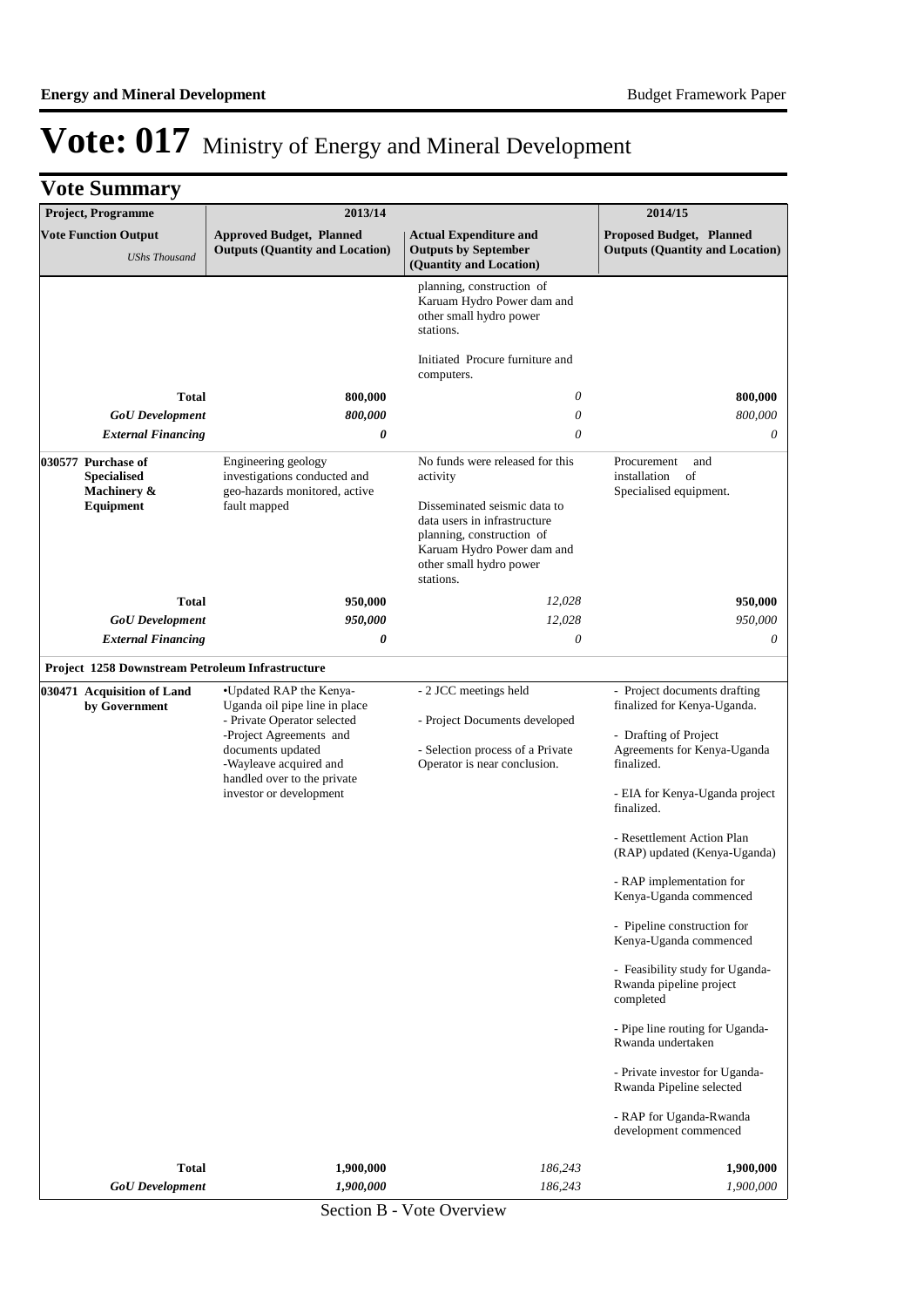# Vote: 017 Ministry of Energy and Mineral Development

## Vote Summary

| Project, Programme | 2013/14 | | 2014/15 |
|---|---|---|---|
| **Vote Function Output** *UShs Thousand* | **Approved Budget, Planned Outputs (Quantity and Location)** | **Actual Expenditure and Outputs by September (Quantity and Location)** | **Proposed Budget, Planned Outputs (Quantity and Location)** |
| | | planning, construction of Karuam Hydro Power dam and other small hydro power stations.<br><br>Initiated Procure furniture and computers. | |
| **Total** | **800,000** | *0* | **800,000** |
| ***GoU Development*** | ***800,000*** | *0* | *800,000* |
| ***External Financing*** | ***0*** | *0* | *0* |
| **030577 Purchase of Specialised Machinery & Equipment** | Engineering geology investigations conducted and geo-hazards monitored, active fault mapped | No funds were released for this activity<br><br>Disseminated seismic data to data users in infrastructure planning, construction of Karuam Hydro Power dam and other small hydro power stations. | Procurement and installation of Specialised equipment. |
| **Total** | **950,000** | *12,028* | **950,000** |
| ***GoU Development*** | ***950,000*** | *12,028* | *950,000* |
| ***External Financing*** | ***0*** | *0* | *0* |
| **Project 1258 Downstream Petroleum Infrastructure** | | | |
| **030471 Acquisition of Land by Government** | •Updated RAP the Kenya-Uganda oil pipe line in place<br>- Private Operator selected<br>-Project Agreements and documents updated<br>-Wayleave acquired and handled over to the private investor or development | - 2 JCC meetings held<br><br>- Project Documents developed<br><br>- Selection process of a Private Operator is near conclusion. | - Project documents drafting finalized for Kenya-Uganda.<br><br>- Drafting of Project Agreements for Kenya-Uganda finalized.<br><br>- EIA for Kenya-Uganda project finalized.<br><br>- Resettlement Action Plan (RAP) updated (Kenya-Uganda)<br><br>- RAP implementation for Kenya-Uganda commenced<br><br>- Pipeline construction for Kenya-Uganda commenced<br><br>- Feasibility study for Uganda-Rwanda pipeline project completed<br><br>- Pipe line routing for Uganda-Rwanda undertaken<br><br>- Private investor for Uganda-Rwanda Pipeline selected<br><br>- RAP for Uganda-Rwanda development commenced |
| **Total** | **1,900,000** | *186,243* | **1,900,000** |
| ***GoU Development*** | ***1,900,000*** | *186,243* | *1,900,000* |

Section B - Vote Overview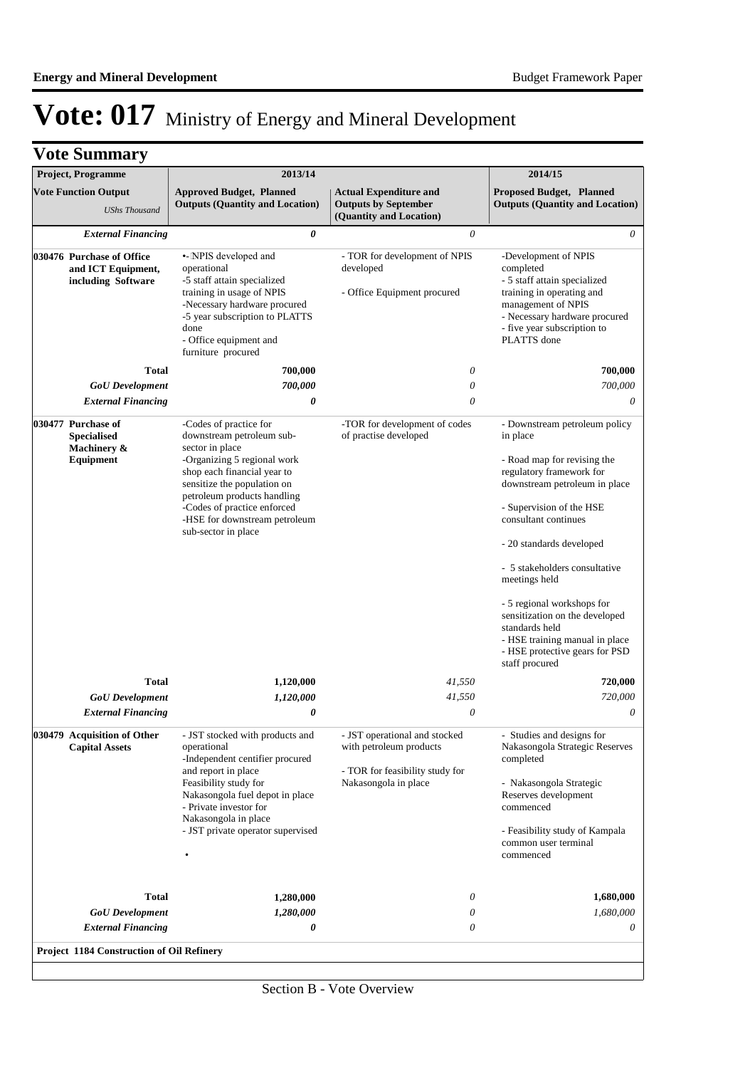# Vote: 017 Ministry of Energy and Mineral Development

## Vote Summary

| Project, Programme | 2013/14 | | 2014/15 |
|---|---|---|---|
| **Vote Function Output** *UShs Thousand* | **Approved Budget, Planned Outputs (Quantity and Location)** | **Actual Expenditure and Outputs by September (Quantity and Location)** | **Proposed Budget, Planned Outputs (Quantity and Location)** |
| ***External Financing*** | ***0*** | *0* | *0* |
| **030476 Purchase of Office and ICT Equipment, including Software** | •- NPIS developed and operational<br>-5 staff attain specialized training in usage of NPIS<br>-Necessary hardware procured<br>-5 year subscription to PLATTS done<br>- Office equipment and furniture procured | - TOR for development of NPIS developed<br><br>- Office Equipment procured | -Development of NPIS completed<br>- 5 staff attain specialized training in operating and management of NPIS<br>- Necessary hardware procured<br>- five year subscription to PLATTS done |
| **Total** | **700,000** | *0* | **700,000** |
| ***GoU Development*** | ***700,000*** | *0* | *700,000* |
| ***External Financing*** | ***0*** | *0* | *0* |
| **030477 Purchase of Specialised Machinery & Equipment** | -Codes of practice for downstream petroleum sub-sector in place<br>-Organizing 5 regional work shop each financial year to sensitize the population on petroleum products handling<br>-Codes of practice enforced<br>-HSE for downstream petroleum sub-sector in place | -TOR for development of codes of practise developed | - Downstream petroleum policy in place<br><br>- Road map for revising the regulatory framework for downstream petroleum in place<br><br>- Supervision of the HSE consultant continues<br><br>- 20 standards developed<br><br>- 5 stakeholders consultative meetings held<br><br>- 5 regional workshops for sensitization on the developed standards held<br>- HSE training manual in place<br>- HSE protective gears for PSD staff procured |
| **Total** | **1,120,000** | *41,550* | **720,000** |
| ***GoU Development*** | ***1,120,000*** | *41,550* | *720,000* |
| ***External Financing*** | ***0*** | *0* | *0* |
| **030479 Acquisition of Other Capital Assets** | - JST stocked with products and operational<br>-Independent certifier procured and report in place<br>Feasibility study for Nakasongola fuel depot in place<br>- Private investor for Nakasongola in place<br>- JST private operator supervised<br><br>• | - JST operational and stocked with petroleum products<br><br>- TOR for feasibility study for Nakasongola in place | - Studies and designs for Nakasongola Strategic Reserves completed<br><br>- Nakasongola Strategic Reserves development commenced<br><br>- Feasibility study of Kampala common user terminal commenced |
| **Total** | **1,280,000** | *0* | **1,680,000** |
| ***GoU Development*** | ***1,280,000*** | *0* | *1,680,000* |
| ***External Financing*** | ***0*** | *0* | *0* |
| **Project 1184 Construction of Oil Refinery** | | | |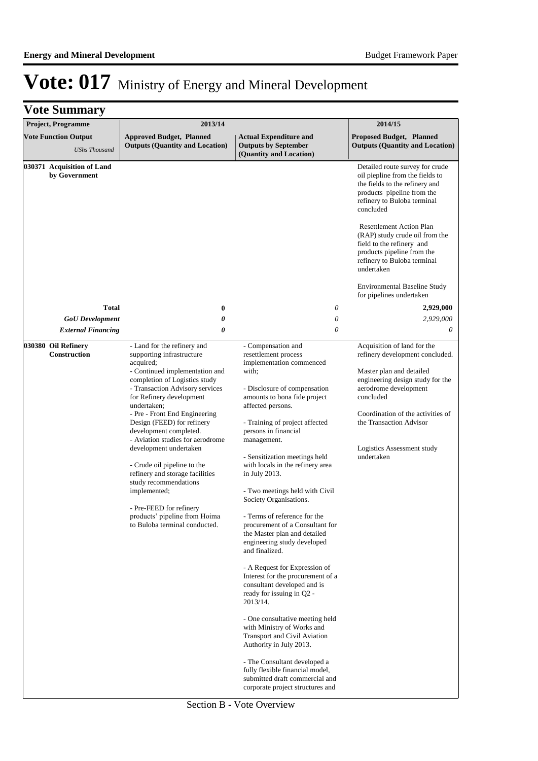# Vote: 017 Ministry of Energy and Mineral Development

## Vote Summary

| Project, Programme | 2013/14 | | 2014/15 |
|---|---|---|---|
| **Vote Function Output** *UShs Thousand* | **Approved Budget, Planned Outputs (Quantity and Location)** | **Actual Expenditure and Outputs by September (Quantity and Location)** | **Proposed Budget, Planned Outputs (Quantity and Location)** |
| **030371 Acquisition of Land by Government** | | | Detailed route survey for crude oil piepline from the fields to the fields to the refinery and products pipeline from the refinery to Buloba terminal concluded<br><br>Resettlement Action Plan (RAP) study crude oil from the field to the refinery and products pipeline from the refinery to Buloba terminal undertaken<br><br>Environmental Baseline Study for pipelines undertaken |
| **Total** | **0** | *0* | **2,929,000** |
| ***GoU Development*** | ***0*** | *0* | *2,929,000* |
| ***External Financing*** | ***0*** | *0* | *0* |
| **030380 Oil Refinery Construction** | - Land for the refinery and supporting infrastructure acquired;<br>- Continued implementation and completion of Logistics study<br>- Transaction Advisory services for Refinery development undertaken;<br>- Pre - Front End Engineering Design (FEED) for refinery development completed.<br>- Aviation studies for aerodrome development undertaken<br><br>- Crude oil pipeline to the refinery and storage facilities study recommendations implemented;<br><br>- Pre-FEED for refinery products' pipeline from Hoima to Buloba terminal conducted. | - Compensation and resettlement process implementation commenced with;<br><br>- Disclosure of compensation amounts to bona fide project affected persons.<br><br>- Training of project affected persons in financial management.<br><br>- Sensitization meetings held with locals in the refinery area in July 2013.<br><br>- Two meetings held with Civil Society Organisations.<br><br>- Terms of reference for the procurement of a Consultant for the Master plan and detailed engineering study developed and finalized.<br><br>- A Request for Expression of Interest for the procurement of a consultant developed and is ready for issuing in Q2 - 2013/14.<br><br>- One consultative meeting held with Ministry of Works and Transport and Civil Aviation Authority in July 2013.<br><br>- The Consultant developed a fully flexible financial model, submitted draft commercial and corporate project structures and | Acquisition of land for the refinery development concluded.<br><br>Master plan and detailed engineering design study for the aerodrome development concluded<br><br>Coordination of the activities of the Transaction Advisor<br><br>Logistics Assessment study undertaken |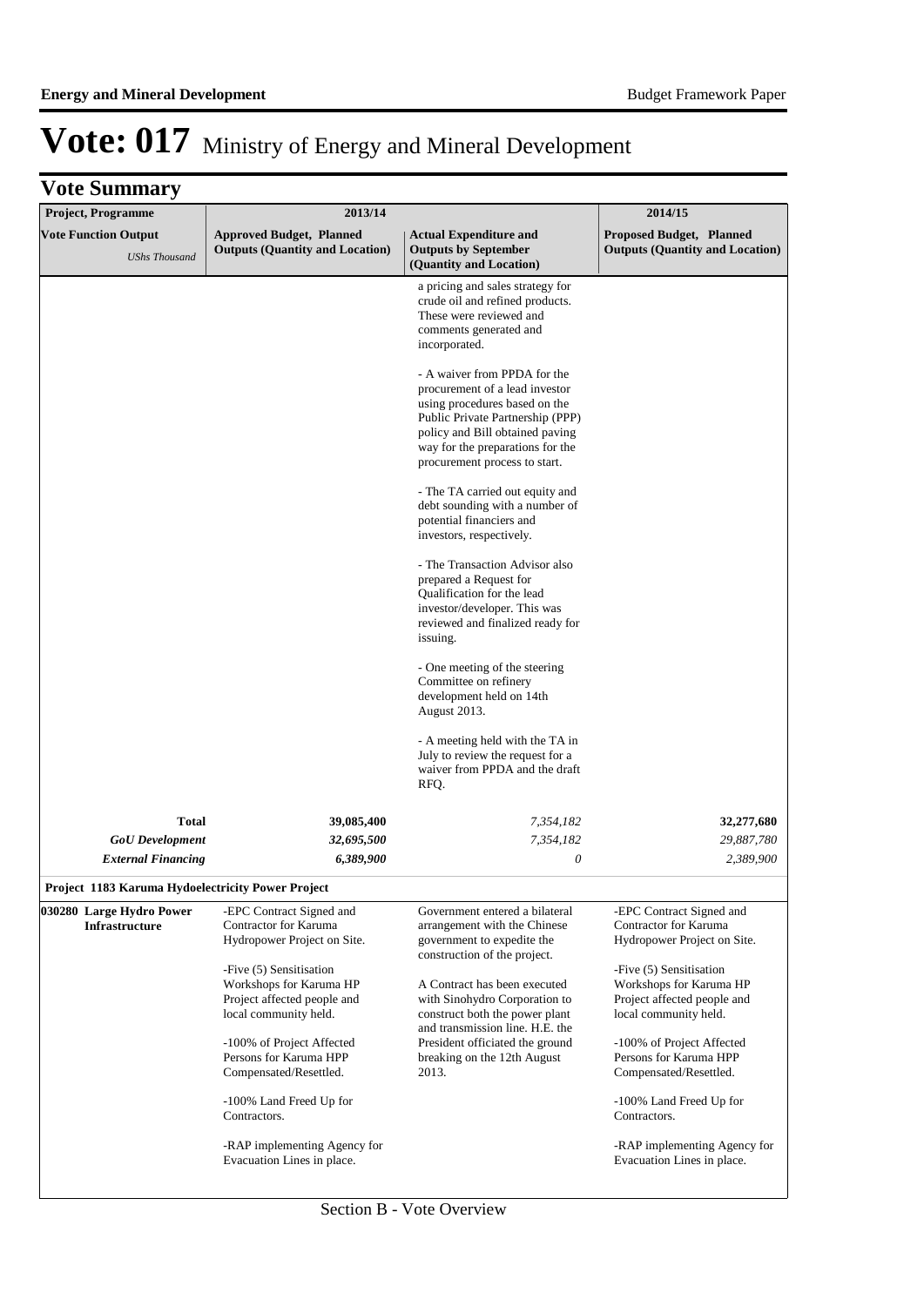# Vote: 017 Ministry of Energy and Mineral Development

## Vote Summary

| Project, Programme | 2013/14 | | 2014/15 |
|---|---|---|---|
| **Vote Function Output** *UShs Thousand* | **Approved Budget, Planned Outputs (Quantity and Location)** | **Actual Expenditure and Outputs by September (Quantity and Location)** | **Proposed Budget, Planned Outputs (Quantity and Location)** |
| | | a pricing and sales strategy for crude oil and refined products. These were reviewed and comments generated and incorporated.<br><br>- A waiver from PPDA for the procurement of a lead investor using procedures based on the Public Private Partnership (PPP) policy and Bill obtained paving way for the preparations for the procurement process to start.<br><br>- The TA carried out equity and debt sounding with a number of potential financiers and investors, respectively.<br><br>- The Transaction Advisor also prepared a Request for Qualification for the lead investor/developer. This was reviewed and finalized ready for issuing.<br><br>- One meeting of the steering Committee on refinery development held on 14th August 2013.<br><br>- A meeting held with the TA in July to review the request for a waiver from PPDA and the draft RFQ. | |
| **Total** | **39,085,400** | *7,354,182* | **32,277,680** |
| ***GoU Development*** | ***32,695,500*** | *7,354,182* | *29,887,780* |
| ***External Financing*** | ***6,389,900*** | *0* | *2,389,900* |
| **Project 1183 Karuma Hydoelectricity Power Project** | | | |
| **030280 Large Hydro Power Infrastructure** | -EPC Contract Signed and Contractor for Karuma Hydropower Project on Site.<br><br>-Five (5) Sensitisation Workshops for Karuma HP Project affected people and local community held.<br><br>-100% of Project Affected Persons for Karuma HPP Compensated/Resettled.<br><br>-100% Land Freed Up for Contractors.<br><br>-RAP implementing Agency for Evacuation Lines in place. | Government entered a bilateral arrangement with the Chinese government to expedite the construction of the project.<br><br>A Contract has been executed with Sinohydro Corporation to construct both the power plant and transmission line. H.E. the President officiated the ground breaking on the 12th August 2013. | -EPC Contract Signed and Contractor for Karuma Hydropower Project on Site.<br><br>-Five (5) Sensitisation Workshops for Karuma HP Project affected people and local community held.<br><br>-100% of Project Affected Persons for Karuma HPP Compensated/Resettled.<br><br>-100% Land Freed Up for Contractors.<br><br>-RAP implementing Agency for Evacuation Lines in place. |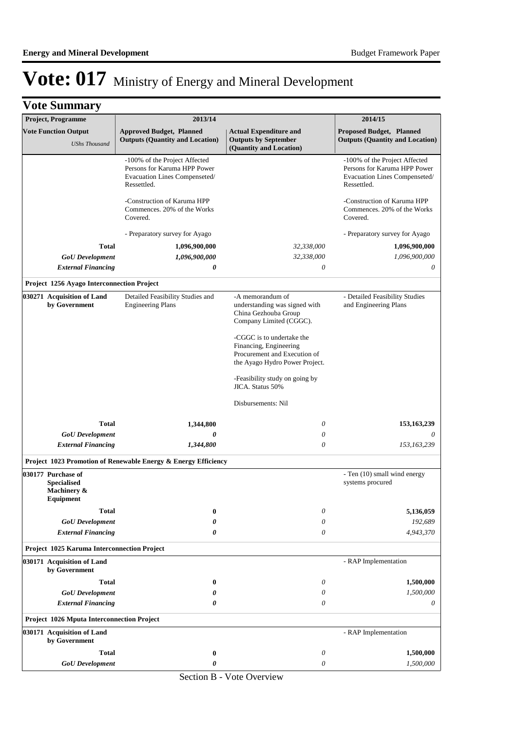# Vote: 017 Ministry of Energy and Mineral Development

## Vote Summary

| Project, Programme | 2013/14 | | 2014/15 |
|---|---|---|---|
| **Vote Function Output** *UShs Thousand* | **Approved Budget, Planned Outputs (Quantity and Location)** | **Actual Expenditure and Outputs by September (Quantity and Location)** | **Proposed Budget, Planned Outputs (Quantity and Location)** |
| | -100% of the Project Affected Persons for Karuma HPP Power Evacuation Lines Compensated/ Ressettled.<br><br>-Construction of Karuma HPP Commences. 20% of the Works Covered.<br><br>- Preparatory survey for Ayago | | -100% of the Project Affected Persons for Karuma HPP Power Evacuation Lines Compensated/ Ressettled.<br><br>-Construction of Karuma HPP Commences. 20% of the Works Covered.<br><br>- Preparatory survey for Ayago |
| **Total** | **1,096,900,000** | *32,338,000* | **1,096,900,000** |
| ***GoU Development*** | ***1,096,900,000*** | *32,338,000* | *1,096,900,000* |
| ***External Financing*** | ***0*** | *0* | *0* |
| **Project 1256 Ayago Interconnection Project** | | | |
| **030271 Acquisition of Land by Government** | Detailed Feasibility Studies and Engineering Plans | -A memorandum of understanding was signed with China Gezhouba Group Company Limited (CGGC).<br><br>-CGGC is to undertake the Financing, Engineering Procurement and Execution of the Ayago Hydro Power Project.<br><br>-Feasibility study on going by JICA. Status 50%<br><br>Disbursements: Nil | - Detailed Feasibility Studies and Engineering Plans |
| **Total** | **1,344,800** | *0* | **153,163,239** |
| ***GoU Development*** | ***0*** | *0* | *0* |
| ***External Financing*** | ***1,344,800*** | *0* | *153,163,239* |
| **Project 1023 Promotion of Renewable Energy & Energy Efficiency** | | | |
| **030177 Purchase of Specialised Machinery & Equipment** | | | - Ten (10) small wind energy systems procured |
| **Total** | **0** | *0* | **5,136,059** |
| ***GoU Development*** | ***0*** | *0* | *192,689* |
| ***External Financing*** | ***0*** | *0* | *4,943,370* |
| **Project 1025 Karuma Interconnection Project** | | | |
| **030171 Acquisition of Land by Government** | | | - RAP Implementation |
| **Total** | **0** | *0* | **1,500,000** |
| ***GoU Development*** | ***0*** | *0* | *1,500,000* |
| ***External Financing*** | ***0*** | *0* | *0* |
| **Project 1026 Mputa Interconnection Project** | | | |
| **030171 Acquisition of Land by Government** | | | - RAP Implementation |
| **Total** | **0** | *0* | **1,500,000** |
| ***GoU Development*** | ***0*** | *0* | *1,500,000* |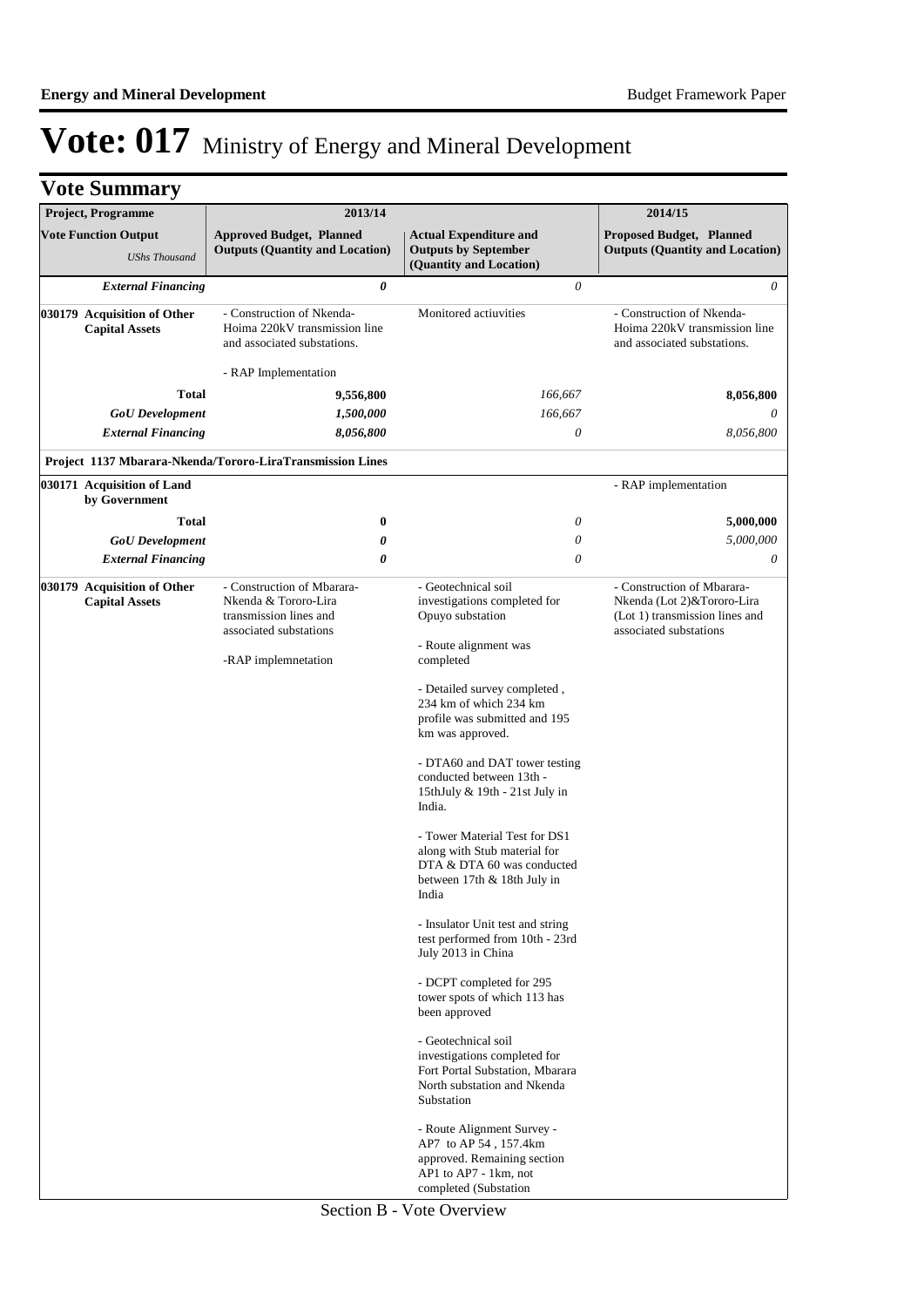# Vote: 017 Ministry of Energy and Mineral Development

## Vote Summary

| Project, Programme | 2013/14 | | 2014/15 |
|---|---|---|---|
| **Vote Function Output** *UShs Thousand* | **Approved Budget, Planned Outputs (Quantity and Location)** | **Actual Expenditure and Outputs by September (Quantity and Location)** | **Proposed Budget, Planned Outputs (Quantity and Location)** |
| ***External Financing*** | ***0*** | *0* | *0* |
| **030179 Acquisition of Other Capital Assets** | - Construction of Nkenda-Hoima 220kV transmission line and associated substations.<br><br>- RAP Implementation | Monitored actiuvities | - Construction of Nkenda-Hoima 220kV transmission line and associated substations. |
| **Total** | **9,556,800** | *166,667* | **8,056,800** |
| ***GoU Development*** | ***1,500,000*** | *166,667* | *0* |
| ***External Financing*** | ***8,056,800*** | *0* | *8,056,800* |
| **Project 1137 Mbarara-Nkenda/Tororo-LiraTransmission Lines** | | | |
| **030171 Acquisition of Land by Government** | | | - RAP implementation |
| **Total** | **0** | *0* | **5,000,000** |
| ***GoU Development*** | ***0*** | *0* | *5,000,000* |
| ***External Financing*** | ***0*** | *0* | *0* |
| **030179 Acquisition of Other Capital Assets** | - Construction of Mbarara-Nkenda & Tororo-Lira transmission lines and associated substations<br><br>-RAP implemnetation | - Geotechnical soil investigations completed for Opuyo substation<br><br>- Route alignment was completed<br><br>- Detailed survey completed , 234 km of which 234 km profile was submitted and 195 km was approved.<br><br>- DTA60 and DAT tower testing conducted between 13th - 15thJuly & 19th - 21st July in India.<br><br>- Tower Material Test for DS1 along with Stub material for DTA & DTA 60 was conducted between 17th & 18th July in India<br><br>- Insulator Unit test and string test performed from 10th - 23rd July 2013 in China<br><br>- DCPT completed for 295 tower spots of which 113 has been approved<br><br>- Geotechnical soil investigations completed for Fort Portal Substation, Mbarara North substation and Nkenda Substation<br><br>- Route Alignment Survey - AP7 to AP 54 , 157.4km approved. Remaining section AP1 to AP7 - 1km, not completed (Substation | - Construction of Mbarara-Nkenda (Lot 2)&Tororo-Lira (Lot 1) transmission lines and associated substations |

Section B - Vote Overview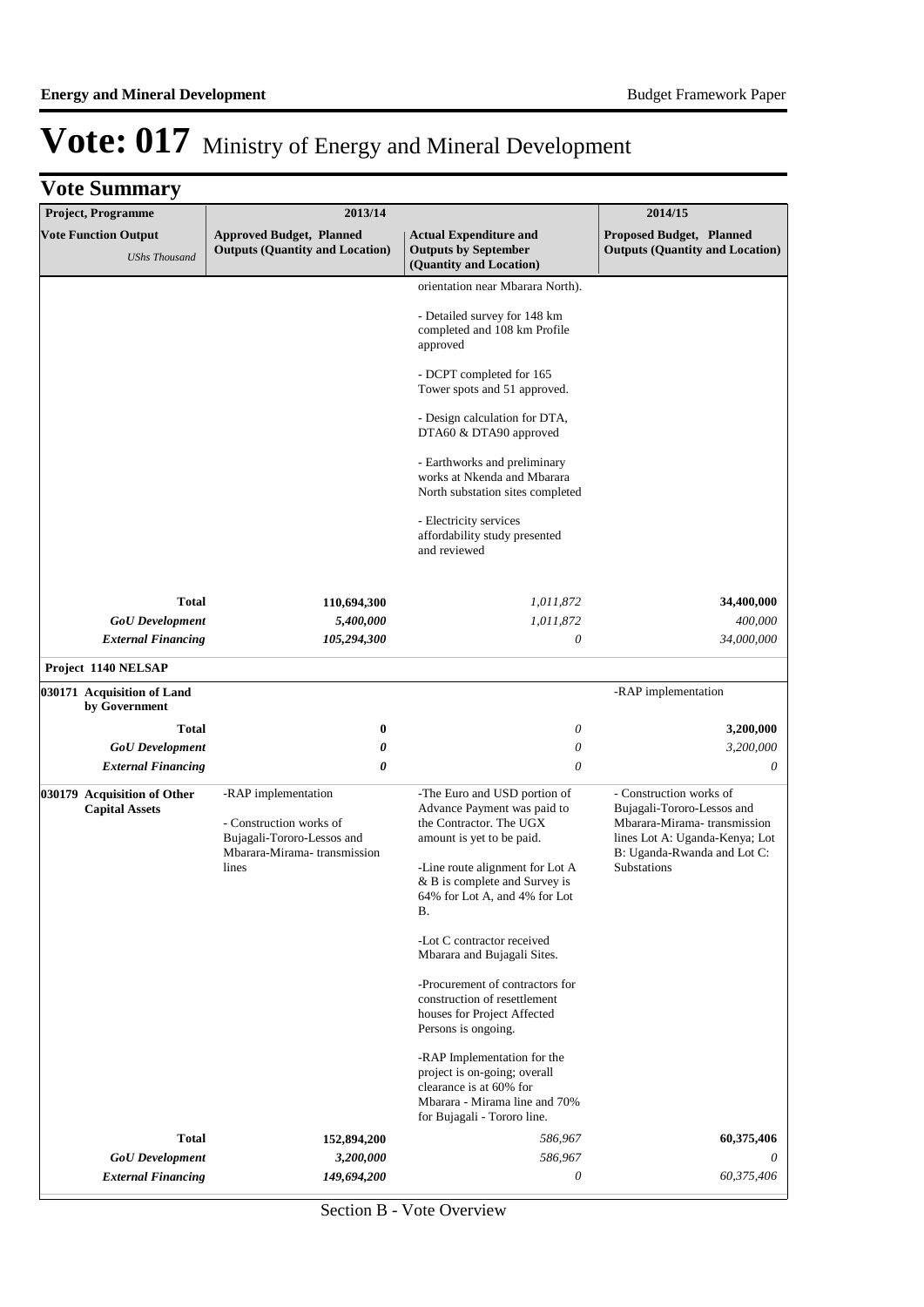# Vote: 017 Ministry of Energy and Mineral Development

## Vote Summary

| Project, Programme | 2013/14 | | 2014/15 |
|---|---|---|---|
| **Vote Function Output** *UShs Thousand* | **Approved Budget, Planned Outputs (Quantity and Location)** | **Actual Expenditure and Outputs by September (Quantity and Location)** | **Proposed Budget, Planned Outputs (Quantity and Location)** |
| | | orientation near Mbarara North).<br><br>- Detailed survey for 148 km completed and 108 km Profile approved<br><br>- DCPT completed for 165 Tower spots and 51 approved.<br><br>- Design calculation for DTA, DTA60 & DTA90 approved<br><br>- Earthworks and preliminary works at Nkenda and Mbarara North substation sites completed<br><br>- Electricity services affordability study presented and reviewed | |
| **Total** | **110,694,300** | *1,011,872* | **34,400,000** |
| ***GoU Development*** | ***5,400,000*** | *1,011,872* | *400,000* |
| ***External Financing*** | ***105,294,300*** | *0* | *34,000,000* |
| **Project 1140 NELSAP** | | | |
| **030171 Acquisition of Land by Government** | | | -RAP implementation |
| **Total** | **0** | *0* | **3,200,000** |
| ***GoU Development*** | ***0*** | *0* | *3,200,000* |
| ***External Financing*** | ***0*** | *0* | *0* |
| **030179 Acquisition of Other Capital Assets** | -RAP implementation<br><br>- Construction works of Bujagali-Tororo-Lessos and Mbarara-Mirama- transmission lines | -The Euro and USD portion of Advance Payment was paid to the Contractor. The UGX amount is yet to be paid.<br><br>-Line route alignment for Lot A & B is complete and Survey is 64% for Lot A, and 4% for Lot B.<br><br>-Lot C contractor received Mbarara and Bujagali Sites.<br><br>-Procurement of contractors for construction of resettlement houses for Project Affected Persons is ongoing.<br><br>-RAP Implementation for the project is on-going; overall clearance is at 60% for Mbarara - Mirama line and 70% for Bujagali - Tororo line. | - Construction works of Bujagali-Tororo-Lessos and Mbarara-Mirama- transmission lines Lot A: Uganda-Kenya; Lot B: Uganda-Rwanda and Lot C: Substations |
| **Total** | **152,894,200** | *586,967* | **60,375,406** |
| ***GoU Development*** | ***3,200,000*** | *586,967* | *0* |
| ***External Financing*** | ***149,694,200*** | *0* | *60,375,406* |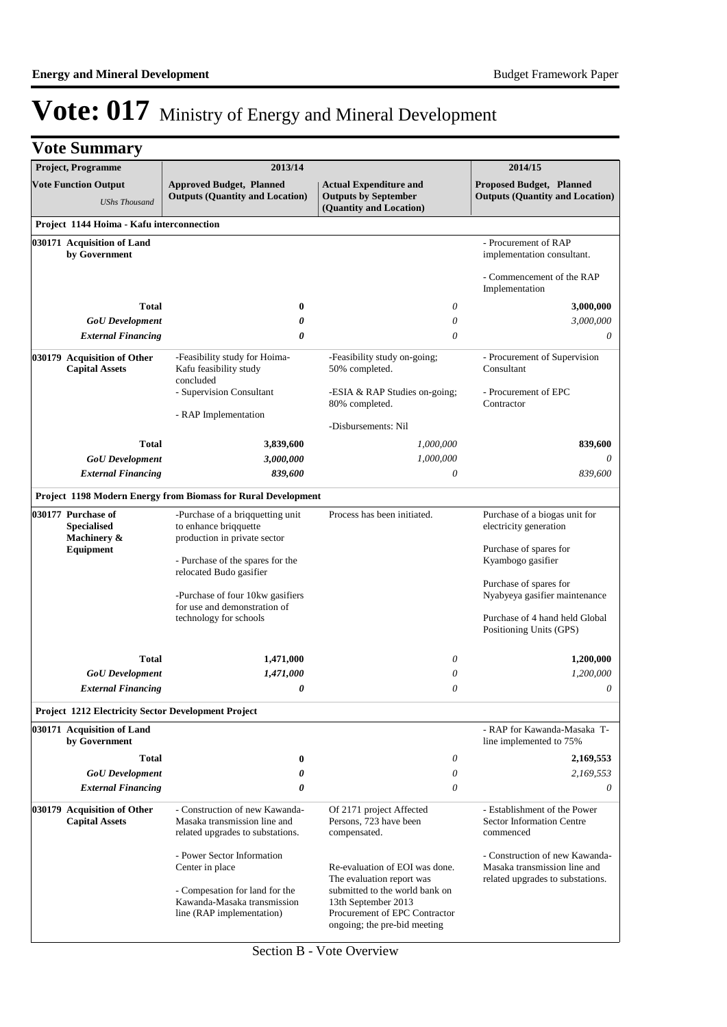# Vote: 017 Ministry of Energy and Mineral Development

## Vote Summary

| Project, Programme | 2013/14 | | 2014/15 |
|---|---|---|---|
| **Vote Function Output** *UShs Thousand* | **Approved Budget, Planned Outputs (Quantity and Location)** | **Actual Expenditure and Outputs by September (Quantity and Location)** | **Proposed Budget, Planned Outputs (Quantity and Location)** |
| **Project 1144 Hoima - Kafu interconnection** | | | |
| **030171 Acquisition of Land by Government** | | | - Procurement of RAP implementation consultant.<br><br>- Commencement of the RAP Implementation |
| **Total** | **0** | *0* | **3,000,000** |
| ***GoU Development*** | ***0*** | *0* | *3,000,000* |
| ***External Financing*** | ***0*** | *0* | *0* |
| **030179 Acquisition of Other Capital Assets** | -Feasibility study for Hoima-Kafu feasibility study concluded<br>- Supervision Consultant<br>- RAP Implementation | -Feasibility study on-going; 50% completed.<br>-ESIA & RAP Studies on-going; 80% completed.<br>-Disbursements: Nil | - Procurement of Supervision Consultant<br>- Procurement of EPC Contractor |
| **Total** | **3,839,600** | *1,000,000* | **839,600** |
| ***GoU Development*** | ***3,000,000*** | *1,000,000* | *0* |
| ***External Financing*** | ***839,600*** | *0* | *839,600* |
| **Project 1198 Modern Energy from Biomass for Rural Development** | | | |
| **030177 Purchase of Specialised Machinery & Equipment** | -Purchase of a briqquetting unit to enhance briqquette production in private sector<br><br>- Purchase of the spares for the relocated Budo gasifier<br><br>-Purchase of four 10kw gasifiers for use and demonstration of technology for schools | Process has been initiated. | Purchase of a biogas unit for electricity generation<br><br>Purchase of spares for Kyambogo gasifier<br><br>Purchase of spares for Nyabyeya gasifier maintenance<br><br>Purchase of 4 hand held Global Positioning Units (GPS) |
| **Total** | **1,471,000** | *0* | **1,200,000** |
| ***GoU Development*** | ***1,471,000*** | *0* | *1,200,000* |
| ***External Financing*** | ***0*** | *0* | *0* |
| **Project 1212 Electricity Sector Development Project** | | | |
| **030171 Acquisition of Land by Government** | | | - RAP for Kawanda-Masaka T-line implemented to 75% |
| **Total** | **0** | *0* | **2,169,553** |
| ***GoU Development*** | ***0*** | *0* | *2,169,553* |
| ***External Financing*** | ***0*** | *0* | *0* |
| **030179 Acquisition of Other Capital Assets** | - Construction of new Kawanda-Masaka transmission line and related upgrades to substations.<br><br>- Power Sector Information Center in place<br><br>- Compesation for land for the Kawanda-Masaka transmission line (RAP implementation) | Of 2171 project Affected Persons, 723 have been compensated.<br><br>Re-evaluation of EOI was done. The evaluation report was submitted to the world bank on 13th September 2013<br>Procurement of EPC Contractor ongoing; the pre-bid meeting | - Establishment of the Power Sector Information Centre commenced<br><br>- Construction of new Kawanda-Masaka transmission line and related upgrades to substations. |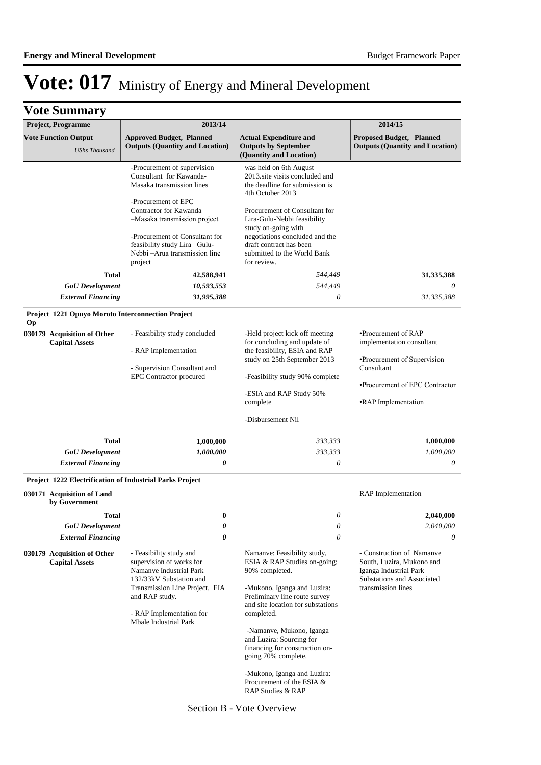# Vote: 017 Ministry of Energy and Mineral Development

## Vote Summary

| Project, Programme | 2013/14 | | 2014/15 |
|---|---|---|---|
| **Vote Function Output** *UShs Thousand* | **Approved Budget, Planned Outputs (Quantity and Location)** | **Actual Expenditure and Outputs by September (Quantity and Location)** | **Proposed Budget, Planned Outputs (Quantity and Location)** |
| | -Procurement of supervision Consultant for Kawanda-Masaka transmission lines<br><br>-Procurement of EPC Contractor for Kawanda –Masaka transmission project<br><br>-Procurement of Consultant for feasibility study Lira –Gulu-Nebbi –Arua transmission line project | was held on 6th August 2013.site visits concluded and the deadline for submission is 4th October 2013<br><br>Procurement of Consultant for Lira-Gulu-Nebbi feasibility study on-going with negotiations concluded and the draft contract has been submitted to the World Bank for review. | |
| **Total** | **42,588,941** | *544,449* | **31,335,388** |
| ***GoU Development*** | ***10,593,553*** | *544,449* | *0* |
| ***External Financing*** | ***31,995,388*** | *0* | *31,335,388* |
| **Project 1221 Opuyo Moroto Interconnection Project Op** | | | |
| **030179 Acquisition of Other Capital Assets** | - Feasibility study concluded<br><br>- RAP implementation<br><br>- Supervision Consultant and EPC Contractor procured | -Held project kick off meeting for concluding and update of the feasibility, ESIA and RAP study on 25th September 2013<br><br>-Feasibility study 90% complete<br><br>-ESIA and RAP Study 50% complete<br><br>-Disbursement Nil | •Procurement of RAP implementation consultant<br><br>•Procurement of Supervision Consultant<br><br>•Procurement of EPC Contractor<br><br>•RAP Implementation |
| **Total** | **1,000,000** | *333,333* | **1,000,000** |
| ***GoU Development*** | ***1,000,000*** | *333,333* | *1,000,000* |
| ***External Financing*** | ***0*** | *0* | *0* |
| **Project 1222 Electrification of Industrial Parks Project** | | | |
| **030171 Acquisition of Land by Government** | | | RAP Implementation |
| **Total** | **0** | *0* | **2,040,000** |
| ***GoU Development*** | ***0*** | *0* | *2,040,000* |
| ***External Financing*** | ***0*** | *0* | *0* |
| **030179 Acquisition of Other Capital Assets** | - Feasibility study and supervision of works for Namanve Industrial Park 132/33kV Substation and Transmission Line Project, EIA and RAP study.<br><br>- RAP Implementation for Mbale Industrial Park | Namanve: Feasibility study, ESIA & RAP Studies on-going; 90% completed.<br><br>-Mukono, Iganga and Luzira: Preliminary line route survey and site location for substations completed.<br><br>-Namanve, Mukono, Iganga and Luzira: Sourcing for financing for construction on-going 70% complete.<br><br>-Mukono, Iganga and Luzira: Procurement of the ESIA & RAP Studies & RAP | - Construction of Namanve South, Luzira, Mukono and Iganga Industrial Park Substations and Associated transmission lines |

Section B - Vote Overview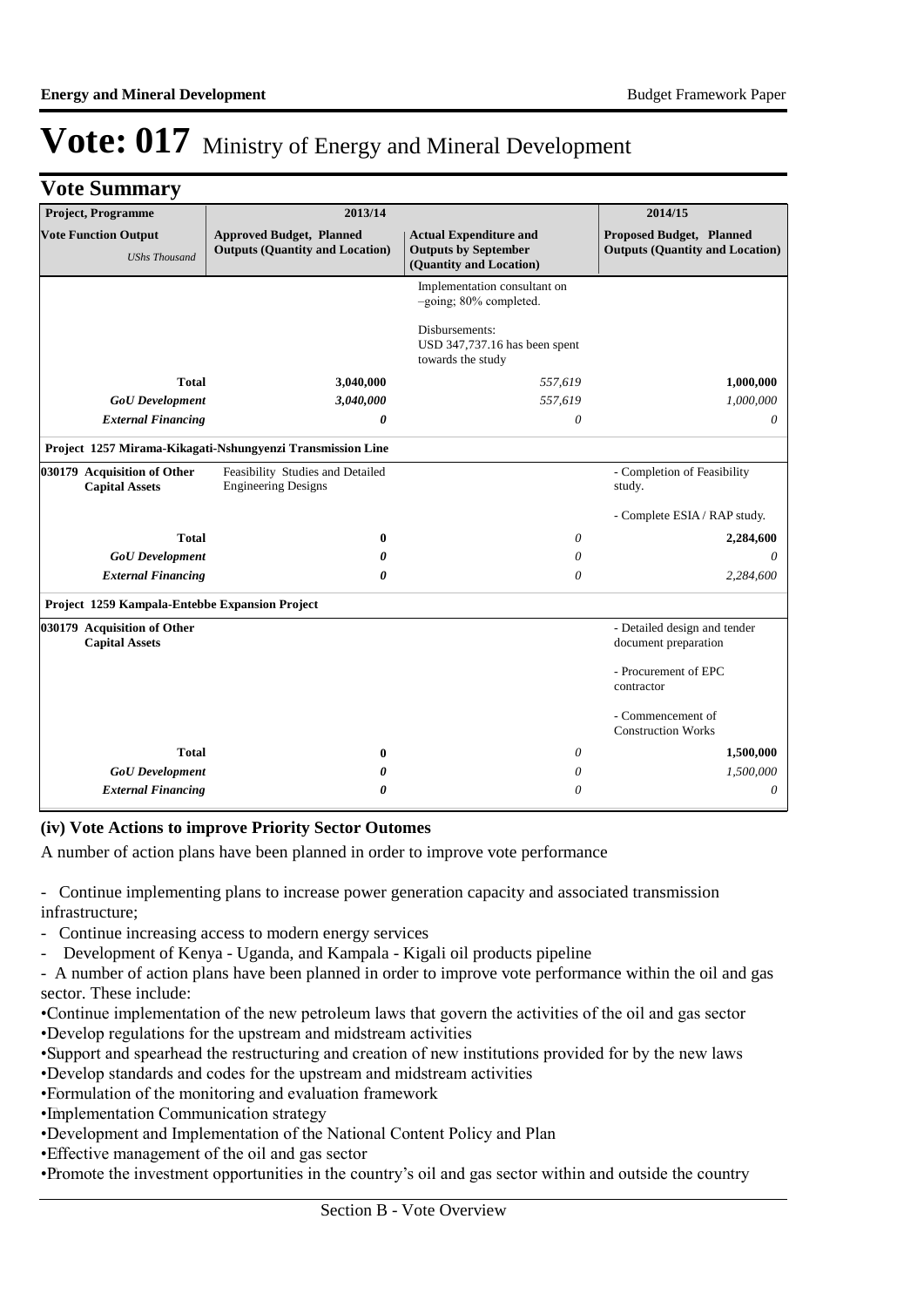# Vote: 017 Ministry of Energy and Mineral Development

## Vote Summary

| Project, Programme | 2013/14 | | 2014/15 |
|---|---|---|---|
| **Vote Function Output** *UShs Thousand* | **Approved Budget, Planned Outputs (Quantity and Location)** | **Actual Expenditure and Outputs by September (Quantity and Location)** | **Proposed Budget, Planned Outputs (Quantity and Location)** |
| | | Implementation consultant on –going; 80% completed.<br><br>Disbursements:<br>USD 347,737.16 has been spent towards the study | |
| **Total** | **3,040,000** | *557,619* | **1,000,000** |
| ***GoU Development*** | ***3,040,000*** | *557,619* | *1,000,000* |
| ***External Financing*** | ***0*** | *0* | *0* |
| **Project 1257 Mirama-Kikagati-Nshungyenzi Transmission Line** | | | |
| **030179 Acquisition of Other Capital Assets** | Feasibility Studies and Detailed Engineering Designs | | - Completion of Feasibility study.<br><br>- Complete ESIA / RAP study. |
| **Total** | **0** | *0* | **2,284,600** |
| ***GoU Development*** | ***0*** | *0* | *0* |
| ***External Financing*** | ***0*** | *0* | *2,284,600* |
| **Project 1259 Kampala-Entebbe Expansion Project** | | | |
| **030179 Acquisition of Other Capital Assets** | | | - Detailed design and tender document preparation<br><br>- Procurement of EPC contractor<br><br>- Commencement of Construction Works |
| **Total** | **0** | *0* | **1,500,000** |
| ***GoU Development*** | ***0*** | *0* | *1,500,000* |
| ***External Financing*** | ***0*** | *0* | *0* |

**(iv) Vote Actions to improve Priority Sector Outomes**

A number of action plans have been planned in order to improve vote performance

- Continue implementing plans to increase power generation capacity and associated transmission infrastructure;
- Continue increasing access to modern energy services
- Development of Kenya - Uganda, and Kampala - Kigali oil products pipeline
- A number of action plans have been planned in order to improve vote performance within the oil and gas sector. These include:

•Continue implementation of the new petroleum laws that govern the activities of the oil and gas sector
•Develop regulations for the upstream and midstream activities
•Support and spearhead the restructuring and creation of new institutions provided for by the new laws
•Develop standards and codes for the upstream and midstream activities
•Formulation of the monitoring and evaluation framework
•Implementation Communication strategy
•Development and Implementation of the National Content Policy and Plan
•Effective management of the oil and gas sector
•Promote the investment opportunities in the country's oil and gas sector within and outside the country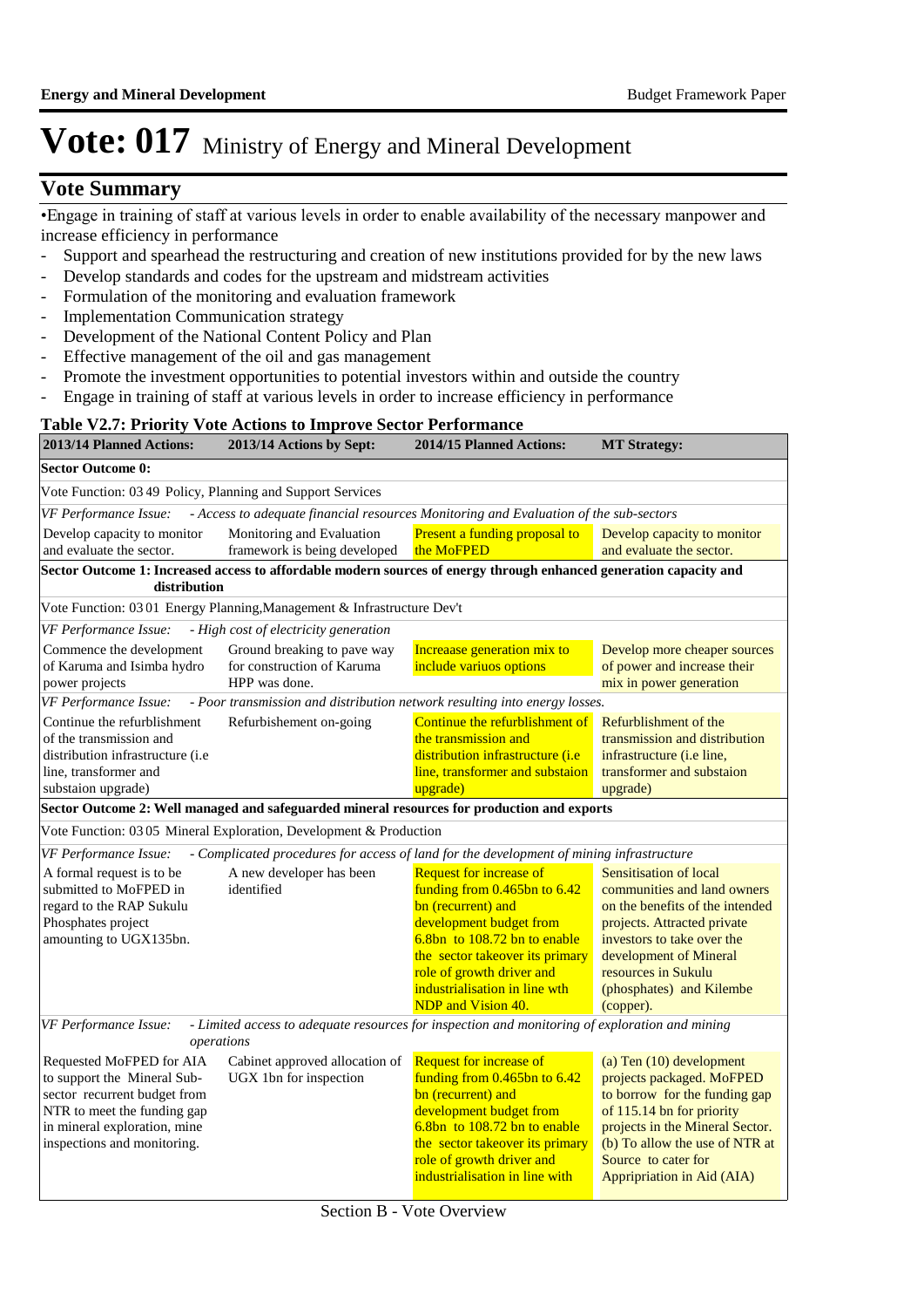# Vote: 017 Ministry of Energy and Mineral Development

## Vote Summary

•Engage in training of staff at various levels in order to enable availability of the necessary manpower and increase efficiency in performance

- Support and spearhead the restructuring and creation of new institutions provided for by the new laws
- Develop standards and codes for the upstream and midstream activities
- Formulation of the monitoring and evaluation framework
- Implementation Communication strategy
- Development of the National Content Policy and Plan
- Effective management of the oil and gas management
- Promote the investment opportunities to potential investors within and outside the country
- Engage in training of staff at various levels in order to increase efficiency in performance

**Table V2.7: Priority Vote Actions to Improve Sector Performance**

| 2013/14 Planned Actions: | 2013/14 Actions by Sept: | 2014/15 Planned Actions: | MT Strategy: |
|---|---|---|---|
| **Sector Outcome 0:** | | | |
| Vote Function: 03 49 Policy, Planning and Support Services | | | |
| *VF Performance Issue: - Access to adequate financial resources Monitoring and Evaluation of the sub-sectors* | | | |
| Develop capacity to monitor and evaluate the sector. | Monitoring and Evaluation framework is being developed | Present a funding proposal to the MoFPED | Develop capacity to monitor and evaluate the sector. |
| **Sector Outcome 1: Increased access to affordable modern sources of energy through enhanced generation capacity and distribution** | | | |
| Vote Function: 03 01 Energy Planning,Management & Infrastructure Dev't | | | |
| *VF Performance Issue: - High cost of electricity generation* | | | |
| Commence the development of Karuma and Isimba hydro power projects | Ground breaking to pave way for construction of Karuma HPP was done. | Increaase generation mix to include variuos options | Develop more cheaper sources of power and increase their mix in power generation |
| *VF Performance Issue: - Poor transmission and distribution network resulting into energy losses.* | | | |
| Continue the refurblishment of the transmission and distribution infrastructure (i.e line, transformer and substaion upgrade) | Refurbishement on-going | Continue the refurblishment of the transmission and distribution infrastructure (i.e line, transformer and substaion upgrade) | Refurblishment of the transmission and distribution infrastructure (i.e line, transformer and substaion upgrade) |
| **Sector Outcome 2: Well managed and safeguarded mineral resources for production and exports** | | | |
| Vote Function: 03 05 Mineral Exploration, Development & Production | | | |
| *VF Performance Issue: - Complicated procedures for access of land for the development of mining infrastructure* | | | |
| A formal request is to be submitted to MoFPED in regard to the RAP Sukulu Phosphates project amounting to UGX135bn. | A new developer has been identified | Request for increase of funding from 0.465bn to 6.42 bn (recurrent) and development budget from 6.8bn to 108.72 bn to enable the sector takeover its primary role of growth driver and industrialisation in line wth NDP and Vision 40. | Sensitisation of local communities and land owners on the benefits of the intended projects. Attracted private investors to take over the development of Mineral resources in Sukulu (phosphates) and Kilembe (copper). |
| *VF Performance Issue: - Limited access to adequate resources for inspection and monitoring of exploration and mining operations* | | | |
| Requested MoFPED for AIA to support the Mineral Sub-sector recurrent budget from NTR to meet the funding gap in mineral exploration, mine inspections and monitoring. | Cabinet approved allocation of UGX 1bn for inspection | Request for increase of funding from 0.465bn to 6.42 bn (recurrent) and development budget from 6.8bn to 108.72 bn to enable the sector takeover its primary role of growth driver and industrialisation in line with | (a) Ten (10) development projects packaged. MoFPED to borrow for the funding gap of 115.14 bn for priority projects in the Mineral Sector. (b) To allow the use of NTR at Source to cater for Appripriation in Aid (AIA) |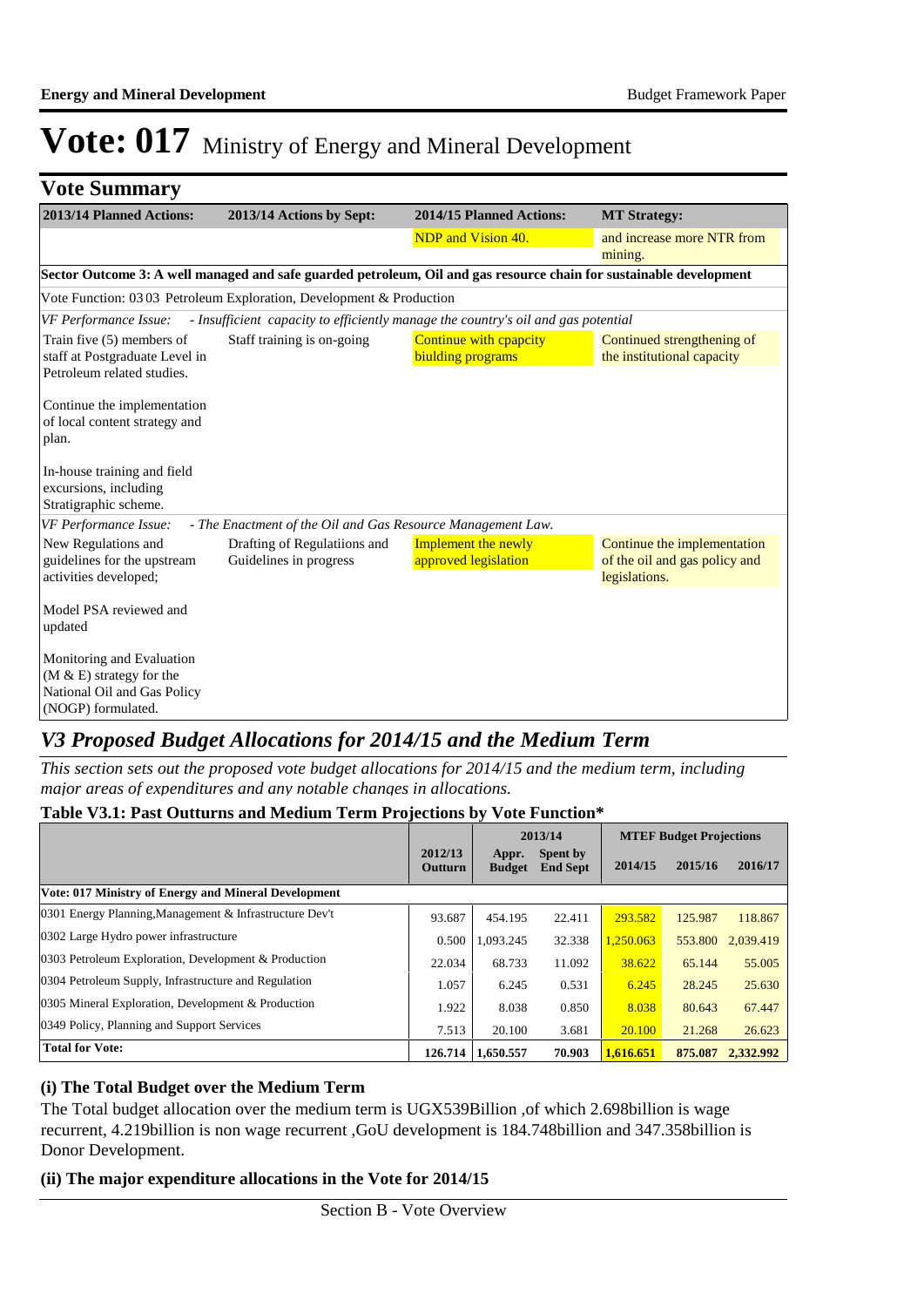# Vote: 017 Ministry of Energy and Mineral Development

## Vote Summary

| 2013/14 Planned Actions: | 2013/14 Actions by Sept: | 2014/15 Planned Actions: | MT Strategy: |
|---|---|---|---|
| | | NDP and Vision 40. | and increase more NTR from mining. |
| **Sector Outcome 3: A well managed and safe guarded petroleum, Oil and gas resource chain for sustainable development** | | | |
| Vote Function: 03 03 Petroleum Exploration, Development & Production | | | |
| *VF Performance Issue: - Insufficient capacity to efficiently manage the country's oil and gas potential* | | | |
| Train five (5) members of staff at Postgraduate Level in Petroleum related studies.<br><br>Continue the implementation of local content strategy and plan.<br><br>In-house training and field excursions, including Stratigraphic scheme. | Staff training is on-going | Continue with cpapcity biulding programs | Continued strengthening of the institutional capacity |
| *VF Performance Issue: - The Enactment of the Oil and Gas Resource Management Law.* | | | |
| New Regulations and guidelines for the upstream activities developed;<br><br>Model PSA reviewed and updated<br><br>Monitoring and Evaluation (M & E) strategy for the National Oil and Gas Policy (NOGP) formulated. | Drafting of Regulatiions and Guidelines in progress | Implement the newly approved legislation | Continue the implementation of the oil and gas policy and legislations. |

## *V3 Proposed Budget Allocations for 2014/15 and the Medium Term*

*This section sets out the proposed vote budget allocations for 2014/15 and the medium term, including major areas of expenditures and any notable changes in allocations.*

**Table V3.1: Past Outturns and Medium Term Projections by Vote Function\***

| | 2012/13 Outturn | 2013/14 Appr. Budget | 2013/14 Spent by End Sept | MTEF Budget Projections 2014/15 | 2015/16 | 2016/17 |
|---|---|---|---|---|---|---|
| **Vote: 017 Ministry of Energy and Mineral Development** | | | | | | |
| 0301 Energy Planning,Management & Infrastructure Dev't | 93.687 | 454.195 | 22.411 | 293.582 | 125.987 | 118.867 |
| 0302 Large Hydro power infrastructure | 0.500 | 1,093.245 | 32.338 | 1,250.063 | 553.800 | 2,039.419 |
| 0303 Petroleum Exploration, Development & Production | 22.034 | 68.733 | 11.092 | 38.622 | 65.144 | 55.005 |
| 0304 Petroleum Supply, Infrastructure and Regulation | 1.057 | 6.245 | 0.531 | 6.245 | 28.245 | 25.630 |
| 0305 Mineral Exploration, Development & Production | 1.922 | 8.038 | 0.850 | 8.038 | 80.643 | 67.447 |
| 0349 Policy, Planning and Support Services | 7.513 | 20.100 | 3.681 | 20.100 | 21.268 | 26.623 |
| **Total for Vote:** | **126.714** | **1,650.557** | **70.903** | **1,616.651** | **875.087** | **2,332.992** |

### (i) The Total Budget over the Medium Term

The Total budget allocation over the medium term is UGX539Billion ,of which 2.698billion is wage recurrent, 4.219billion is non wage recurrent ,GoU development is 184.748billion and 347.358billion is Donor Development.

### (ii) The major expenditure allocations in the Vote for 2014/15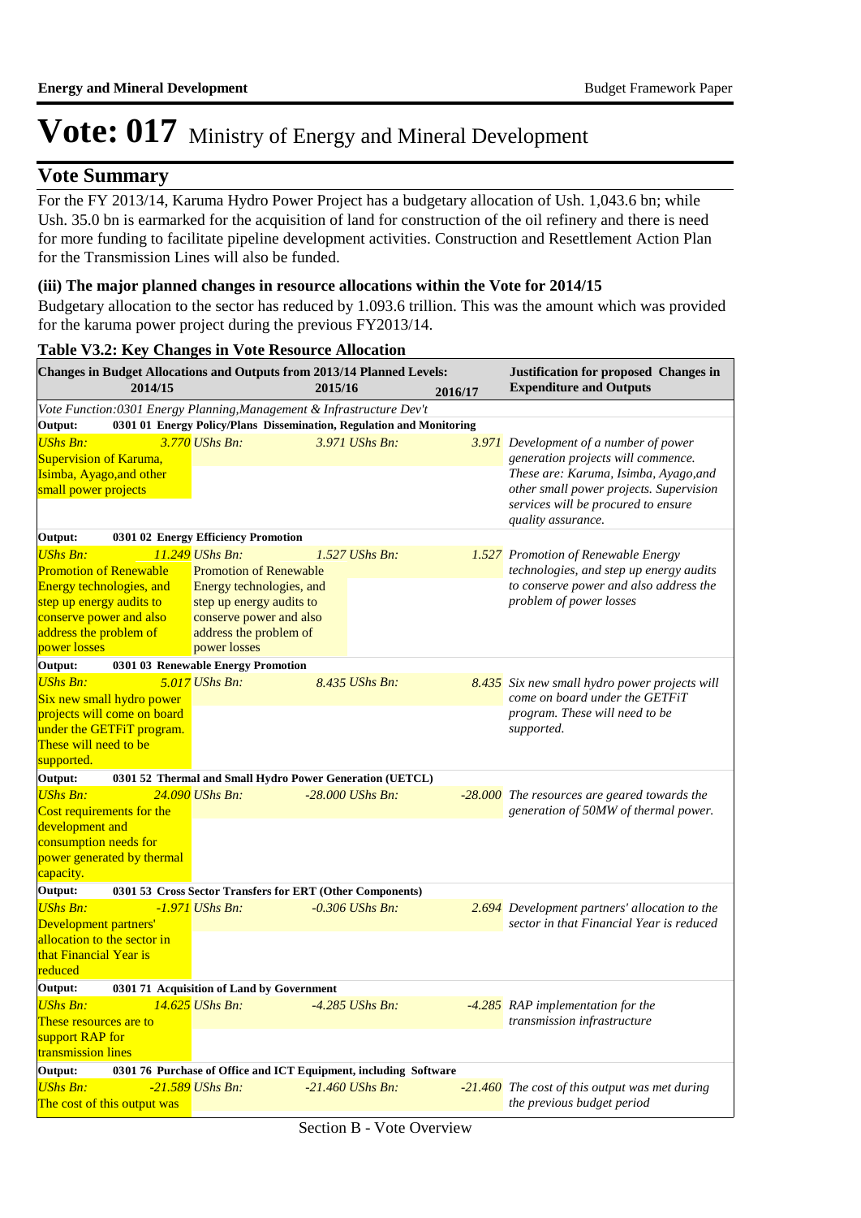# Vote: 017 Ministry of Energy and Mineral Development

## Vote Summary

For the FY 2013/14, Karuma Hydro Power Project has a budgetary allocation of Ush. 1,043.6 bn; while Ush. 35.0 bn is earmarked for the acquisition of land for construction of the oil refinery and there is need for more funding to facilitate pipeline development activities. Construction and Resettlement Action Plan for the Transmission Lines will also be funded.

### (iii) The major planned changes in resource allocations within the Vote for 2014/15

Budgetary allocation to the sector has reduced by 1.093.6 trillion. This was the amount which was provided for the karuma power project during the previous FY2013/14.

**Table V3.2: Key Changes in Vote Resource Allocation**

| Changes in Budget Allocations and Outputs from 2013/14 Planned Levels: 2014/15 | 2015/16 | 2016/17 | Justification for proposed Changes in Expenditure and Outputs |
|---|---|---|---|
| *Vote Function:0301 Energy Planning,Management & Infrastructure Dev't* | | | |
| **Output: 0301 01 Energy Policy/Plans Dissemination, Regulation and Monitoring** | | | |
| *UShs Bn: 3.770* Supervision of Karuma, Isimba, Ayago,and other small power projects | *UShs Bn: 3.971* | *UShs Bn: 3.971* | *Development of a number of power generation projects will commence. These are: Karuma, Isimba, Ayago,and other small power projects. Supervision services will be procured to ensure quality assurance.* |
| **Output: 0301 02 Energy Efficiency Promotion** | | | |
| *UShs Bn: 11.249* Promotion of Renewable Energy technologies, and step up energy audits to conserve power and also address the problem of power losses | *UShs Bn: 1.527* Promotion of Renewable Energy technologies, and step up energy audits to conserve power and also address the problem of power losses | *UShs Bn: 1.527* | *Promotion of Renewable Energy technologies, and step up energy audits to conserve power and also address the problem of power losses* |
| **Output: 0301 03 Renewable Energy Promotion** | | | |
| *UShs Bn: 5.017* Six new small hydro power projects will come on board under the GETFiT program. These will need to be supported. | *UShs Bn: 8.435* | *UShs Bn: 8.435* | *Six new small hydro power projects will come on board under the GETFiT program. These will need to be supported.* |
| **Output: 0301 52 Thermal and Small Hydro Power Generation (UETCL)** | | | |
| *UShs Bn: 24.090* Cost requirements for the development and consumption needs for power generated by thermal capacity. | *UShs Bn: -28.000* | *UShs Bn: -28.000* | *The resources are geared towards the generation of 50MW of thermal power.* |
| **Output: 0301 53 Cross Sector Transfers for ERT (Other Components)** | | | |
| *UShs Bn: -1.971* Development partners' allocation to the sector in that Financial Year is reduced | *UShs Bn: -0.306* | *UShs Bn: 2.694* | *Development partners' allocation to the sector in that Financial Year is reduced* |
| **Output: 0301 71 Acquisition of Land by Government** | | | |
| *UShs Bn: 14.625* These resources are to support RAP for transmission lines | *UShs Bn: -4.285* | *UShs Bn: -4.285* | *RAP implementation for the transmission infrastructure* |
| **Output: 0301 76 Purchase of Office and ICT Equipment, including Software** | | | |
| *UShs Bn: -21.589* The cost of this output was | *UShs Bn: -21.460* | *UShs Bn: -21.460* | *The cost of this output was met during the previous budget period* |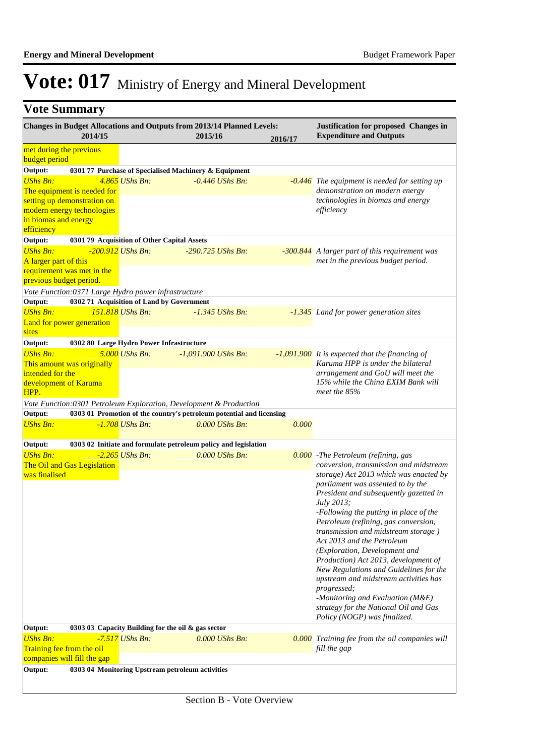# Vote: 017 Ministry of Energy and Mineral Development

## Vote Summary

| Changes in Budget Allocations and Outputs from 2013/14 Planned Levels: 2014/15 | 2015/16 | 2016/17 | Justification for proposed Changes in Expenditure and Outputs |
|---|---|---|---|
| met during the previous budget period | | | |
| **Output: 0301 77 Purchase of Specialised Machinery & Equipment** | | | |
| *UShs Bn: 4.865* The equipment is needed for setting up demonstration on modern energy technologies in biomas and energy efficiency | *UShs Bn: -0.446* | *UShs Bn: -0.446* | *The equipment is needed for setting up demonstration on modern energy technologies in biomas and energy efficiency* |
| **Output: 0301 79 Acquisition of Other Capital Assets** | | | |
| *UShs Bn: -200.912* A larger part of this requirement was met in the previous budget period. | *UShs Bn: -290.725* | *UShs Bn: -300.844* | *A larger part of this requirement was met in the previous budget period.* |
| *Vote Function:0371 Large Hydro power infrastructure* | | | |
| **Output: 0302 71 Acquisition of Land by Government** | | | |
| *UShs Bn: 151.818* Land for power generation sites | *UShs Bn: -1.345* | *UShs Bn: -1.345* | *Land for power generation sites* |
| **Output: 0302 80 Large Hydro Power Infrastructure** | | | |
| *UShs Bn: 5.000* This amount was originally intended for the development of Karuma HPP. | *UShs Bn: -1,091.900* | *UShs Bn: -1,091.900* | *It is expected that the financing of Karuma HPP is under the bilateral arrangement and GoU will meet the 15% while the China EXIM Bank will meet the 85%* |
| *Vote Function:0301 Petroleum Exploration, Development & Production* | | | |
| **Output: 0303 01 Promotion of the country's petroleum potential and licensing** | | | |
| *UShs Bn: -1.708* | *UShs Bn: 0.000* | *UShs Bn: 0.000* | |
| **Output: 0303 02 Initiate and formulate petroleum policy and legislation** | | | |
| *UShs Bn: -2.265* The Oil and Gas Legislation was finalised | *UShs Bn: 0.000* | *UShs Bn: 0.000* | *-The Petroleum (refining, gas conversion, transmission and midstream storage) Act 2013 which was enacted by parliament was assented to by the President and subsequently gazetted in July 2013;<br>-Following the putting in place of the Petroleum (refining, gas conversion, transmission and midstream storage ) Act 2013 and the Petroleum (Exploration, Development and Production) Act 2013, development of New Regulations and Guidelines for the upstream and midstream activities has progressed;<br>-Monitoring and Evaluation (M&E) strategy for the National Oil and Gas Policy (NOGP) was finalized.* |
| **Output: 0303 03 Capacity Building for the oil & gas sector** | | | |
| *UShs Bn: -7.517* Training fee from the oil companies will fill the gap | *UShs Bn: 0.000* | *UShs Bn: 0.000* | *Training fee from the oil companies will fill the gap* |
| **Output: 0303 04 Monitoring Upstream petroleum activities** | | | |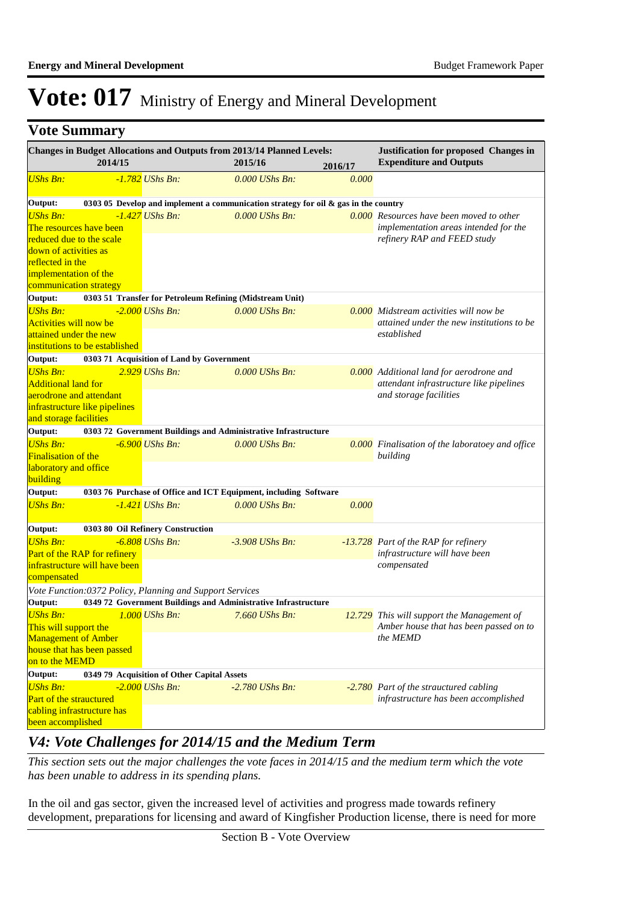# Vote: 017 Ministry of Energy and Mineral Development

## Vote Summary

| Changes in Budget Allocations and Outputs from 2013/14 Planned Levels: 2014/15 | | 2015/16 | | 2016/17 | Justification for proposed Changes in Expenditure and Outputs |
|---|---|---|---|---|---|
| *UShs Bn:* | *-1.782* | *UShs Bn:* | *0.000* | *UShs Bn:* *0.000* | |
| **Output:** | **0303 05 Develop and implement a communication strategy for oil & gas in the country** | | | | |
| *UShs Bn:* The resources have been reduced due to the scale down of activities as reflected in the implementation of the communication strategy | *-1.427* | *UShs Bn:* | *0.000* | *UShs Bn:* *0.000* | *Resources have been moved to other implementation areas intended for the refinery RAP and FEED study* |
| **Output:** | **0303 51 Transfer for Petroleum Refining (Midstream Unit)** | | | | |
| *UShs Bn:* Activities will now be attained under the new institutions to be established | *-2.000* | *UShs Bn:* | *0.000* | *UShs Bn:* *0.000* | *Midstream activities will now be attained under the new institutions to be established* |
| **Output:** | **0303 71 Acquisition of Land by Government** | | | | |
| *UShs Bn:* Additional land for aerodrone and attendant infrastructure like pipelines and storage facilities | *2.929* | *UShs Bn:* | *0.000* | *UShs Bn:* *0.000* | *Additional land for aerodrone and attendant infrastructure like pipelines and storage facilities* |
| **Output:** | **0303 72 Government Buildings and Administrative Infrastructure** | | | | |
| *UShs Bn:* Finalisation of the laboratory and office building | *-6.900* | *UShs Bn:* | *0.000* | *UShs Bn:* *0.000* | *Finalisation of the laboratoey and office building* |
| **Output:** | **0303 76 Purchase of Office and ICT Equipment, including Software** | | | | |
| *UShs Bn:* | *-1.421* | *UShs Bn:* | *0.000* | *UShs Bn:* *0.000* | |
| **Output:** | **0303 80 Oil Refinery Construction** | | | | |
| *UShs Bn:* Part of the RAP for refinery infrastructure will have been compensated | *-6.808* | *UShs Bn:* | *-3.908* | *UShs Bn:* *-13.728* | *Part of the RAP for refinery infrastructure will have been compensated* |
| *Vote Function:0372 Policy, Planning and Support Services* | | | | | |
| **Output:** | **0349 72 Government Buildings and Administrative Infrastructure** | | | | |
| *UShs Bn:* This will support the Management of Amber house that has been passed on to the MEMD | *1.000* | *UShs Bn:* | *7.660* | *UShs Bn:* *12.729* | *This will support the Management of Amber house that has been passed on to the MEMD* |
| **Output:** | **0349 79 Acquisition of Other Capital Assets** | | | | |
| *UShs Bn:* Part of the structured cabling infrastructure has been accomplished | *-2.000* | *UShs Bn:* | *-2.780* | *UShs Bn:* *-2.780* | *Part of the strauctured cabling infrastructure has been accomplished* |

## *V4: Vote Challenges for 2014/15 and the Medium Term*

*This section sets out the major challenges the vote faces in 2014/15 and the medium term which the vote has been unable to address in its spending plans.*

In the oil and gas sector, given the increased level of activities and progress made towards refinery development, preparations for licensing and award of Kingfisher Production license, there is need for more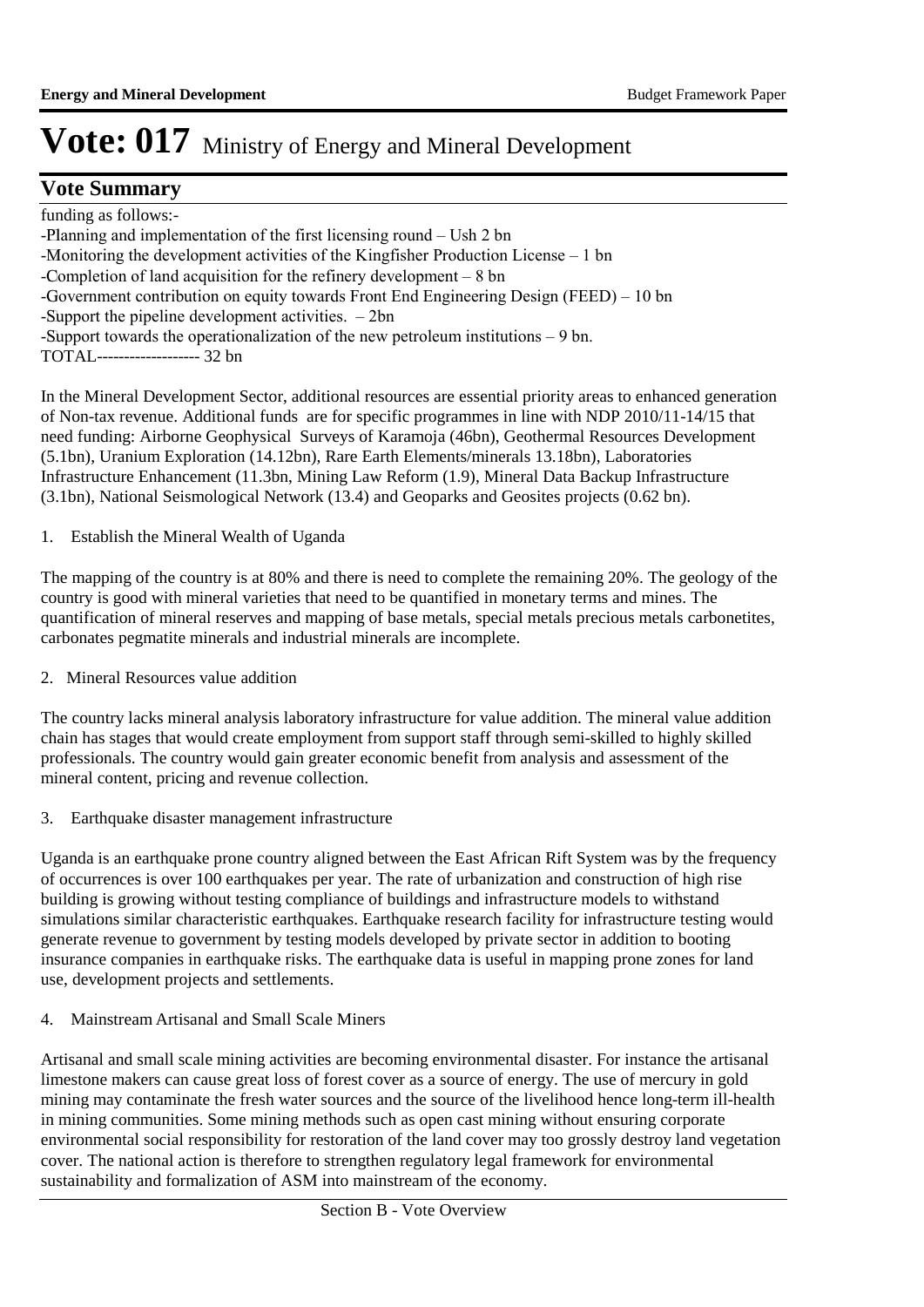# Vote: 017 Ministry of Energy and Mineral Development

## Vote Summary

funding as follows:-

-Planning and implementation of the first licensing round – Ush 2 bn
-Monitoring the development activities of the Kingfisher Production License – 1 bn
-Completion of land acquisition for the refinery development – 8 bn
-Government contribution on equity towards Front End Engineering Design (FEED) – 10 bn
-Support the pipeline development activities. – 2bn
-Support towards the operationalization of the new petroleum institutions – 9 bn.
TOTAL------------------- 32 bn

In the Mineral Development Sector, additional resources are essential priority areas to enhanced generation of Non-tax revenue. Additional funds are for specific programmes in line with NDP 2010/11-14/15 that need funding: Airborne Geophysical Surveys of Karamoja (46bn), Geothermal Resources Development (5.1bn), Uranium Exploration (14.12bn), Rare Earth Elements/minerals 13.18bn), Laboratories Infrastructure Enhancement (11.3bn, Mining Law Reform (1.9), Mineral Data Backup Infrastructure (3.1bn), National Seismological Network (13.4) and Geoparks and Geosites projects (0.62 bn).

1. Establish the Mineral Wealth of Uganda

The mapping of the country is at 80% and there is need to complete the remaining 20%. The geology of the country is good with mineral varieties that need to be quantified in monetary terms and mines. The quantification of mineral reserves and mapping of base metals, special metals precious metals carbonetites, carbonates pegmatite minerals and industrial minerals are incomplete.

2. Mineral Resources value addition

The country lacks mineral analysis laboratory infrastructure for value addition. The mineral value addition chain has stages that would create employment from support staff through semi-skilled to highly skilled professionals. The country would gain greater economic benefit from analysis and assessment of the mineral content, pricing and revenue collection.

3. Earthquake disaster management infrastructure

Uganda is an earthquake prone country aligned between the East African Rift System was by the frequency of occurrences is over 100 earthquakes per year. The rate of urbanization and construction of high rise building is growing without testing compliance of buildings and infrastructure models to withstand simulations similar characteristic earthquakes. Earthquake research facility for infrastructure testing would generate revenue to government by testing models developed by private sector in addition to booting insurance companies in earthquake risks. The earthquake data is useful in mapping prone zones for land use, development projects and settlements.

4. Mainstream Artisanal and Small Scale Miners

Artisanal and small scale mining activities are becoming environmental disaster. For instance the artisanal limestone makers can cause great loss of forest cover as a source of energy. The use of mercury in gold mining may contaminate the fresh water sources and the source of the livelihood hence long-term ill-health in mining communities. Some mining methods such as open cast mining without ensuring corporate environmental social responsibility for restoration of the land cover may too grossly destroy land vegetation cover. The national action is therefore to strengthen regulatory legal framework for environmental sustainability and formalization of ASM into mainstream of the economy.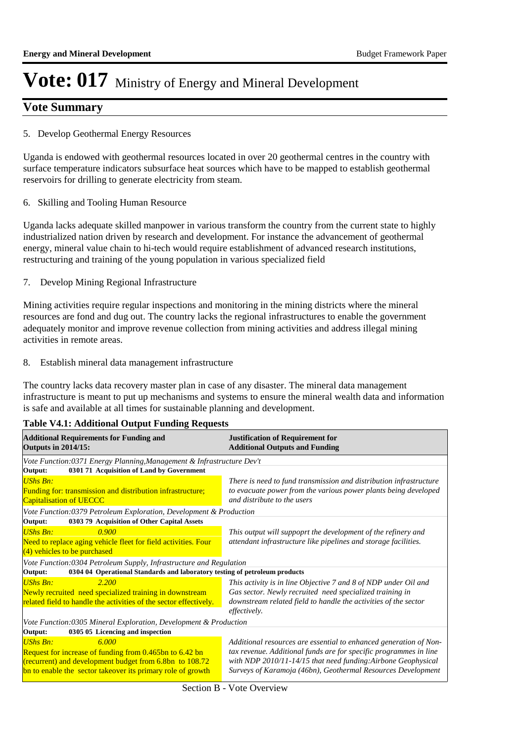# Vote: 017 Ministry of Energy and Mineral Development

## Vote Summary

5. Develop Geothermal Energy Resources

Uganda is endowed with geothermal resources located in over 20 geothermal centres in the country with surface temperature indicators subsurface heat sources which have to be mapped to establish geothermal reservoirs for drilling to generate electricity from steam.

6. Skilling and Tooling Human Resource

Uganda lacks adequate skilled manpower in various transform the country from the current state to highly industrialized nation driven by research and development. For instance the advancement of geothermal energy, mineral value chain to hi-tech would require establishment of advanced research institutions, restructuring and training of the young population in various specialized field

7. Develop Mining Regional Infrastructure

Mining activities require regular inspections and monitoring in the mining districts where the mineral resources are fond and dug out. The country lacks the regional infrastructures to enable the government adequately monitor and improve revenue collection from mining activities and address illegal mining activities in remote areas.

8. Establish mineral data management infrastructure

The country lacks data recovery master plan in case of any disaster. The mineral data management infrastructure is meant to put up mechanisms and systems to ensure the mineral wealth data and information is safe and available at all times for sustainable planning and development.

**Table V4.1: Additional Output Funding Requests**

| **Additional Requirements for Funding and Outputs in 2014/15:** | **Justification of Requirement for Additional Outputs and Funding** |
|---|---|
| *Vote Function:0371 Energy Planning,Management & Infrastructure Dev't* | |
| **Output: 0301 71 Acquisition of Land by Government** | |
| *UShs Bn:* <br> Funding for: transmission and distribution infrastructure; Capitalisation of UECCC | *There is need to fund transmission and distribution infrastructure to evacuate power from the various power plants being developed and distribute to the users* |
| *Vote Function:0379 Petroleum Exploration, Development & Production* | |
| **Output: 0303 79 Acquisition of Other Capital Assets** | |
| *UShs Bn: 0.900* <br> Need to replace aging vehicle fleet for field activities. Four (4) vehicles to be purchased | *This output will suppoprt the development of the refinery and attendant infrastructure like pipelines and storage facilities.* |
| *Vote Function:0304 Petroleum Supply, Infrastructure and Regulation* | |
| **Output: 0304 04 Operational Standards and laboratory testing of petroleum products** | |
| *UShs Bn: 2.200* <br> Newly recruited need specialized training in downstream related field to handle the activities of the sector effectively. | *This activity is in line Objective 7 and 8 of NDP under Oil and Gas sector. Newly recruited need specialized training in downstream related field to handle the activities of the sector effectively.* |
| *Vote Function:0305 Mineral Exploration, Development & Production* | |
| **Output: 0305 05 Licencing and inspection** | |
| *UShs Bn: 6.000* <br> Request for increase of funding from 0.465bn to 6.42 bn (recurrent) and development budget from 6.8bn to 108.72 bn to enable the sector takeover its primary role of growth | *Additional resources are essential to enhanced generation of Non-tax revenue. Additional funds are for specific programmes in line with NDP 2010/11-14/15 that need funding:Airbone Geophysical Surveys of Karamoja (46bn), Geothermal Resources Development* |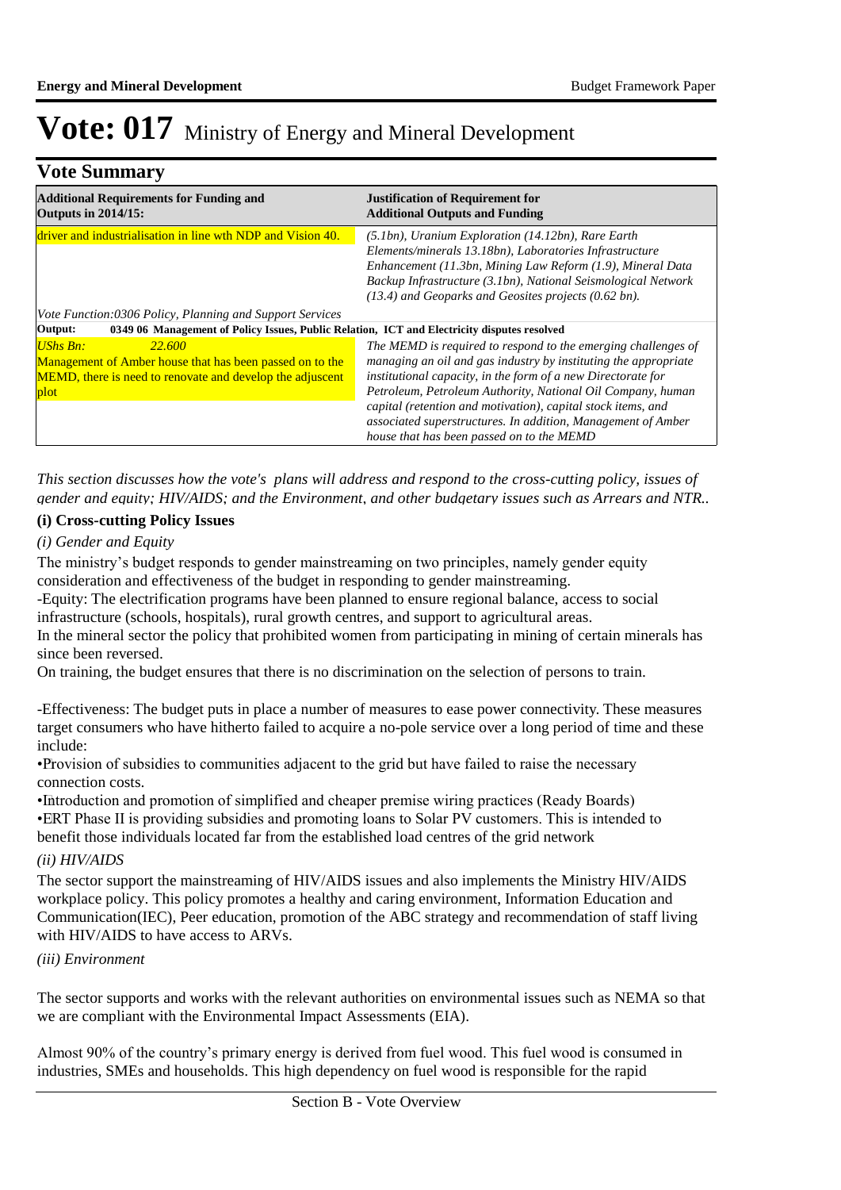# Vote: 017 Ministry of Energy and Mineral Development

## Vote Summary

| Additional Requirements for Funding and Outputs in 2014/15: | Justification of Requirement for Additional Outputs and Funding |
|---|---|
| driver and industrialisation in line wth NDP and Vision 40. | *(5.1bn), Uranium Exploration (14.12bn), Rare Earth Elements/minerals 13.18bn), Laboratories Infrastructure Enhancement (11.3bn, Mining Law Reform (1.9), Mineral Data Backup Infrastructure (3.1bn), National Seismological Network (13.4) and Geoparks and Geosites projects (0.62 bn).* |
| *Vote Function:0306 Policy, Planning and Support Services* | |
| **Output: 0349 06 Management of Policy Issues, Public Relation, ICT and Electricity disputes resolved** | |
| *UShs Bn: 22.600* Management of Amber house that has been passed on to the MEMD, there is need to renovate and develop the adjuscent plot | *The MEMD is required to respond to the emerging challenges of managing an oil and gas industry by instituting the appropriate institutional capacity, in the form of a new Directorate for Petroleum, Petroleum Authority, National Oil Company, human capital (retention and motivation), capital stock items, and associated superstructures. In addition, Management of Amber house that has been passed on to the MEMD* |

*This section discusses how the vote's plans will address and respond to the cross-cutting policy, issues of gender and equity; HIV/AIDS; and the Environment, and other budgetary issues such as Arrears and NTR..*

### (i) Cross-cutting Policy Issues

*(i) Gender and Equity*

The ministry's budget responds to gender mainstreaming on two principles, namely gender equity consideration and effectiveness of the budget in responding to gender mainstreaming.
-Equity: The electrification programs have been planned to ensure regional balance, access to social infrastructure (schools, hospitals), rural growth centres, and support to agricultural areas.
In the mineral sector the policy that prohibited women from participating in mining of certain minerals has since been reversed.
On training, the budget ensures that there is no discrimination on the selection of persons to train.

-Effectiveness: The budget puts in place a number of measures to ease power connectivity. These measures target consumers who have hitherto failed to acquire a no-pole service over a long period of time and these include:
•Provision of subsidies to communities adjacent to the grid but have failed to raise the necessary connection costs.
•Introduction and promotion of simplified and cheaper premise wiring practices (Ready Boards)
•ERT Phase II is providing subsidies and promoting loans to Solar PV customers. This is intended to benefit those individuals located far from the established load centres of the grid network

*(ii) HIV/AIDS*

The sector support the mainstreaming of HIV/AIDS issues and also implements the Ministry HIV/AIDS workplace policy. This policy promotes a healthy and caring environment, Information Education and Communication(IEC), Peer education, promotion of the ABC strategy and recommendation of staff living with HIV/AIDS to have access to ARVs.

*(iii) Environment*

The sector supports and works with the relevant authorities on environmental issues such as NEMA so that we are compliant with the Environmental Impact Assessments (EIA).

Almost 90% of the country's primary energy is derived from fuel wood. This fuel wood is consumed in industries, SMEs and households. This high dependency on fuel wood is responsible for the rapid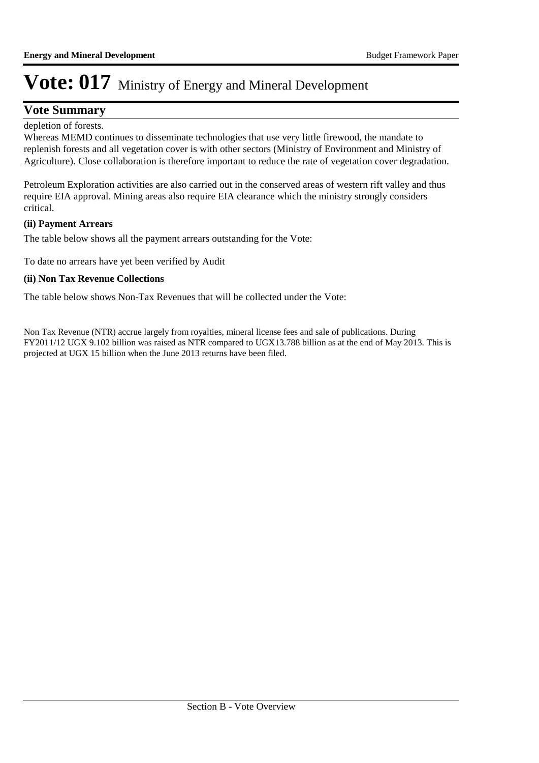# Vote: 017 Ministry of Energy and Mineral Development

## Vote Summary

depletion of forests.

Whereas MEMD continues to disseminate technologies that use very little firewood, the mandate to replenish forests and all vegetation cover is with other sectors (Ministry of Environment and Ministry of Agriculture). Close collaboration is therefore important to reduce the rate of vegetation cover degradation.

Petroleum Exploration activities are also carried out in the conserved areas of western rift valley and thus require EIA approval. Mining areas also require EIA clearance which the ministry strongly considers critical.

**(ii) Payment Arrears**

The table below shows all the payment arrears outstanding for the Vote:

To date no arrears have yet been verified by Audit

**(ii) Non Tax Revenue Collections**

The table below shows Non-Tax Revenues that will be collected under the Vote:

Non Tax Revenue (NTR) accrue largely from royalties, mineral license fees and sale of publications. During FY2011/12 UGX 9.102 billion was raised as NTR compared to UGX13.788 billion as at the end of May 2013. This is projected at UGX 15 billion when the June 2013 returns have been filed.